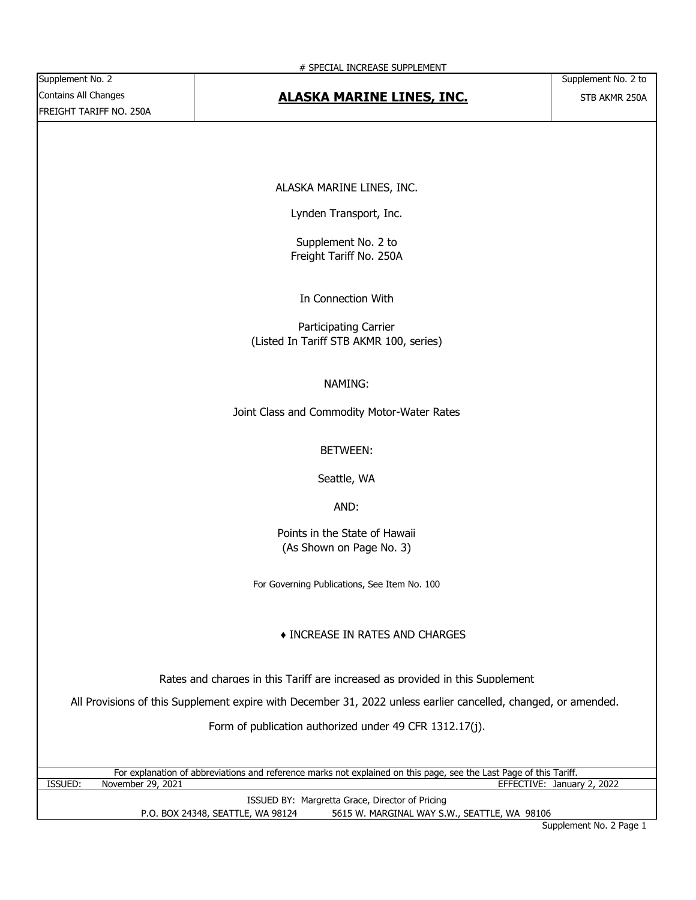# SPECIAL INCREASE SUPPLEMENT

| Supplement No. 2<br>Contains All Changes<br>FREIGHT TARIFF NO. 250A | **ALASKA MARINE LINES, INC.** | Supplement No. 2 to<br>STB AKMR 250A |
|---|---|---|

ALASKA MARINE LINES, INC.

Lynden Transport, Inc.

Supplement No. 2 to
Freight Tariff No. 250A

In Connection With

Participating Carrier
(Listed In Tariff STB AKMR 100, series)

NAMING:

Joint Class and Commodity Motor-Water Rates

BETWEEN:

Seattle, WA

AND:

Points in the State of Hawaii
(As Shown on Page No. 3)

For Governing Publications, See Item No. 100

♦ INCREASE IN RATES AND CHARGES

Rates and charges in this Tariff are increased as provided in this Supplement

All Provisions of this Supplement expire with December 31, 2022 unless earlier cancelled, changed, or amended.

Form of publication authorized under 49 CFR 1312.17(j).

For explanation of abbreviations and reference marks not explained on this page, see the Last Page of this Tariff.

ISSUED: November 29, 2021 EFFECTIVE: January 2, 2022

ISSUED BY: Margretta Grace, Director of Pricing
P.O. BOX 24348, SEATTLE, WA 98124 5615 W. MARGINAL WAY S.W., SEATTLE, WA 98106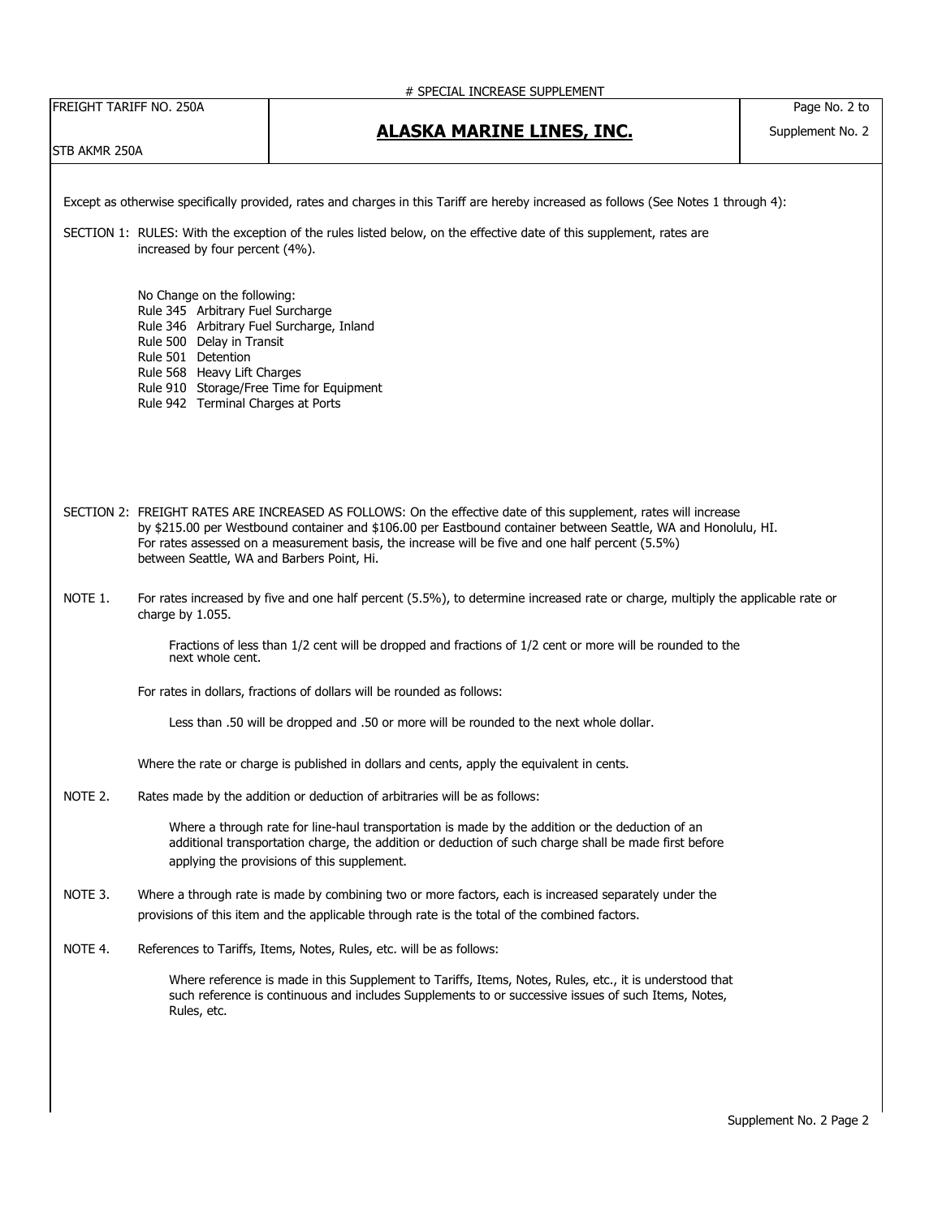# SPECIAL INCREASE SUPPLEMENT

FREIGHT TARIFF NO. 250A

STB AKMR 250A

## ALASKA MARINE LINES, INC.

Page No. 2 to Supplement No. 2

Except as otherwise specifically provided, rates and charges in this Tariff are hereby increased as follows (See Notes 1 through 4):

SECTION 1: RULES: With the exception of the rules listed below, on the effective date of this supplement, rates are increased by four percent (4%).

No Change on the following:
Rule 345 Arbitrary Fuel Surcharge
Rule 346 Arbitrary Fuel Surcharge, Inland
Rule 500 Delay in Transit
Rule 501 Detention
Rule 568 Heavy Lift Charges
Rule 910 Storage/Free Time for Equipment
Rule 942 Terminal Charges at Ports

SECTION 2: FREIGHT RATES ARE INCREASED AS FOLLOWS: On the effective date of this supplement, rates will increase by $215.00 per Westbound container and $106.00 per Eastbound container between Seattle, WA and Honolulu, HI. For rates assessed on a measurement basis, the increase will be five and one half percent (5.5%) between Seattle, WA and Barbers Point, Hi.

NOTE 1. For rates increased by five and one half percent (5.5%), to determine increased rate or charge, multiply the applicable rate or charge by 1.055.

Fractions of less than 1/2 cent will be dropped and fractions of 1/2 cent or more will be rounded to the next whole cent.

For rates in dollars, fractions of dollars will be rounded as follows:

Less than .50 will be dropped and .50 or more will be rounded to the next whole dollar.

Where the rate or charge is published in dollars and cents, apply the equivalent in cents.

NOTE 2. Rates made by the addition or deduction of arbitraries will be as follows:

Where a through rate for line-haul transportation is made by the addition or the deduction of an additional transportation charge, the addition or deduction of such charge shall be made first before applying the provisions of this supplement.

NOTE 3. Where a through rate is made by combining two or more factors, each is increased separately under the provisions of this item and the applicable through rate is the total of the combined factors.

NOTE 4. References to Tariffs, Items, Notes, Rules, etc. will be as follows:

Where reference is made in this Supplement to Tariffs, Items, Notes, Rules, etc., it is understood that such reference is continuous and includes Supplements to or successive issues of such Items, Notes, Rules, etc.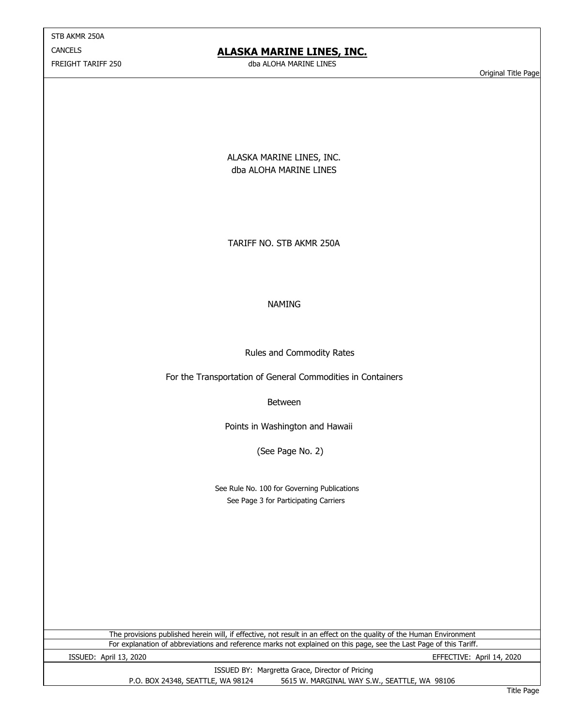STB AKMR 250A
CANCELS
FREIGHT TARIFF 250

# ALASKA MARINE LINES, INC.

dba ALOHA MARINE LINES

Original Title Page

ALASKA MARINE LINES, INC.
dba ALOHA MARINE LINES

TARIFF NO. STB AKMR 250A

NAMING

Rules and Commodity Rates

For the Transportation of General Commodities in Containers

Between

Points in Washington and Hawaii

(See Page No. 2)

See Rule No. 100 for Governing Publications
See Page 3 for Participating Carriers

The provisions published herein will, if effective, not result in an effect on the quality of the Human Environment

For explanation of abbreviations and reference marks not explained on this page, see the Last Page of this Tariff.

ISSUED: April 13, 2020 EFFECTIVE: April 14, 2020

ISSUED BY: Margretta Grace, Director of Pricing
P.O. BOX 24348, SEATTLE, WA 98124 5615 W. MARGINAL WAY S.W., SEATTLE, WA 98106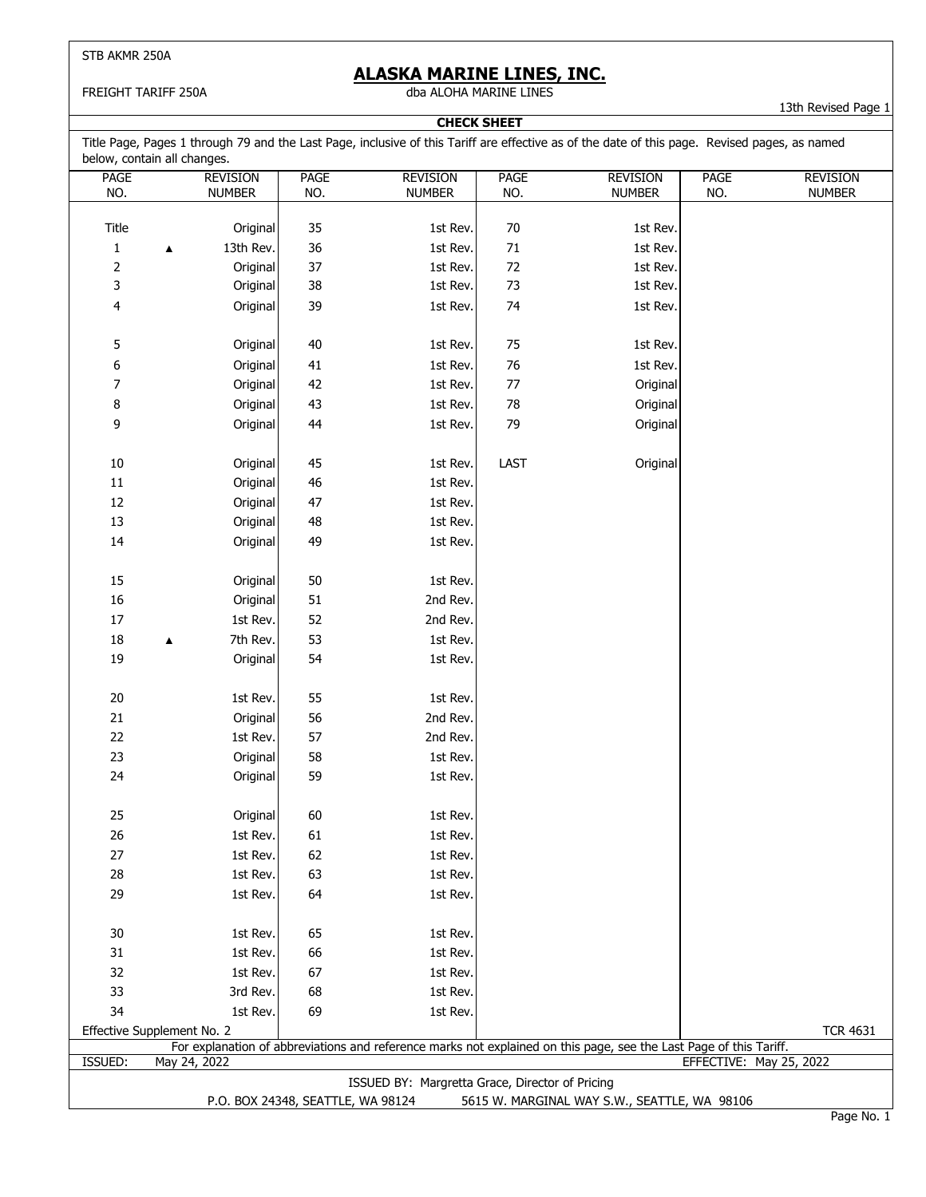STB AKMR 250A

FREIGHT TARIFF 250A

# ALASKA MARINE LINES, INC.

dba ALOHA MARINE LINES

13th Revised Page 1

## CHECK SHEET

Title Page, Pages 1 through 79 and the Last Page, inclusive of this Tariff are effective as of the date of this page. Revised pages, as named below, contain all changes.

| PAGE NO. | | REVISION NUMBER | PAGE NO. | REVISION NUMBER | PAGE NO. | REVISION NUMBER | PAGE NO. | REVISION NUMBER |
|---|---|---|---|---|---|---|---|---|
| Title | | Original | 35 | 1st Rev. | 70 | 1st Rev. | | |
| 1 | ▲ | 13th Rev. | 36 | 1st Rev. | 71 | 1st Rev. | | |
| 2 | | Original | 37 | 1st Rev. | 72 | 1st Rev. | | |
| 3 | | Original | 38 | 1st Rev. | 73 | 1st Rev. | | |
| 4 | | Original | 39 | 1st Rev. | 74 | 1st Rev. | | |
| 5 | | Original | 40 | 1st Rev. | 75 | 1st Rev. | | |
| 6 | | Original | 41 | 1st Rev. | 76 | 1st Rev. | | |
| 7 | | Original | 42 | 1st Rev. | 77 | Original | | |
| 8 | | Original | 43 | 1st Rev. | 78 | Original | | |
| 9 | | Original | 44 | 1st Rev. | 79 | Original | | |
| 10 | | Original | 45 | 1st Rev. | LAST | Original | | |
| 11 | | Original | 46 | 1st Rev. | | | | |
| 12 | | Original | 47 | 1st Rev. | | | | |
| 13 | | Original | 48 | 1st Rev. | | | | |
| 14 | | Original | 49 | 1st Rev. | | | | |
| 15 | | Original | 50 | 1st Rev. | | | | |
| 16 | | Original | 51 | 2nd Rev. | | | | |
| 17 | | 1st Rev. | 52 | 2nd Rev. | | | | |
| 18 | ▲ | 7th Rev. | 53 | 1st Rev. | | | | |
| 19 | | Original | 54 | 1st Rev. | | | | |
| 20 | | 1st Rev. | 55 | 1st Rev. | | | | |
| 21 | | Original | 56 | 2nd Rev. | | | | |
| 22 | | 1st Rev. | 57 | 2nd Rev. | | | | |
| 23 | | Original | 58 | 1st Rev. | | | | |
| 24 | | Original | 59 | 1st Rev. | | | | |
| 25 | | Original | 60 | 1st Rev. | | | | |
| 26 | | 1st Rev. | 61 | 1st Rev. | | | | |
| 27 | | 1st Rev. | 62 | 1st Rev. | | | | |
| 28 | | 1st Rev. | 63 | 1st Rev. | | | | |
| 29 | | 1st Rev. | 64 | 1st Rev. | | | | |
| 30 | | 1st Rev. | 65 | 1st Rev. | | | | |
| 31 | | 1st Rev. | 66 | 1st Rev. | | | | |
| 32 | | 1st Rev. | 67 | 1st Rev. | | | | |
| 33 | | 3rd Rev. | 68 | 1st Rev. | | | | |
| 34 | | 1st Rev. | 69 | 1st Rev. | | | | |

Effective Supplement No. 2

TCR 4631

For explanation of abbreviations and reference marks not explained on this page, see the Last Page of this Tariff.

ISSUED: May 24, 2022

EFFECTIVE: May 25, 2022

ISSUED BY: Margretta Grace, Director of Pricing

P.O. BOX 24348, SEATTLE, WA 98124 5615 W. MARGINAL WAY S.W., SEATTLE, WA 98106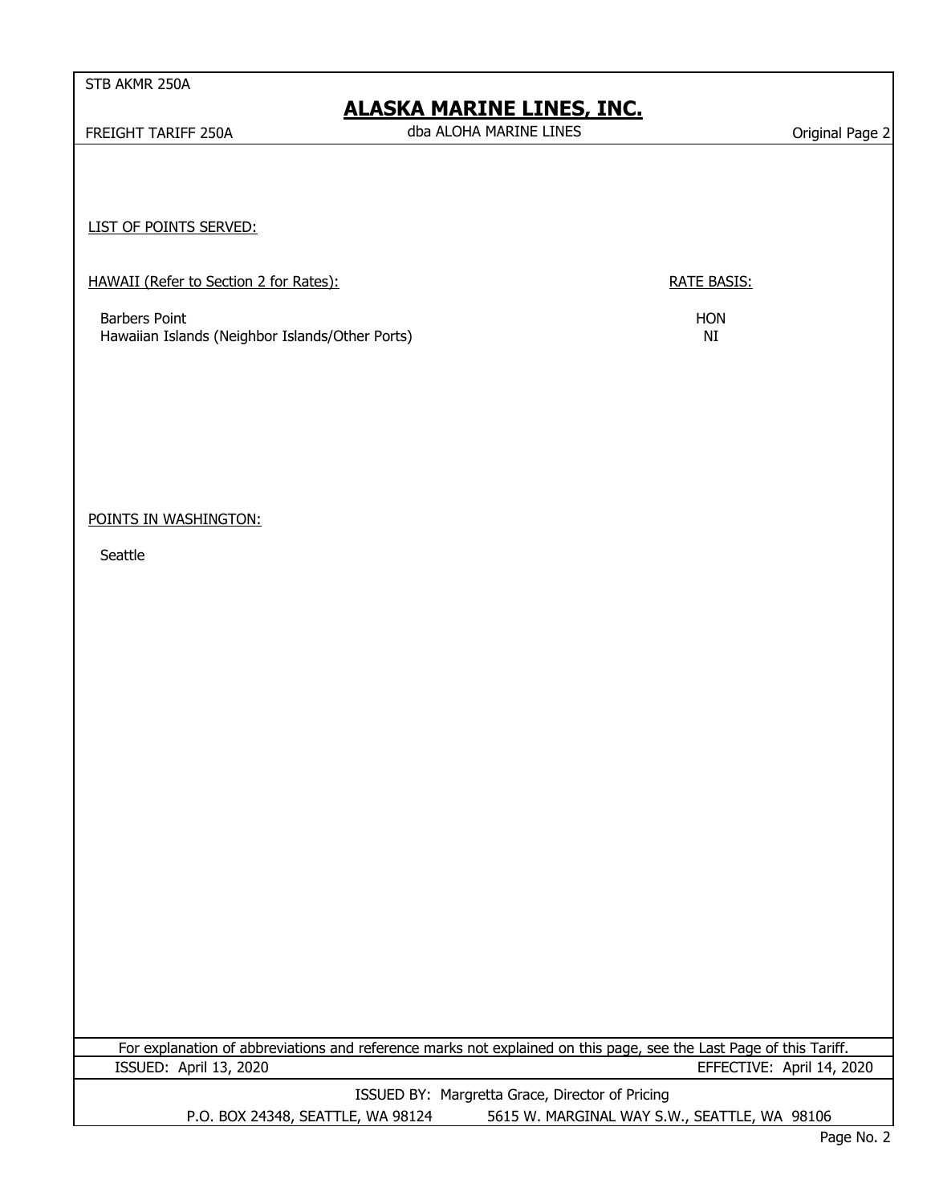LIST OF POINTS SERVED:

HAWAII (Refer to Section 2 for Rates):

| | RATE BASIS: |
|---|---|
| Barbers Point | HON |
| Hawaiian Islands (Neighbor Islands/Other Ports) | NI |

POINTS IN WASHINGTON:

Seattle

For explanation of abbreviations and reference marks not explained on this page, see the Last Page of this Tariff.

ISSUED: April 13, 2020

EFFECTIVE: April 14, 2020

ISSUED BY: Margretta Grace, Director of Pricing

P.O. BOX 24348, SEATTLE, WA 98124 5615 W. MARGINAL WAY S.W., SEATTLE, WA 98106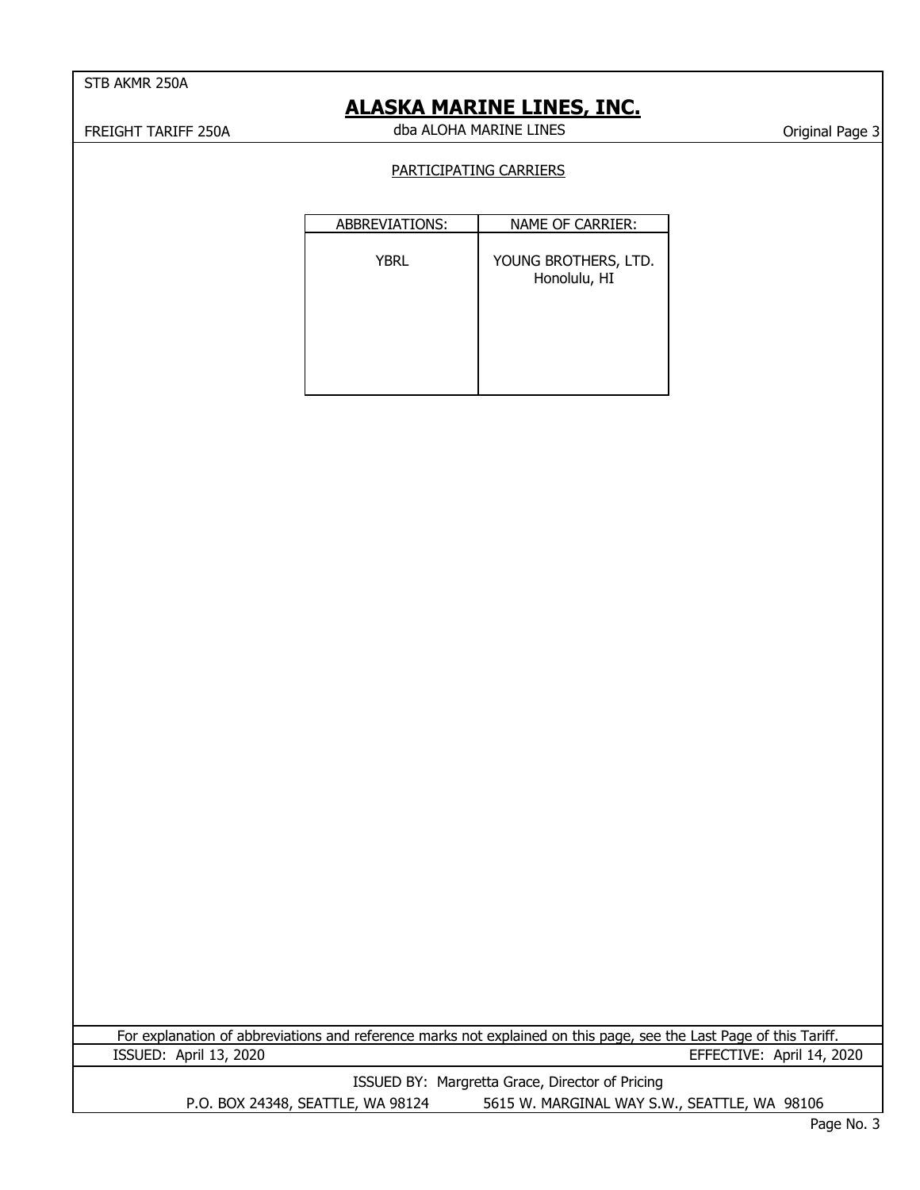## PARTICIPATING CARRIERS

| ABBREVIATIONS: | NAME OF CARRIER: |
|---|---|
| YBRL | YOUNG BROTHERS, LTD. Honolulu, HI |

For explanation of abbreviations and reference marks not explained on this page, see the Last Page of this Tariff.

ISSUED: April 13, 2020

EFFECTIVE: April 14, 2020

ISSUED BY: Margretta Grace, Director of Pricing

P.O. BOX 24348, SEATTLE, WA 98124  5615 W. MARGINAL WAY S.W., SEATTLE, WA 98106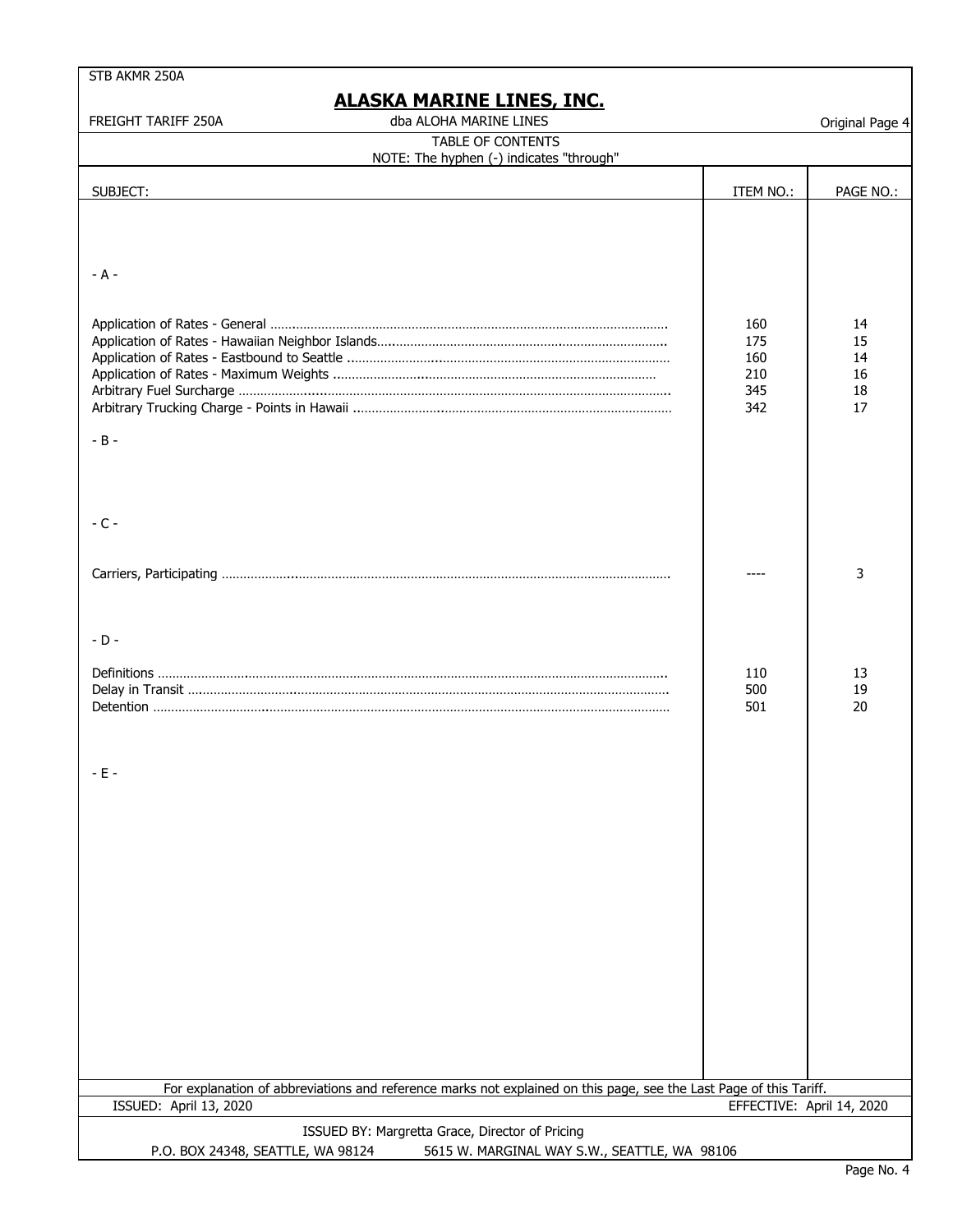STB AKMR 250A

# ALASKA MARINE LINES, INC.

FREIGHT TARIFF 250A

dba ALOHA MARINE LINES

Original Page 4

## TABLE OF CONTENTS

NOTE: The hyphen (-) indicates "through"

| SUBJECT: | ITEM NO.: | PAGE NO.: |
|---|---|---|
| **- A -** | | |
| Application of Rates - General | 160 | 14 |
| Application of Rates - Hawaiian Neighbor Islands | 175 | 15 |
| Application of Rates - Eastbound to Seattle | 160 | 14 |
| Application of Rates - Maximum Weights | 210 | 16 |
| Arbitrary Fuel Surcharge | 345 | 18 |
| Arbitrary Trucking Charge - Points in Hawaii | 342 | 17 |
| **- B -** | | |
| **- C -** | | |
| Carriers, Participating | ---- | 3 |
| **- D -** | | |
| Definitions | 110 | 13 |
| Delay in Transit | 500 | 19 |
| Detention | 501 | 20 |
| **- E -** | | |

For explanation of abbreviations and reference marks not explained on this page, see the Last Page of this Tariff.

ISSUED: April 13, 2020

EFFECTIVE: April 14, 2020

ISSUED BY: Margretta Grace, Director of Pricing

P.O. BOX 24348, SEATTLE, WA 98124 5615 W. MARGINAL WAY S.W., SEATTLE, WA 98106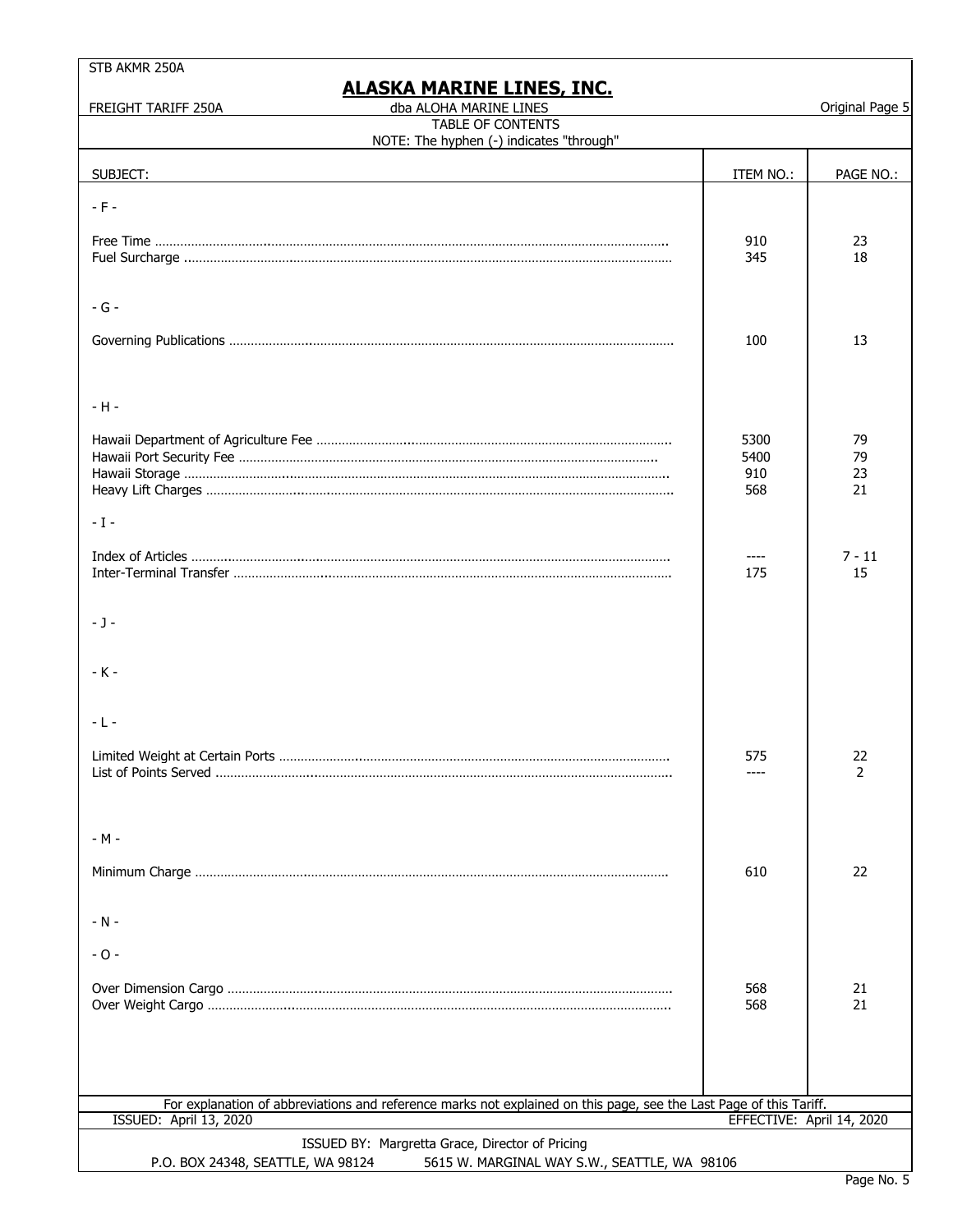# ALASKA MARINE LINES, INC.

dba ALOHA MARINE LINES

## TABLE OF CONTENTS

NOTE: The hyphen (-) indicates "through"

| SUBJECT: | ITEM NO.: | PAGE NO.: |
|---|---|---|
| **- F -** | | |
| Free Time | 910 | 23 |
| Fuel Surcharge | 345 | 18 |
| **- G -** | | |
| Governing Publications | 100 | 13 |
| **- H -** | | |
| Hawaii Department of Agriculture Fee | 5300 | 79 |
| Hawaii Port Security Fee | 5400 | 79 |
| Hawaii Storage | 910 | 23 |
| Heavy Lift Charges | 568 | 21 |
| **- I -** | | |
| Index of Articles | ---- | 7 - 11 |
| Inter-Terminal Transfer | 175 | 15 |
| **- J -** | | |
| **- K -** | | |
| **- L -** | | |
| Limited Weight at Certain Ports | 575 | 22 |
| List of Points Served | ---- | 2 |
| **- M -** | | |
| Minimum Charge | 610 | 22 |
| **- N -** | | |
| **- O -** | | |
| Over Dimension Cargo | 568 | 21 |
| Over Weight Cargo | 568 | 21 |

For explanation of abbreviations and reference marks not explained on this page, see the Last Page of this Tariff.

ISSUED: April 13, 2020 — EFFECTIVE: April 14, 2020

ISSUED BY: Margretta Grace, Director of Pricing

P.O. BOX 24348, SEATTLE, WA 98124 — 5615 W. MARGINAL WAY S.W., SEATTLE, WA 98106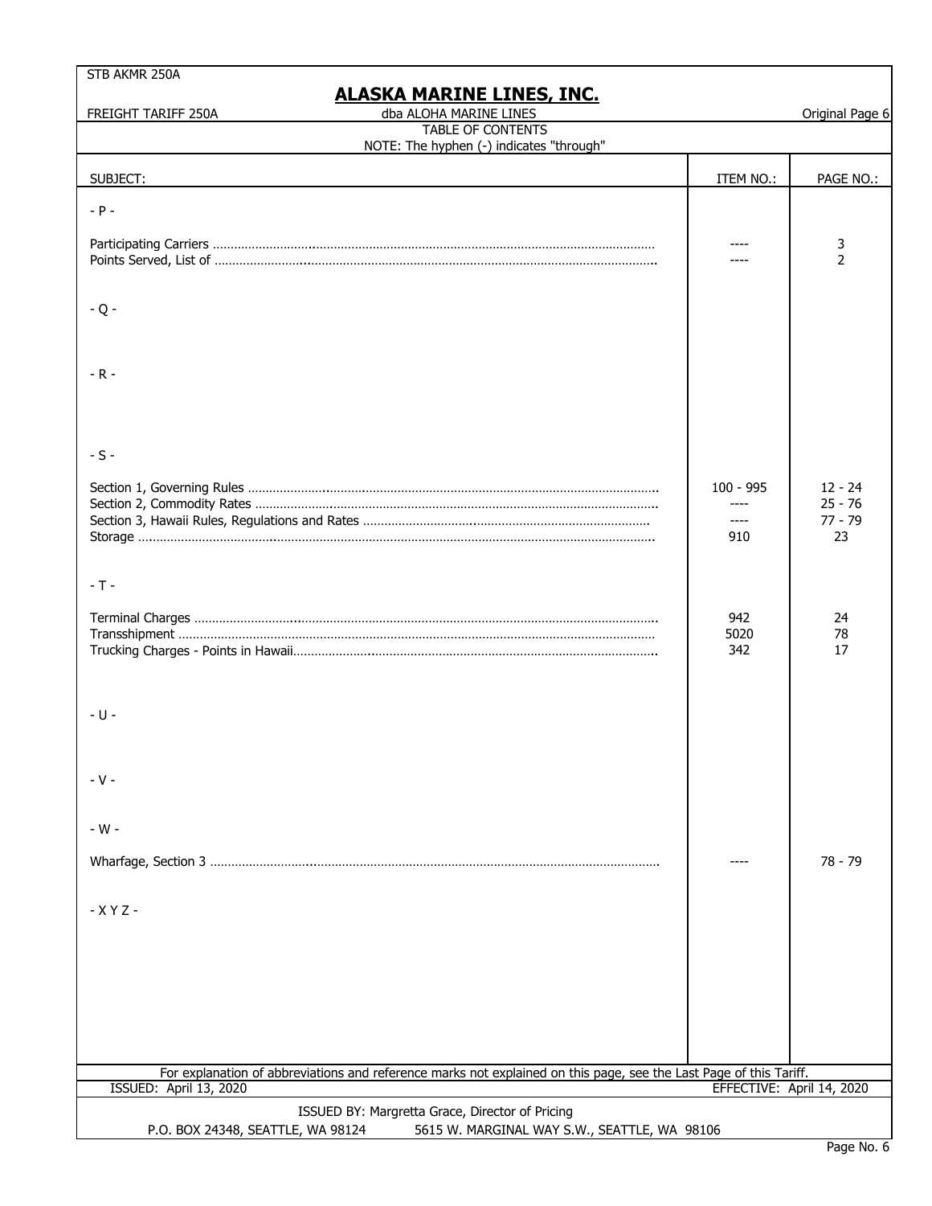STB AKMR 250A

# ALASKA MARINE LINES, INC.

FREIGHT TARIFF 250A — dba ALOHA MARINE LINES — Original Page 6

## TABLE OF CONTENTS

NOTE: The hyphen (-) indicates "through"

| SUBJECT: | ITEM NO.: | PAGE NO.: |
|---|---|---|
| **- P -** | | |
| Participating Carriers | ---- | 3 |
| Points Served, List of | ---- | 2 |
| **- Q -** | | |
| **- R -** | | |
| **- S -** | | |
| Section 1, Governing Rules | 100 - 995 | 12 - 24 |
| Section 2, Commodity Rates | ---- | 25 - 76 |
| Section 3, Hawaii Rules, Regulations and Rates | ---- | 77 - 79 |
| Storage | 910 | 23 |
| **- T -** | | |
| Terminal Charges | 942 | 24 |
| Transshipment | 5020 | 78 |
| Trucking Charges - Points in Hawaii | 342 | 17 |
| **- U -** | | |
| **- V -** | | |
| **- W -** | | |
| Wharfage, Section 3 | ---- | 78 - 79 |
| **- X Y Z -** | | |

For explanation of abbreviations and reference marks not explained on this page, see the Last Page of this Tariff.

ISSUED: April 13, 2020 — EFFECTIVE: April 14, 2020

ISSUED BY: Margretta Grace, Director of Pricing

P.O. BOX 24348, SEATTLE, WA 98124 — 5615 W. MARGINAL WAY S.W., SEATTLE, WA 98106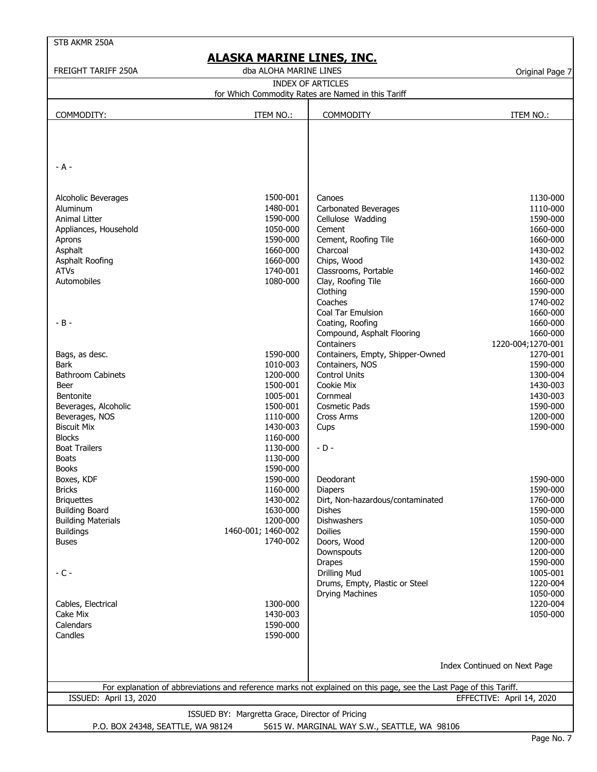STB AKMR 250A

# ALASKA MARINE LINES, INC.

FREIGHT TARIFF 250A — dba ALOHA MARINE LINES — Original Page 7

## INDEX OF ARTICLES
for Which Commodity Rates are Named in this Tariff

| COMMODITY: | ITEM NO.: |
|---|---|
| **- A -** | |
| Alcoholic Beverages | 1500-001 |
| Aluminum | 1480-001 |
| Animal Litter | 1590-000 |
| Appliances, Household | 1050-000 |
| Aprons | 1590-000 |
| Asphalt | 1660-000 |
| Asphalt Roofing | 1660-000 |
| ATVs | 1740-001 |
| Automobiles | 1080-000 |
| **- B -** | |
| Bags, as desc. | 1590-000 |
| Bark | 1010-003 |
| Bathroom Cabinets | 1200-000 |
| Beer | 1500-001 |
| Bentonite | 1005-001 |
| Beverages, Alcoholic | 1500-001 |
| Beverages, NOS | 1110-000 |
| Biscuit Mix | 1430-003 |
| Blocks | 1160-000 |
| Boat Trailers | 1130-000 |
| Boats | 1130-000 |
| Books | 1590-000 |
| Boxes, KDF | 1590-000 |
| Bricks | 1160-000 |
| Briquettes | 1430-002 |
| Building Board | 1630-000 |
| Building Materials | 1200-000 |
| Buildings | 1460-001; 1460-002 |
| Buses | 1740-002 |
| **- C -** | |
| Cables, Electrical | 1300-000 |
| Cake Mix | 1430-003 |
| Calendars | 1590-000 |
| Candles | 1590-000 |
| Canoes | 1130-000 |
| Carbonated Beverages | 1110-000 |
| Cellulose Wadding | 1590-000 |
| Cement | 1660-000 |
| Cement, Roofing Tile | 1660-000 |
| Charcoal | 1430-002 |
| Chips, Wood | 1430-002 |
| Classrooms, Portable | 1460-002 |
| Clay, Roofing Tile | 1660-000 |
| Clothing | 1590-000 |
| Coaches | 1740-002 |
| Coal Tar Emulsion | 1660-000 |
| Coating, Roofing | 1660-000 |
| Compound, Asphalt Flooring | 1660-000 |
| Containers | 1220-004;1270-001 |
| Containers, Empty, Shipper-Owned | 1270-001 |
| Containers, NOS | 1590-000 |
| Control Units | 1300-004 |
| Cookie Mix | 1430-003 |
| Cornmeal | 1430-003 |
| Cosmetic Pads | 1590-000 |
| Cross Arms | 1200-000 |
| Cups | 1590-000 |
| **- D -** | |
| Deodorant | 1590-000 |
| Diapers | 1590-000 |
| Dirt, Non-hazardous/contaminated | 1760-000 |
| Dishes | 1590-000 |
| Dishwashers | 1050-000 |
| Doilies | 1590-000 |
| Doors, Wood | 1200-000 |
| Downspouts | 1200-000 |
| Drapes | 1590-000 |
| Drilling Mud | 1005-001 |
| Drums, Empty, Plastic or Steel | 1220-004 |
| Drying Machines | 1050-000 |
| | 1220-004 |
| | 1050-000 |

Index Continued on Next Page

For explanation of abbreviations and reference marks not explained on this page, see the Last Page of this Tariff.

ISSUED: April 13, 2020 — EFFECTIVE: April 14, 2020

ISSUED BY: Margretta Grace, Director of Pricing

P.O. BOX 24348, SEATTLE, WA 98124 — 5615 W. MARGINAL WAY S.W., SEATTLE, WA 98106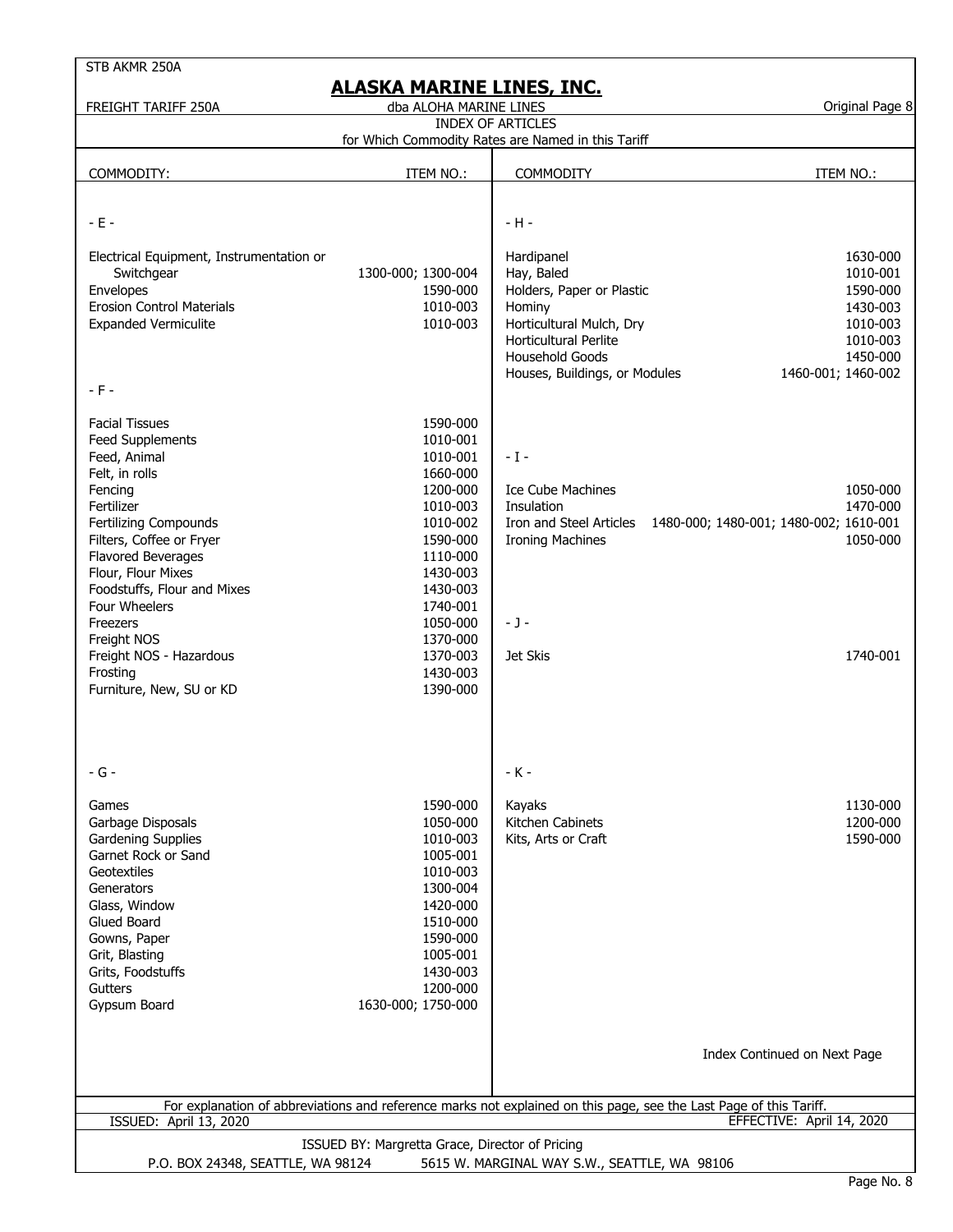STB AKMR 250A

# ALASKA MARINE LINES, INC.

FREIGHT TARIFF 250A — dba ALOHA MARINE LINES — Original Page 8

## INDEX OF ARTICLES

for Which Commodity Rates are Named in this Tariff

| COMMODITY: | ITEM NO.: |
|---|---|
| **- E -** | |
| Electrical Equipment, Instrumentation or Switchgear | 1300-000; 1300-004 |
| Envelopes | 1590-000 |
| Erosion Control Materials | 1010-003 |
| Expanded Vermiculite | 1010-003 |
| **- F -** | |
| Facial Tissues | 1590-000 |
| Feed Supplements | 1010-001 |
| Feed, Animal | 1010-001 |
| Felt, in rolls | 1660-000 |
| Fencing | 1200-000 |
| Fertilizer | 1010-003 |
| Fertilizing Compounds | 1010-002 |
| Filters, Coffee or Fryer | 1590-000 |
| Flavored Beverages | 1110-000 |
| Flour, Flour Mixes | 1430-003 |
| Foodstuffs, Flour and Mixes | 1430-003 |
| Four Wheelers | 1740-001 |
| Freezers | 1050-000 |
| Freight NOS | 1370-000 |
| Freight NOS - Hazardous | 1370-003 |
| Frosting | 1430-003 |
| Furniture, New, SU or KD | 1390-000 |
| **- G -** | |
| Games | 1590-000 |
| Garbage Disposals | 1050-000 |
| Gardening Supplies | 1010-003 |
| Garnet Rock or Sand | 1005-001 |
| Geotextiles | 1010-003 |
| Generators | 1300-004 |
| Glass, Window | 1420-000 |
| Glued Board | 1510-000 |
| Gowns, Paper | 1590-000 |
| Grit, Blasting | 1005-001 |
| Grits, Foodstuffs | 1430-003 |
| Gutters | 1200-000 |
| Gypsum Board | 1630-000; 1750-000 |
| **- H -** | |
| Hardipanel | 1630-000 |
| Hay, Baled | 1010-001 |
| Holders, Paper or Plastic | 1590-000 |
| Hominy | 1430-003 |
| Horticultural Mulch, Dry | 1010-003 |
| Horticultural Perlite | 1010-003 |
| Household Goods | 1450-000 |
| Houses, Buildings, or Modules | 1460-001; 1460-002 |
| **- I -** | |
| Ice Cube Machines | 1050-000 |
| Insulation | 1470-000 |
| Iron and Steel Articles | 1480-000; 1480-001; 1480-002; 1610-001 |
| Ironing Machines | 1050-000 |
| **- J -** | |
| Jet Skis | 1740-001 |
| **- K -** | |
| Kayaks | 1130-000 |
| Kitchen Cabinets | 1200-000 |
| Kits, Arts or Craft | 1590-000 |

Index Continued on Next Page

For explanation of abbreviations and reference marks not explained on this page, see the Last Page of this Tariff.

ISSUED: April 13, 2020 — EFFECTIVE: April 14, 2020

ISSUED BY: Margretta Grace, Director of Pricing

P.O. BOX 24348, SEATTLE, WA 98124 — 5615 W. MARGINAL WAY S.W., SEATTLE, WA 98106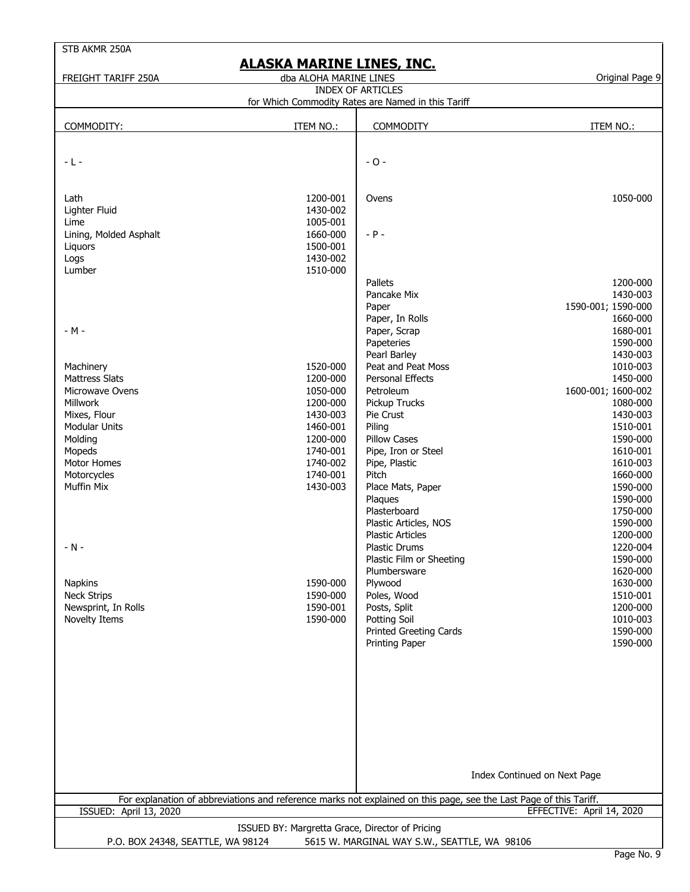# ALASKA MARINE LINES, INC.

dba ALOHA MARINE LINES

FREIGHT TARIFF 250A

Original Page 9

## INDEX OF ARTICLES

for Which Commodity Rates are Named in this Tariff

| COMMODITY: | ITEM NO.: |
|---|---|
| **- L -** | |
| Lath | 1200-001 |
| Lighter Fluid | 1430-002 |
| Lime | 1005-001 |
| Lining, Molded Asphalt | 1660-000 |
| Liquors | 1500-001 |
| Logs | 1430-002 |
| Lumber | 1510-000 |
| **- M -** | |
| Machinery | 1520-000 |
| Mattress Slats | 1200-000 |
| Microwave Ovens | 1050-000 |
| Millwork | 1200-000 |
| Mixes, Flour | 1430-003 |
| Modular Units | 1460-001 |
| Molding | 1200-000 |
| Mopeds | 1740-001 |
| Motor Homes | 1740-002 |
| Motorcycles | 1740-001 |
| Muffin Mix | 1430-003 |
| **- N -** | |
| Napkins | 1590-000 |
| Neck Strips | 1590-000 |
| Newsprint, In Rolls | 1590-001 |
| Novelty Items | 1590-000 |
| **- O -** | |
| Ovens | 1050-000 |
| **- P -** | |
| Pallets | 1200-000 |
| Pancake Mix | 1430-003 |
| Paper | 1590-001; 1590-000 |
| Paper, In Rolls | 1660-000 |
| Paper, Scrap | 1680-001 |
| Papeteries | 1590-000 |
| Pearl Barley | 1430-003 |
| Peat and Peat Moss | 1010-003 |
| Personal Effects | 1450-000 |
| Petroleum | 1600-001; 1600-002 |
| Pickup Trucks | 1080-000 |
| Pie Crust | 1430-003 |
| Piling | 1510-001 |
| Pillow Cases | 1590-000 |
| Pipe, Iron or Steel | 1610-001 |
| Pipe, Plastic | 1610-003 |
| Pitch | 1660-000 |
| Place Mats, Paper | 1590-000 |
| Plaques | 1590-000 |
| Plasterboard | 1750-000 |
| Plastic Articles, NOS | 1590-000 |
| Plastic Articles | 1200-000 |
| Plastic Drums | 1220-004 |
| Plastic Film or Sheeting | 1590-000 |
| Plumbersware | 1620-000 |
| Plywood | 1630-000 |
| Poles, Wood | 1510-001 |
| Posts, Split | 1200-000 |
| Potting Soil | 1010-003 |
| Printed Greeting Cards | 1590-000 |
| Printing Paper | 1590-000 |

Index Continued on Next Page

For explanation of abbreviations and reference marks not explained on this page, see the Last Page of this Tariff.

ISSUED: April 13, 2020 — EFFECTIVE: April 14, 2020

ISSUED BY: Margretta Grace, Director of Pricing

P.O. BOX 24348, SEATTLE, WA 98124 — 5615 W. MARGINAL WAY S.W., SEATTLE, WA 98106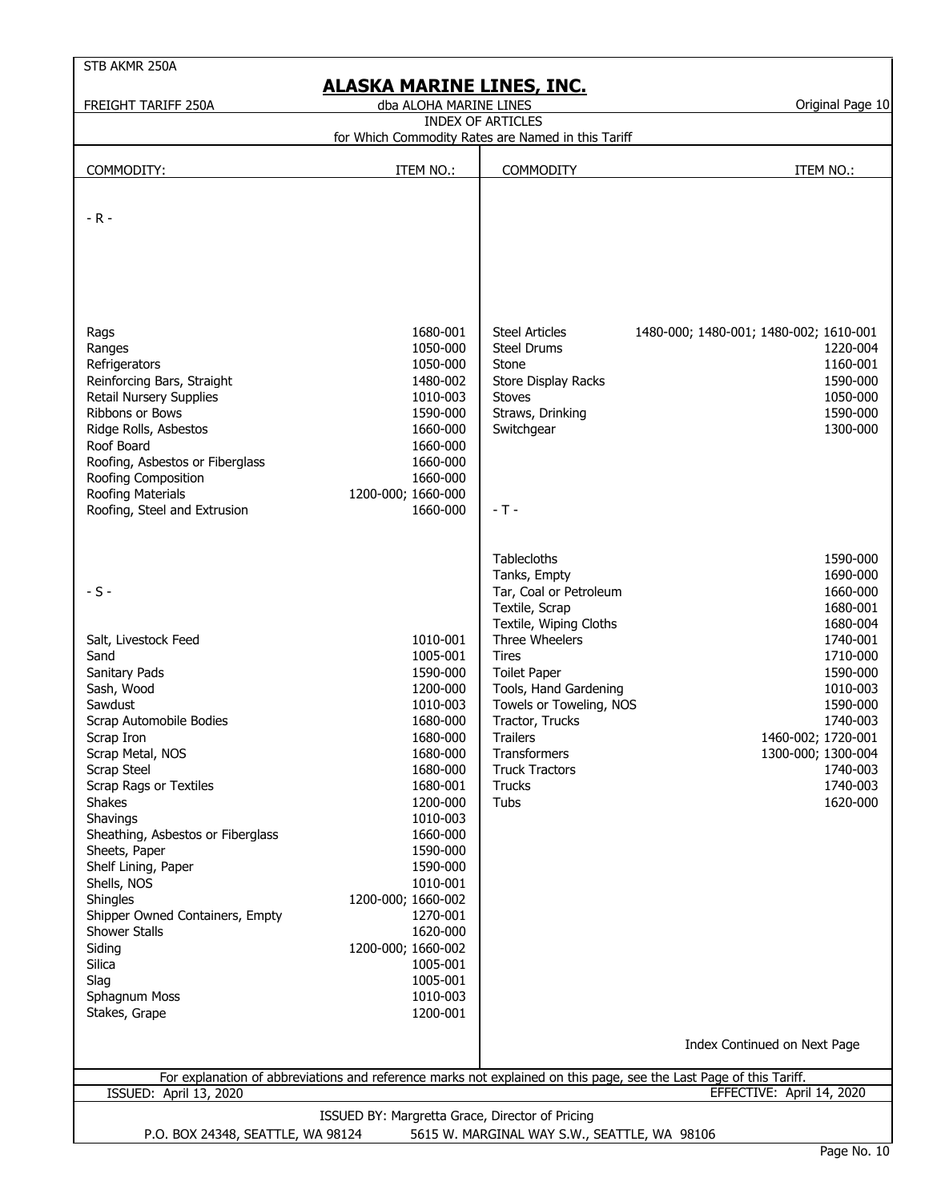STB AKMR 250A

# ALASKA MARINE LINES, INC.

FREIGHT TARIFF 250A — dba ALOHA MARINE LINES — Original Page 10

## INDEX OF ARTICLES

for Which Commodity Rates are Named in this Tariff

| COMMODITY: | ITEM NO.: |
|---|---|
| **- R -** | |
| Rags | 1680-001 |
| Ranges | 1050-000 |
| Refrigerators | 1050-000 |
| Reinforcing Bars, Straight | 1480-002 |
| Retail Nursery Supplies | 1010-003 |
| Ribbons or Bows | 1590-000 |
| Ridge Rolls, Asbestos | 1660-000 |
| Roof Board | 1660-000 |
| Roofing, Asbestos or Fiberglass | 1660-000 |
| Roofing Composition | 1660-000 |
| Roofing Materials | 1200-000; 1660-000 |
| Roofing, Steel and Extrusion | 1660-000 |
| **- S -** | |
| Salt, Livestock Feed | 1010-001 |
| Sand | 1005-001 |
| Sanitary Pads | 1590-000 |
| Sash, Wood | 1200-000 |
| Sawdust | 1010-003 |
| Scrap Automobile Bodies | 1680-000 |
| Scrap Iron | 1680-000 |
| Scrap Metal, NOS | 1680-000 |
| Scrap Steel | 1680-000 |
| Scrap Rags or Textiles | 1680-001 |
| Shakes | 1200-000 |
| Shavings | 1010-003 |
| Sheathing, Asbestos or Fiberglass | 1660-000 |
| Sheets, Paper | 1590-000 |
| Shelf Lining, Paper | 1590-000 |
| Shells, NOS | 1010-001 |
| Shingles | 1200-000; 1660-002 |
| Shipper Owned Containers, Empty | 1270-001 |
| Shower Stalls | 1620-000 |
| Siding | 1200-000; 1660-002 |
| Silica | 1005-001 |
| Slag | 1005-001 |
| Sphagnum Moss | 1010-003 |
| Stakes, Grape | 1200-001 |
| Steel Articles | 1480-000; 1480-001; 1480-002; 1610-001 |
| Steel Drums | 1220-004 |
| Stone | 1160-001 |
| Store Display Racks | 1590-000 |
| Stoves | 1050-000 |
| Straws, Drinking | 1590-000 |
| Switchgear | 1300-000 |
| **- T -** | |
| Tablecloths | 1590-000 |
| Tanks, Empty | 1690-000 |
| Tar, Coal or Petroleum | 1660-000 |
| Textile, Scrap | 1680-001 |
| Textile, Wiping Cloths | 1680-004 |
| Three Wheelers | 1740-001 |
| Tires | 1710-000 |
| Toilet Paper | 1590-000 |
| Tools, Hand Gardening | 1010-003 |
| Towels or Toweling, NOS | 1590-000 |
| Tractor, Trucks | 1740-003 |
| Trailers | 1460-002; 1720-001 |
| Transformers | 1300-000; 1300-004 |
| Truck Tractors | 1740-003 |
| Trucks | 1740-003 |
| Tubs | 1620-000 |

Index Continued on Next Page

For explanation of abbreviations and reference marks not explained on this page, see the Last Page of this Tariff.

ISSUED: April 13, 2020 — EFFECTIVE: April 14, 2020

ISSUED BY: Margretta Grace, Director of Pricing

P.O. BOX 24348, SEATTLE, WA 98124 — 5615 W. MARGINAL WAY S.W., SEATTLE, WA 98106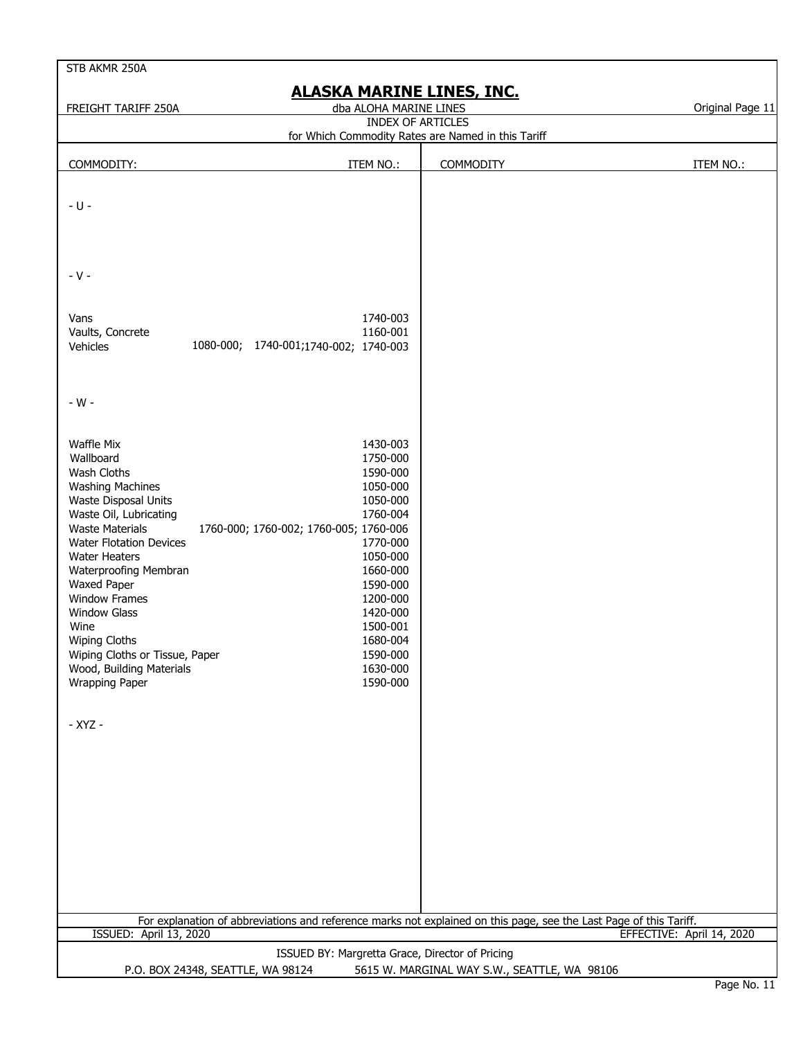STB AKMR 250A

# ALASKA MARINE LINES, INC.

FREIGHT TARIFF 250A — dba ALOHA MARINE LINES — Original Page 11

## INDEX OF ARTICLES
for Which Commodity Rates are Named in this Tariff

| COMMODITY: | ITEM NO.: |
|---|---|
| **- U -** | |
| **- V -** | |
| Vans | 1740-003 |
| Vaults, Concrete | 1160-001 |
| Vehicles | 1080-000; 1740-001;1740-002; 1740-003 |
| **- W -** | |
| Waffle Mix | 1430-003 |
| Wallboard | 1750-000 |
| Wash Cloths | 1590-000 |
| Washing Machines | 1050-000 |
| Waste Disposal Units | 1050-000 |
| Waste Oil, Lubricating | 1760-004 |
| Waste Materials | 1760-000; 1760-002; 1760-005; 1760-006 |
| Water Flotation Devices | 1770-000 |
| Water Heaters | 1050-000 |
| Waterproofing Membran | 1660-000 |
| Waxed Paper | 1590-000 |
| Window Frames | 1200-000 |
| Window Glass | 1420-000 |
| Wine | 1500-001 |
| Wiping Cloths | 1680-004 |
| Wiping Cloths or Tissue, Paper | 1590-000 |
| Wood, Building Materials | 1630-000 |
| Wrapping Paper | 1590-000 |
| **- XYZ -** | |

For explanation of abbreviations and reference marks not explained on this page, see the Last Page of this Tariff.

ISSUED: April 13, 2020 — EFFECTIVE: April 14, 2020

ISSUED BY: Margretta Grace, Director of Pricing

P.O. BOX 24348, SEATTLE, WA 98124 — 5615 W. MARGINAL WAY S.W., SEATTLE, WA 98106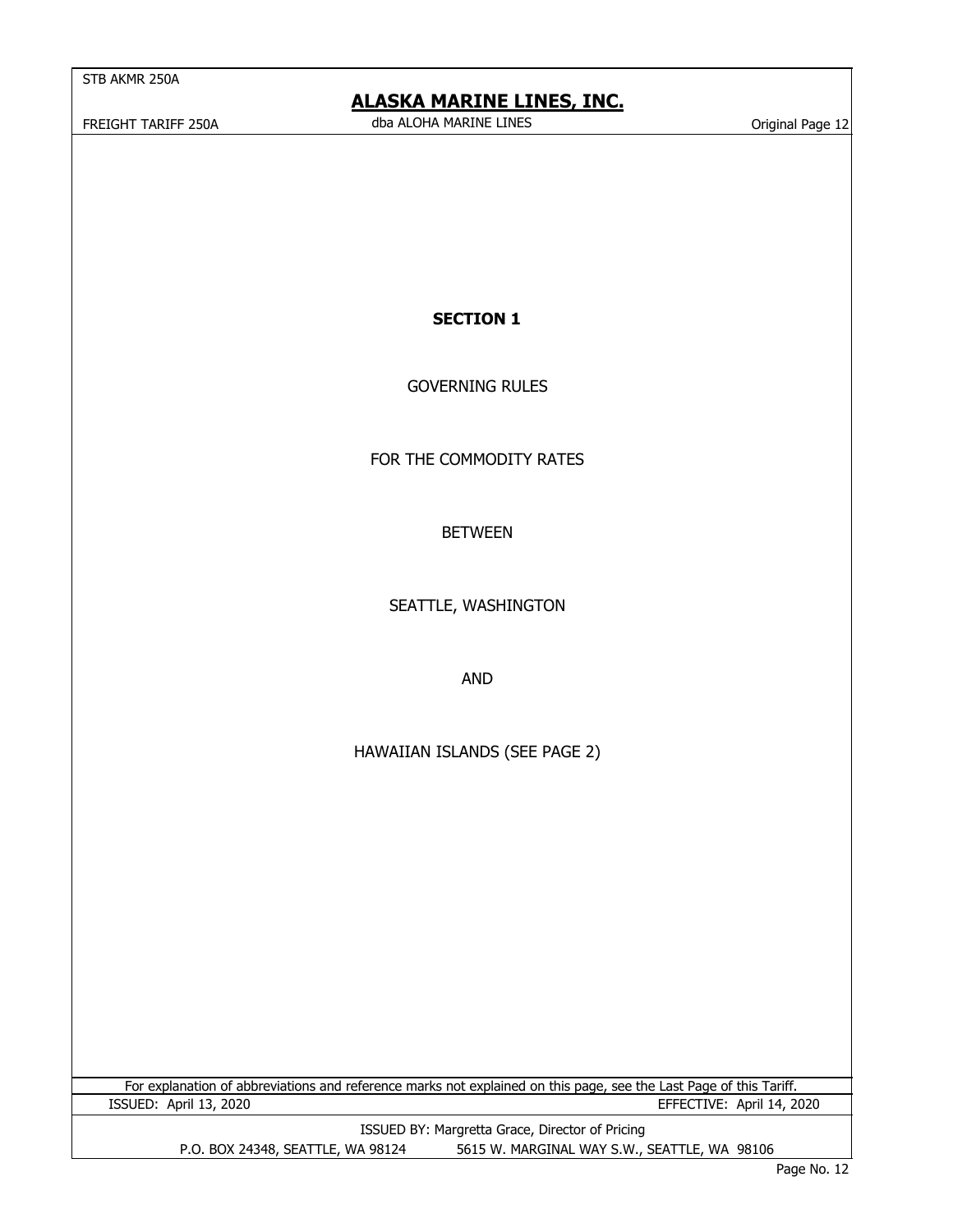# SECTION 1

GOVERNING RULES

FOR THE COMMODITY RATES

BETWEEN

SEATTLE, WASHINGTON

AND

HAWAIIAN ISLANDS (SEE PAGE 2)

For explanation of abbreviations and reference marks not explained on this page, see the Last Page of this Tariff.

ISSUED: April 13, 2020 EFFECTIVE: April 14, 2020

ISSUED BY: Margretta Grace, Director of Pricing

P.O. BOX 24348, SEATTLE, WA 98124 5615 W. MARGINAL WAY S.W., SEATTLE, WA 98106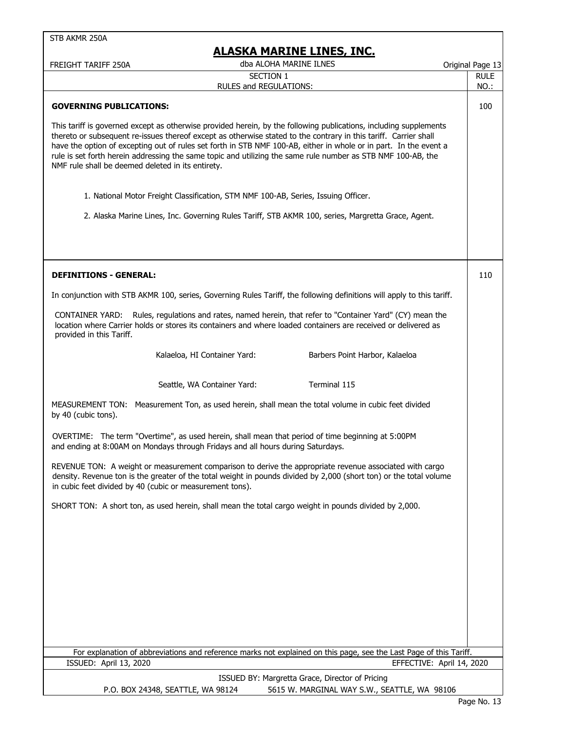# ALASKA MARINE LINES, INC.

dba ALOHA MARINE ILNES

FREIGHT TARIFF 250A

SECTION 1
RULES and REGULATIONS:

## GOVERNING PUBLICATIONS: (RULE NO. 100)

This tariff is governed except as otherwise provided herein, by the following publications, including supplements thereto or subsequent re-issues thereof except as otherwise stated to the contrary in this tariff. Carrier shall have the option of excepting out of rules set forth in STB NMF 100-AB, either in whole or in part. In the event a rule is set forth herein addressing the same topic and utilizing the same rule number as STB NMF 100-AB, the NMF rule shall be deemed deleted in its entirety.

1. National Motor Freight Classification, STM NMF 100-AB, Series, Issuing Officer.
2. Alaska Marine Lines, Inc. Governing Rules Tariff, STB AKMR 100, series, Margretta Grace, Agent.

## DEFINITIONS - GENERAL: (RULE NO. 110)

In conjunction with STB AKMR 100, series, Governing Rules Tariff, the following definitions will apply to this tariff.

CONTAINER YARD: Rules, regulations and rates, named herein, that refer to "Container Yard" (CY) mean the location where Carrier holds or stores its containers and where loaded containers are received or delivered as provided in this Tariff.

| | |
|---|---|
| Kalaeloa, HI Container Yard: | Barbers Point Harbor, Kalaeloa |
| Seattle, WA Container Yard: | Terminal 115 |

MEASUREMENT TON: Measurement Ton, as used herein, shall mean the total volume in cubic feet divided by 40 (cubic tons).

OVERTIME: The term "Overtime", as used herein, shall mean that period of time beginning at 5:00PM and ending at 8:00AM on Mondays through Fridays and all hours during Saturdays.

REVENUE TON: A weight or measurement comparison to derive the appropriate revenue associated with cargo density. Revenue ton is the greater of the total weight in pounds divided by 2,000 (short ton) or the total volume in cubic feet divided by 40 (cubic or measurement tons).

SHORT TON: A short ton, as used herein, shall mean the total cargo weight in pounds divided by 2,000.

For explanation of abbreviations and reference marks not explained on this page, see the Last Page of this Tariff.

ISSUED: April 13, 2020 — EFFECTIVE: April 14, 2020

ISSUED BY: Margretta Grace, Director of Pricing
P.O. BOX 24348, SEATTLE, WA 98124 — 5615 W. MARGINAL WAY S.W., SEATTLE, WA 98106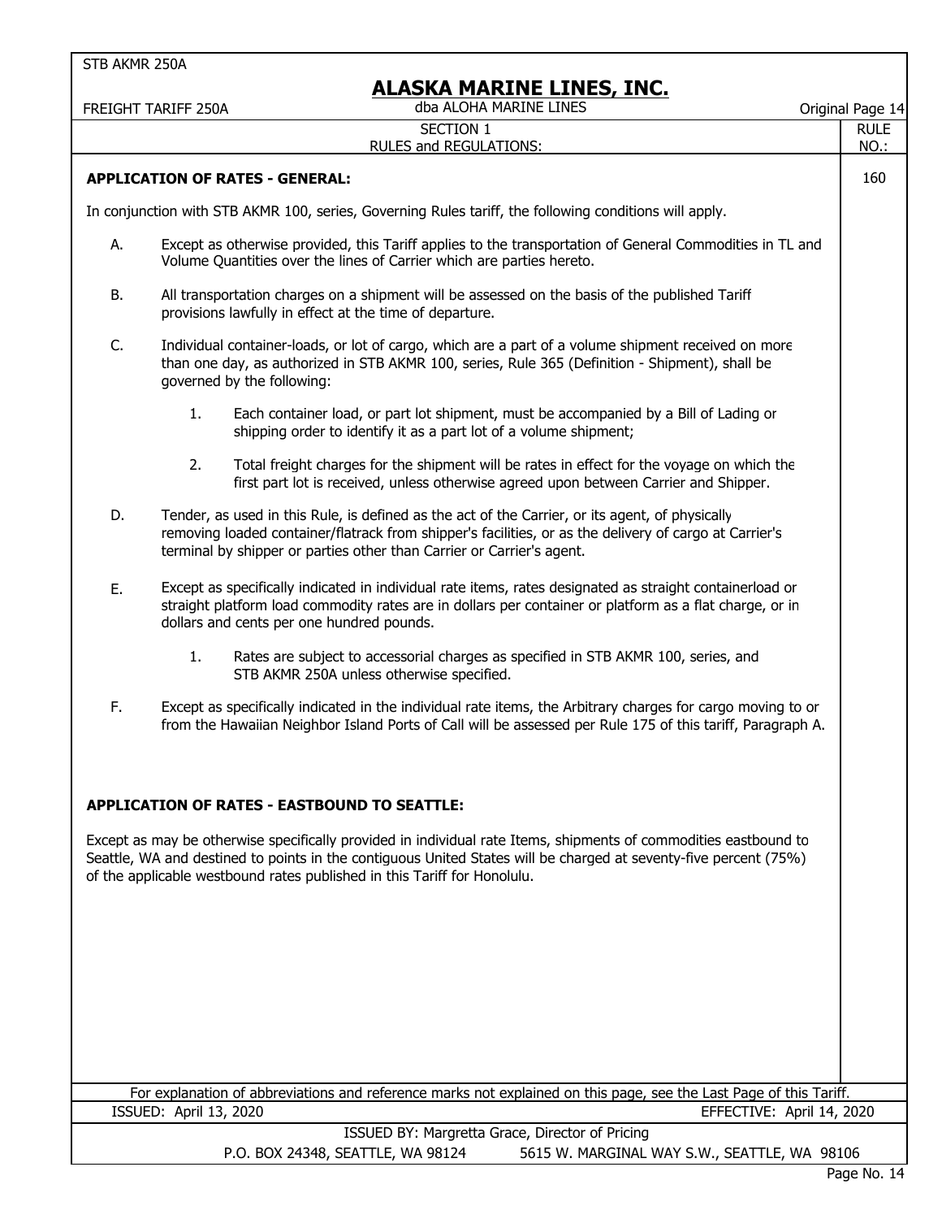SECTION 1

RULES and REGULATIONS:

RULE NO.: 160

**APPLICATION OF RATES - GENERAL:**

In conjunction with STB AKMR 100, series, Governing Rules tariff, the following conditions will apply.

A. Except as otherwise provided, this Tariff applies to the transportation of General Commodities in TL and Volume Quantities over the lines of Carrier which are parties hereto.

B. All transportation charges on a shipment will be assessed on the basis of the published Tariff provisions lawfully in effect at the time of departure.

C. Individual container-loads, or lot of cargo, which are a part of a volume shipment received on more than one day, as authorized in STB AKMR 100, series, Rule 365 (Definition - Shipment), shall be governed by the following:

   1. Each container load, or part lot shipment, must be accompanied by a Bill of Lading or shipping order to identify it as a part lot of a volume shipment;

   2. Total freight charges for the shipment will be rates in effect for the voyage on which the first part lot is received, unless otherwise agreed upon between Carrier and Shipper.

D. Tender, as used in this Rule, is defined as the act of the Carrier, or its agent, of physically removing loaded container/flatrack from shipper's facilities, or as the delivery of cargo at Carrier's terminal by shipper or parties other than Carrier or Carrier's agent.

E. Except as specifically indicated in individual rate items, rates designated as straight containerload or straight platform load commodity rates are in dollars per container or platform as a flat charge, or in dollars and cents per one hundred pounds.

   1. Rates are subject to accessorial charges as specified in STB AKMR 100, series, and STB AKMR 250A unless otherwise specified.

F. Except as specifically indicated in the individual rate items, the Arbitrary charges for cargo moving to or from the Hawaiian Neighbor Island Ports of Call will be assessed per Rule 175 of this tariff, Paragraph A.

**APPLICATION OF RATES - EASTBOUND TO SEATTLE:**

Except as may be otherwise specifically provided in individual rate Items, shipments of commodities eastbound to Seattle, WA and destined to points in the contiguous United States will be charged at seventy-five percent (75%) of the applicable westbound rates published in this Tariff for Honolulu.

For explanation of abbreviations and reference marks not explained on this page, see the Last Page of this Tariff.

ISSUED: April 13, 2020 EFFECTIVE: April 14, 2020

ISSUED BY: Margretta Grace, Director of Pricing

P.O. BOX 24348, SEATTLE, WA 98124 5615 W. MARGINAL WAY S.W., SEATTLE, WA 98106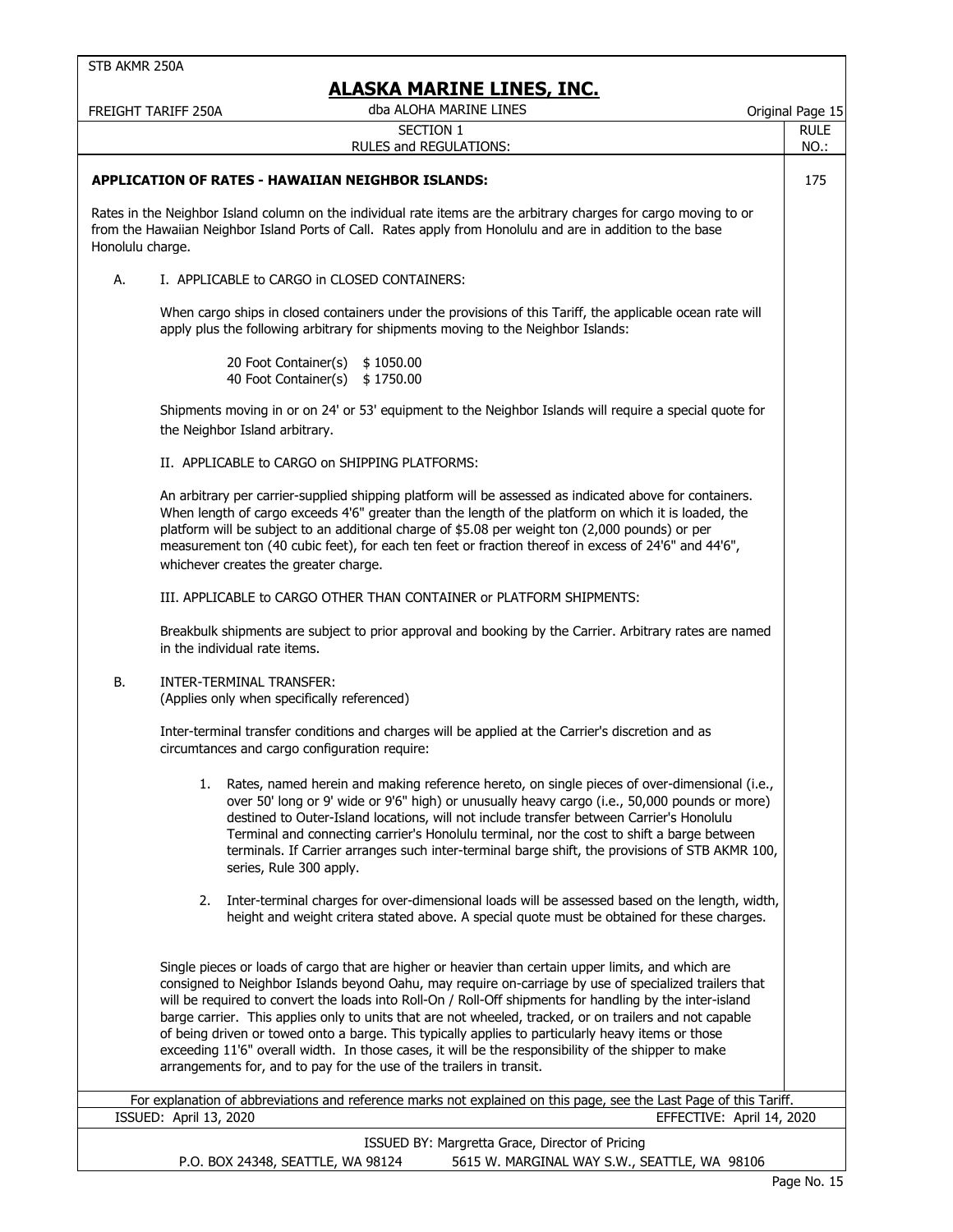SECTION 1

RULES and REGULATIONS:

RULE NO.: 175

## APPLICATION OF RATES - HAWAIIAN NEIGHBOR ISLANDS:

Rates in the Neighbor Island column on the individual rate items are the arbitrary charges for cargo moving to or from the Hawaiian Neighbor Island Ports of Call. Rates apply from Honolulu and are in addition to the base Honolulu charge.

A. I. APPLICABLE to CARGO in CLOSED CONTAINERS:

When cargo ships in closed containers under the provisions of this Tariff, the applicable ocean rate will apply plus the following arbitrary for shipments moving to the Neighbor Islands:

| | |
|---|---|
| 20 Foot Container(s) | $ 1050.00 |
| 40 Foot Container(s) | $ 1750.00 |

Shipments moving in or on 24' or 53' equipment to the Neighbor Islands will require a special quote for the Neighbor Island arbitrary.

II. APPLICABLE to CARGO on SHIPPING PLATFORMS:

An arbitrary per carrier-supplied shipping platform will be assessed as indicated above for containers. When length of cargo exceeds 4'6" greater than the length of the platform on which it is loaded, the platform will be subject to an additional charge of $5.08 per weight ton (2,000 pounds) or per measurement ton (40 cubic feet), for each ten feet or fraction thereof in excess of 24'6" and 44'6", whichever creates the greater charge.

III. APPLICABLE to CARGO OTHER THAN CONTAINER or PLATFORM SHIPMENTS:

Breakbulk shipments are subject to prior approval and booking by the Carrier. Arbitrary rates are named in the individual rate items.

B. INTER-TERMINAL TRANSFER:
(Applies only when specifically referenced)

Inter-terminal transfer conditions and charges will be applied at the Carrier's discretion and as circumstances and cargo configuration require:

1. Rates, named herein and making reference hereto, on single pieces of over-dimensional (i.e., over 50' long or 9' wide or 9'6" high) or unusually heavy cargo (i.e., 50,000 pounds or more) destined to Outer-Island locations, will not include transfer between Carrier's Honolulu Terminal and connecting carrier's Honolulu terminal, nor the cost to shift a barge between terminals. If Carrier arranges such inter-terminal barge shift, the provisions of STB AKMR 100, series, Rule 300 apply.

2. Inter-terminal charges for over-dimensional loads will be assessed based on the length, width, height and weight critera stated above. A special quote must be obtained for these charges.

Single pieces or loads of cargo that are higher or heavier than certain upper limits, and which are consigned to Neighbor Islands beyond Oahu, may require on-carriage by use of specialized trailers that will be required to convert the loads into Roll-On / Roll-Off shipments for handling by the inter-island barge carrier. This applies only to units that are not wheeled, tracked, or on trailers and not capable of being driven or towed onto a barge. This typically applies to particularly heavy items or those exceeding 11'6" overall width. In those cases, it will be the responsibility of the shipper to make arrangements for, and to pay for the use of the trailers in transit.

For explanation of abbreviations and reference marks not explained on this page, see the Last Page of this Tariff.

ISSUED: April 13, 2020 EFFECTIVE: April 14, 2020

ISSUED BY: Margretta Grace, Director of Pricing

P.O. BOX 24348, SEATTLE, WA 98124 5615 W. MARGINAL WAY S.W., SEATTLE, WA 98106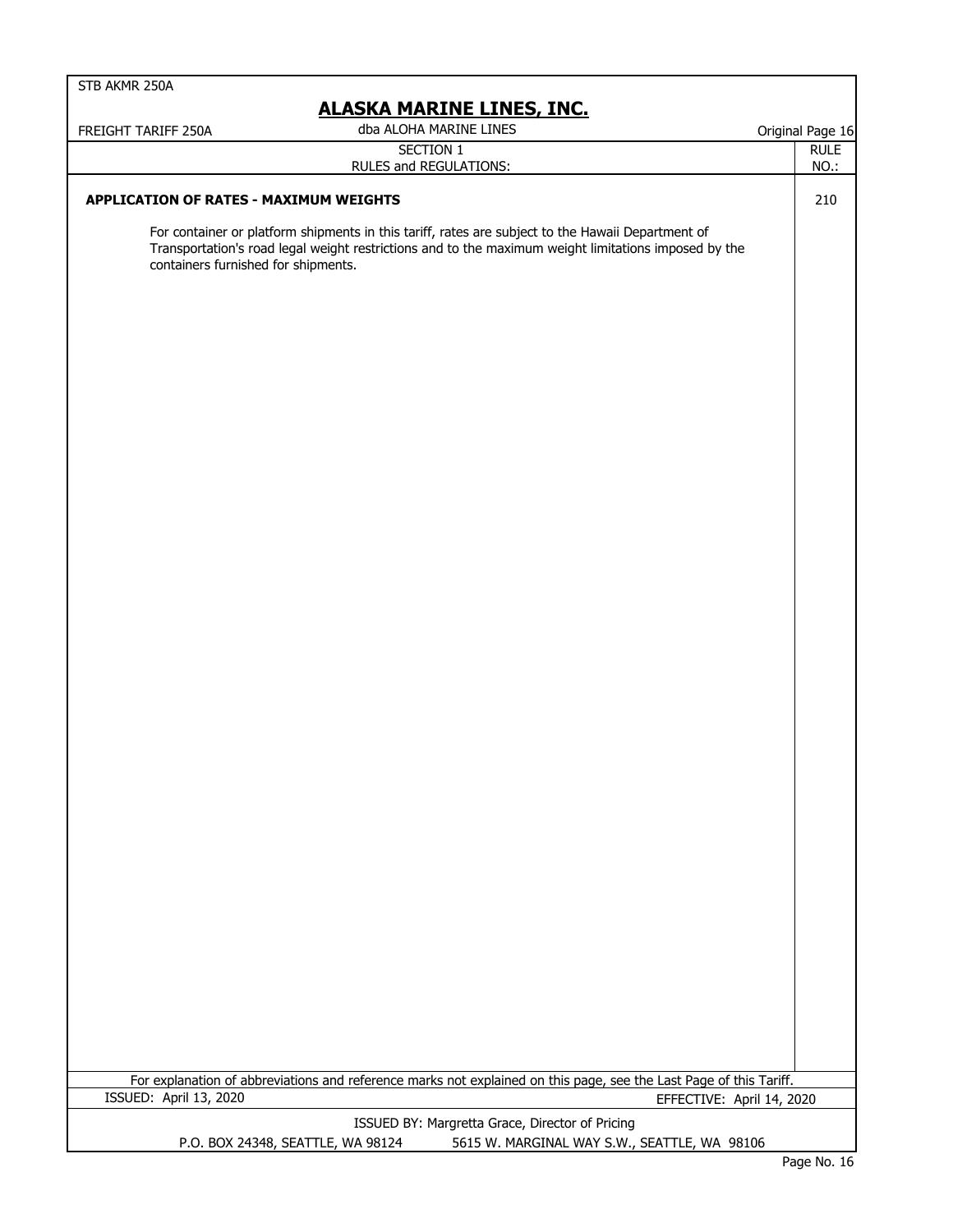## SECTION 1
## RULES and REGULATIONS:

**APPLICATION OF RATES - MAXIMUM WEIGHTS** — RULE NO.: 210

For container or platform shipments in this tariff, rates are subject to the Hawaii Department of Transportation's road legal weight restrictions and to the maximum weight limitations imposed by the containers furnished for shipments.

For explanation of abbreviations and reference marks not explained on this page, see the Last Page of this Tariff.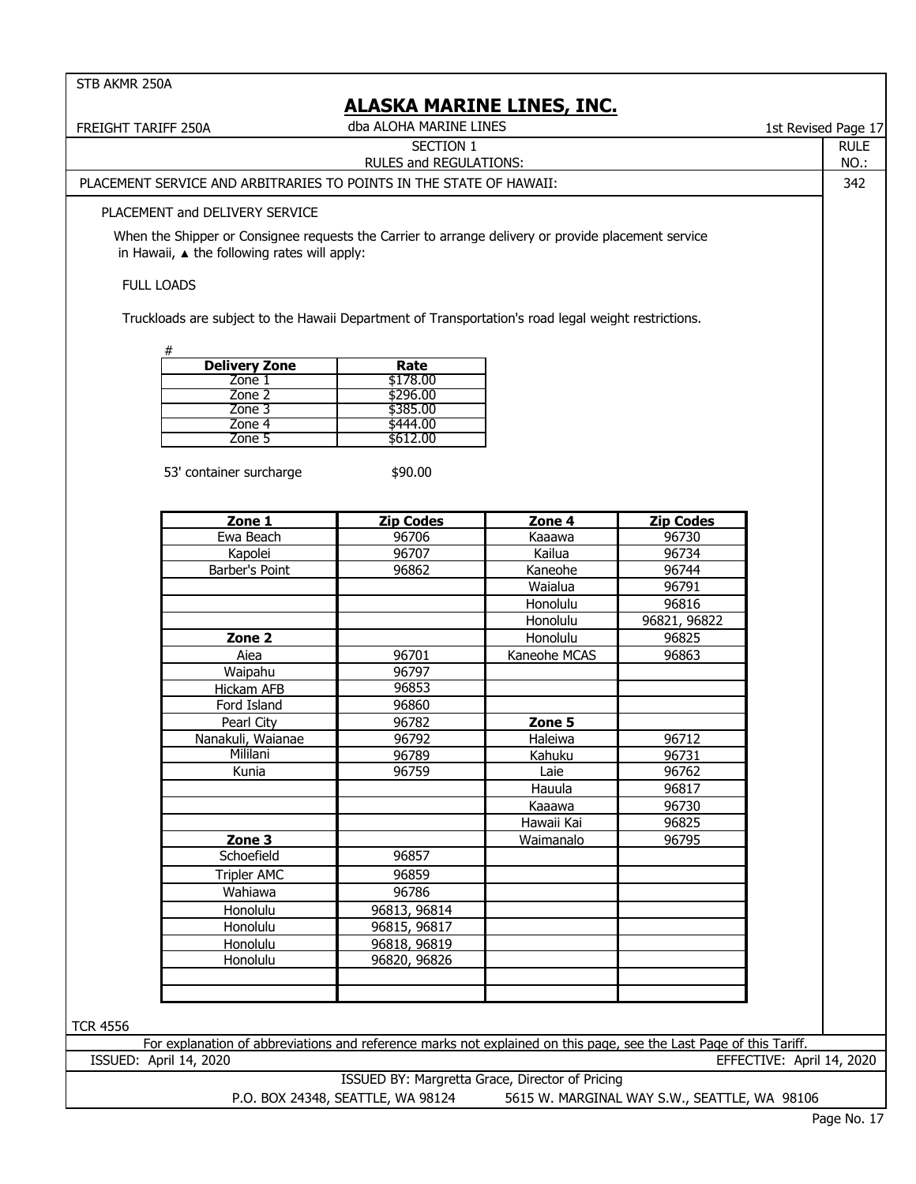STB AKMR 250A

# ALASKA MARINE LINES, INC.

FREIGHT TARIFF 250A — dba ALOHA MARINE LINES — 1st Revised Page 17

SECTION 1
RULES and REGULATIONS:

RULE NO.: 342

PLACEMENT SERVICE AND ARBITRARIES TO POINTS IN THE STATE OF HAWAII:

PLACEMENT and DELIVERY SERVICE

When the Shipper or Consignee requests the Carrier to arrange delivery or provide placement service in Hawaii, ▲ the following rates will apply:

FULL LOADS

Truckloads are subject to the Hawaii Department of Transportation's road legal weight restrictions.

#

| Delivery Zone | Rate |
|---|---|
| Zone 1 | $178.00 |
| Zone 2 | $296.00 |
| Zone 3 | $385.00 |
| Zone 4 | $444.00 |
| Zone 5 | $612.00 |

53' container surcharge $90.00

| Zone 1 | Zip Codes | Zone 4 | Zip Codes |
|---|---|---|---|
| Ewa Beach | 96706 | Kaaawa | 96730 |
| Kapolei | 96707 | Kailua | 96734 |
| Barber's Point | 96862 | Kaneohe | 96744 |
| | | Waialua | 96791 |
| | | Honolulu | 96816 |
| | | Honolulu | 96821, 96822 |
| **Zone 2** | | Honolulu | 96825 |
| Aiea | 96701 | Kaneohe MCAS | 96863 |
| Waipahu | 96797 | | |
| Hickam AFB | 96853 | | |
| Ford Island | 96860 | | |
| Pearl City | 96782 | **Zone 5** | |
| Nanakuli, Waianae | 96792 | Haleiwa | 96712 |
| Mililani | 96789 | Kahuku | 96731 |
| Kunia | 96759 | Laie | 96762 |
| | | Hauula | 96817 |
| | | Kaaawa | 96730 |
| | | Hawaii Kai | 96825 |
| **Zone 3** | | Waimanalo | 96795 |
| Schoefield | 96857 | | |
| Tripler AMC | 96859 | | |
| Wahiawa | 96786 | | |
| Honolulu | 96813, 96814 | | |
| Honolulu | 96815, 96817 | | |
| Honolulu | 96818, 96819 | | |
| Honolulu | 96820, 96826 | | |

TCR 4556

For explanation of abbreviations and reference marks not explained on this page, see the Last Page of this Tariff.

ISSUED: April 14, 2020 — EFFECTIVE: April 14, 2020

ISSUED BY: Margretta Grace, Director of Pricing

P.O. BOX 24348, SEATTLE, WA 98124 — 5615 W. MARGINAL WAY S.W., SEATTLE, WA 98106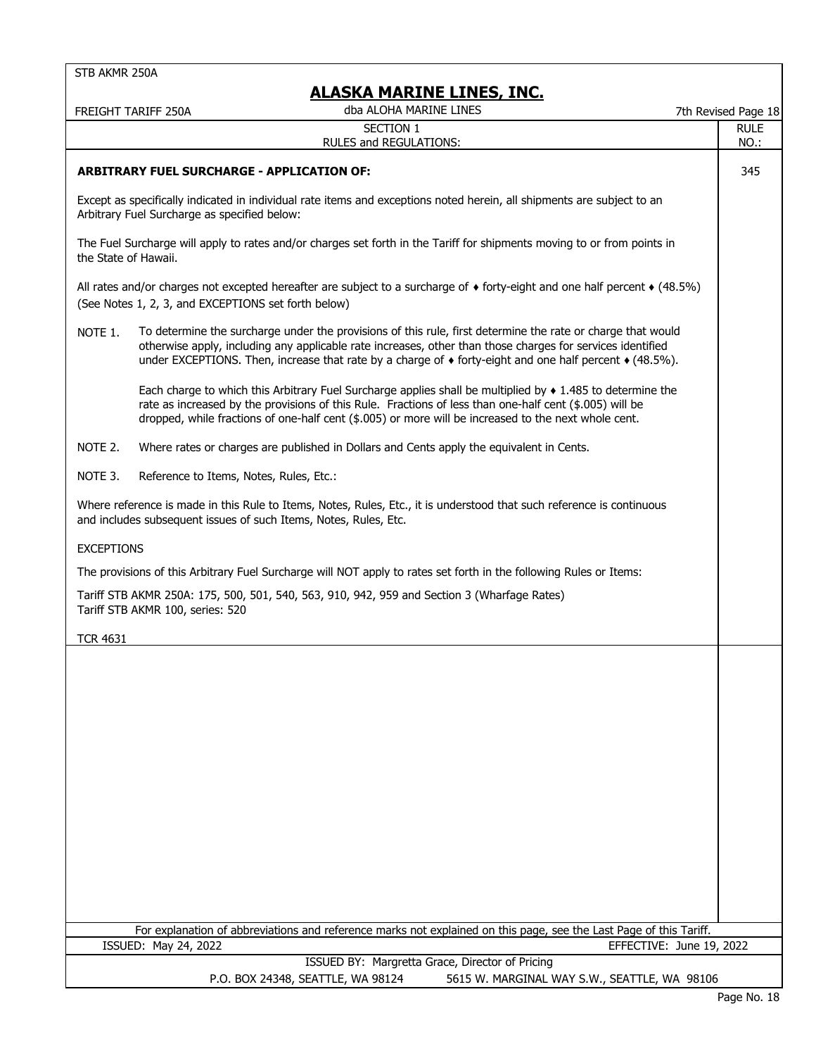STB AKMR 250A

# ALASKA MARINE LINES, INC.

FREIGHT TARIFF 250A — dba ALOHA MARINE LINES — 7th Revised Page 18

SECTION 1
RULES and REGULATIONS:

RULE NO.: 345

**ARBITRARY FUEL SURCHARGE - APPLICATION OF:**

Except as specifically indicated in individual rate items and exceptions noted herein, all shipments are subject to an Arbitrary Fuel Surcharge as specified below:

The Fuel Surcharge will apply to rates and/or charges set forth in the Tariff for shipments moving to or from points in the State of Hawaii.

All rates and/or charges not excepted hereafter are subject to a surcharge of ♦ forty-eight and one half percent ♦ (48.5%) (See Notes 1, 2, 3, and EXCEPTIONS set forth below)

NOTE 1. To determine the surcharge under the provisions of this rule, first determine the rate or charge that would otherwise apply, including any applicable rate increases, other than those charges for services identified under EXCEPTIONS. Then, increase that rate by a charge of ♦ forty-eight and one half percent ♦ (48.5%).

Each charge to which this Arbitrary Fuel Surcharge applies shall be multiplied by ♦ 1.485 to determine the rate as increased by the provisions of this Rule. Fractions of less than one-half cent ($.005) will be dropped, while fractions of one-half cent ($.005) or more will be increased to the next whole cent.

NOTE 2. Where rates or charges are published in Dollars and Cents apply the equivalent in Cents.

NOTE 3. Reference to Items, Notes, Rules, Etc.:

Where reference is made in this Rule to Items, Notes, Rules, Etc., it is understood that such reference is continuous and includes subsequent issues of such Items, Notes, Rules, Etc.

EXCEPTIONS

The provisions of this Arbitrary Fuel Surcharge will NOT apply to rates set forth in the following Rules or Items:

Tariff STB AKMR 250A: 175, 500, 501, 540, 563, 910, 942, 959 and Section 3 (Wharfage Rates)
Tariff STB AKMR 100, series: 520

TCR 4631

For explanation of abbreviations and reference marks not explained on this page, see the Last Page of this Tariff.

ISSUED: May 24, 2022 — EFFECTIVE: June 19, 2022

ISSUED BY: Margretta Grace, Director of Pricing
P.O. BOX 24348, SEATTLE, WA 98124 — 5615 W. MARGINAL WAY S.W., SEATTLE, WA 98106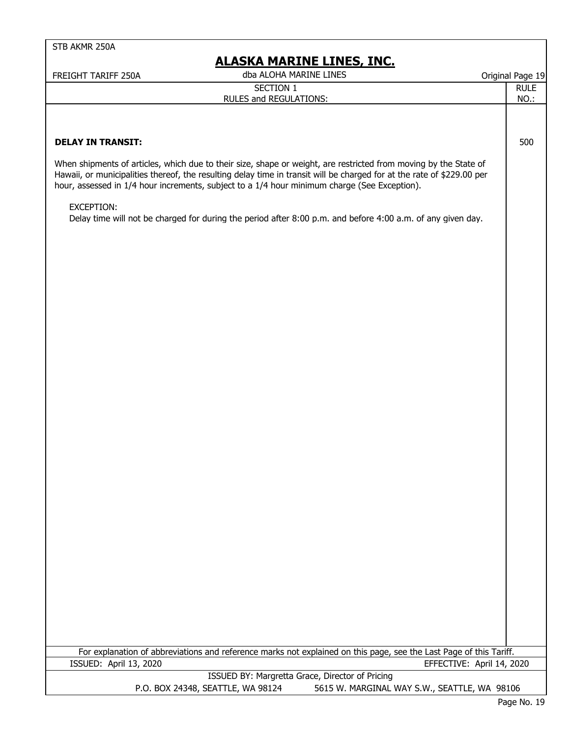**DELAY IN TRANSIT:** 500

When shipments of articles, which due to their size, shape or weight, are restricted from moving by the State of Hawaii, or municipalities thereof, the resulting delay time in transit will be charged for at the rate of $229.00 per hour, assessed in 1/4 hour increments, subject to a 1/4 hour minimum charge (See Exception).

EXCEPTION:
Delay time will not be charged for during the period after 8:00 p.m. and before 4:00 a.m. of any given day.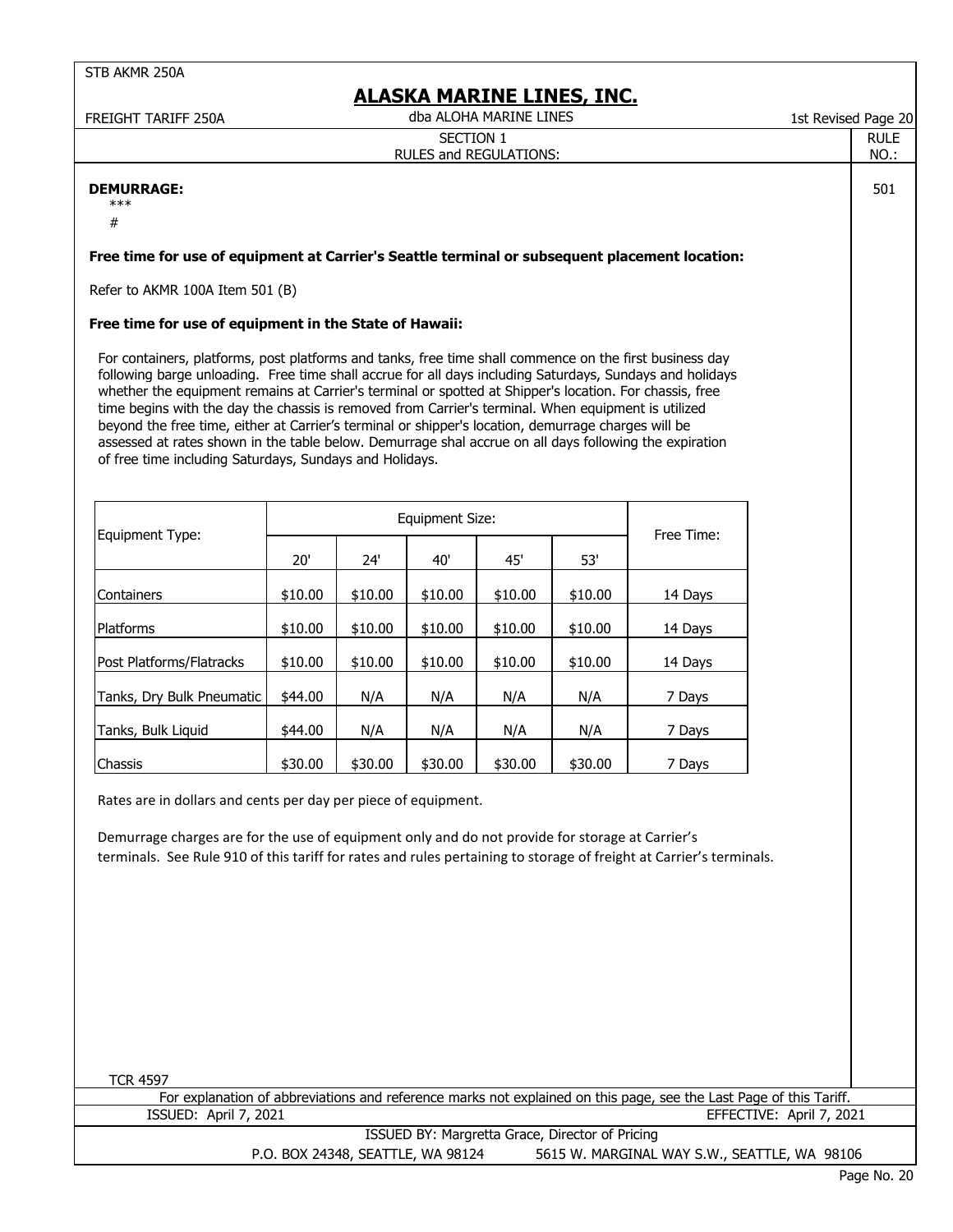STB AKMR 250A

# ALASKA MARINE LINES, INC.

FREIGHT TARIFF 250A — dba ALOHA MARINE LINES — 1st Revised Page 20

SECTION 1
RULES and REGULATIONS:

RULE NO.: 501

**DEMURRAGE:**

***

#

**Free time for use of equipment at Carrier's Seattle terminal or subsequent placement location:**

Refer to AKMR 100A Item 501 (B)

**Free time for use of equipment in the State of Hawaii:**

For containers, platforms, post platforms and tanks, free time shall commence on the first business day following barge unloading. Free time shall accrue for all days including Saturdays, Sundays and holidays whether the equipment remains at Carrier's terminal or spotted at Shipper's location. For chassis, free time begins with the day the chassis is removed from Carrier's terminal. When equipment is utilized beyond the free time, either at Carrier's terminal or shipper's location, demurrage charges will be assessed at rates shown in the table below. Demurrage shal accrue on all days following the expiration of free time including Saturdays, Sundays and Holidays.

| Equipment Type: | Equipment Size: | | | | | Free Time: |
|---|---|---|---|---|---|---|
| | 20' | 24' | 40' | 45' | 53' | |
| Containers | $10.00 | $10.00 | $10.00 | $10.00 | $10.00 | 14 Days |
| Platforms | $10.00 | $10.00 | $10.00 | $10.00 | $10.00 | 14 Days |
| Post Platforms/Flatracks | $10.00 | $10.00 | $10.00 | $10.00 | $10.00 | 14 Days |
| Tanks, Dry Bulk Pneumatic | $44.00 | N/A | N/A | N/A | N/A | 7 Days |
| Tanks, Bulk Liquid | $44.00 | N/A | N/A | N/A | N/A | 7 Days |
| Chassis | $30.00 | $30.00 | $30.00 | $30.00 | $30.00 | 7 Days |

Rates are in dollars and cents per day per piece of equipment.

Demurrage charges are for the use of equipment only and do not provide for storage at Carrier's terminals. See Rule 910 of this tariff for rates and rules pertaining to storage of freight at Carrier's terminals.

TCR 4597

For explanation of abbreviations and reference marks not explained on this page, see the Last Page of this Tariff.

ISSUED: April 7, 2021 — EFFECTIVE: April 7, 2021

ISSUED BY: Margretta Grace, Director of Pricing

P.O. BOX 24348, SEATTLE, WA 98124 — 5615 W. MARGINAL WAY S.W., SEATTLE, WA 98106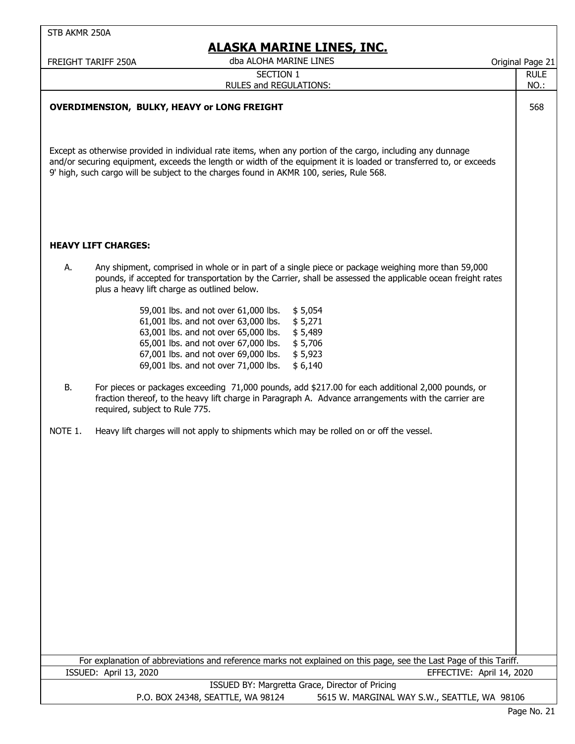SECTION 1

RULES and REGULATIONS:

RULE NO.: 568

## OVERDIMENSION, BULKY, HEAVY or LONG FREIGHT

Except as otherwise provided in individual rate items, when any portion of the cargo, including any dunnage and/or securing equipment, exceeds the length or width of the equipment it is loaded or transferred to, or exceeds 9' high, such cargo will be subject to the charges found in AKMR 100, series, Rule 568.

## HEAVY LIFT CHARGES:

A. Any shipment, comprised in whole or in part of a single piece or package weighing more than 59,000 pounds, if accepted for transportation by the Carrier, shall be assessed the applicable ocean freight rates plus a heavy lift charge as outlined below.

| Weight | Charge |
|---|---|
| 59,001 lbs. and not over 61,000 lbs. | $ 5,054 |
| 61,001 lbs. and not over 63,000 lbs. | $ 5,271 |
| 63,001 lbs. and not over 65,000 lbs. | $ 5,489 |
| 65,001 lbs. and not over 67,000 lbs. | $ 5,706 |
| 67,001 lbs. and not over 69,000 lbs. | $ 5,923 |
| 69,001 lbs. and not over 71,000 lbs. | $ 6,140 |

B. For pieces or packages exceeding 71,000 pounds, add $217.00 for each additional 2,000 pounds, or fraction thereof, to the heavy lift charge in Paragraph A. Advance arrangements with the carrier are required, subject to Rule 775.

NOTE 1. Heavy lift charges will not apply to shipments which may be rolled on or off the vessel.

For explanation of abbreviations and reference marks not explained on this page, see the Last Page of this Tariff.

ISSUED: April 13, 2020 EFFECTIVE: April 14, 2020

ISSUED BY: Margretta Grace, Director of Pricing

P.O. BOX 24348, SEATTLE, WA 98124 5615 W. MARGINAL WAY S.W., SEATTLE, WA 98106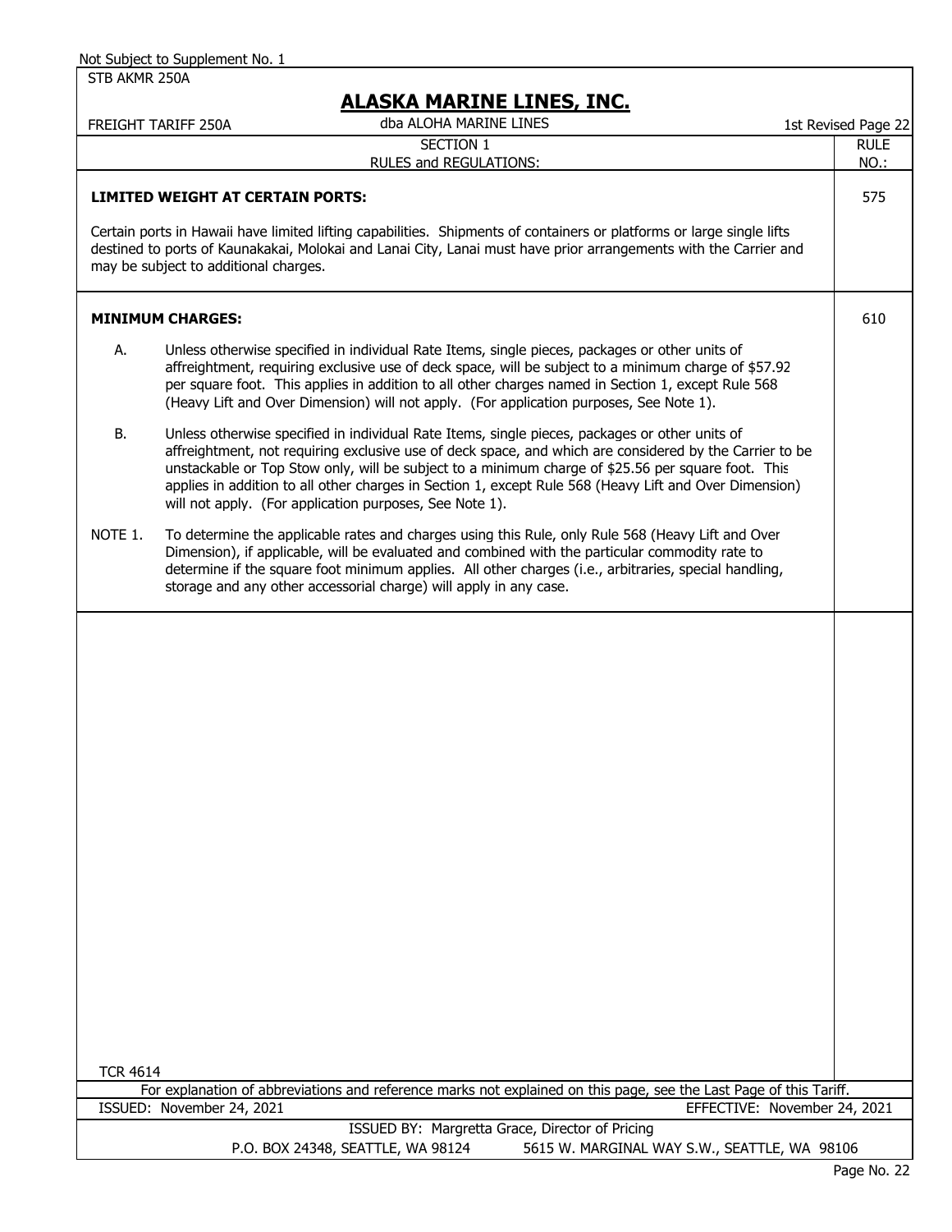## SECTION 1
## RULES and REGULATIONS:

### LIMITED WEIGHT AT CERTAIN PORTS: (RULE NO. 575)

Certain ports in Hawaii have limited lifting capabilities. Shipments of containers or platforms or large single lifts destined to ports of Kaunakakai, Molokai and Lanai City, Lanai must have prior arrangements with the Carrier and may be subject to additional charges.

### MINIMUM CHARGES: (RULE NO. 610)

A. Unless otherwise specified in individual Rate Items, single pieces, packages or other units of affreightment, requiring exclusive use of deck space, will be subject to a minimum charge of $57.92 per square foot. This applies in addition to all other charges named in Section 1, except Rule 568 (Heavy Lift and Over Dimension) will not apply. (For application purposes, See Note 1).

B. Unless otherwise specified in individual Rate Items, single pieces, packages or other units of affreightment, not requiring exclusive use of deck space, and which are considered by the Carrier to be unstackable or Top Stow only, will be subject to a minimum charge of $25.56 per square foot. This applies in addition to all other charges in Section 1, except Rule 568 (Heavy Lift and Over Dimension) will not apply. (For application purposes, See Note 1).

NOTE 1. To determine the applicable rates and charges using this Rule, only Rule 568 (Heavy Lift and Over Dimension), if applicable, will be evaluated and combined with the particular commodity rate to determine if the square foot minimum applies. All other charges (i.e., arbitraries, special handling, storage and any other accessorial charge) will apply in any case.

TCR 4614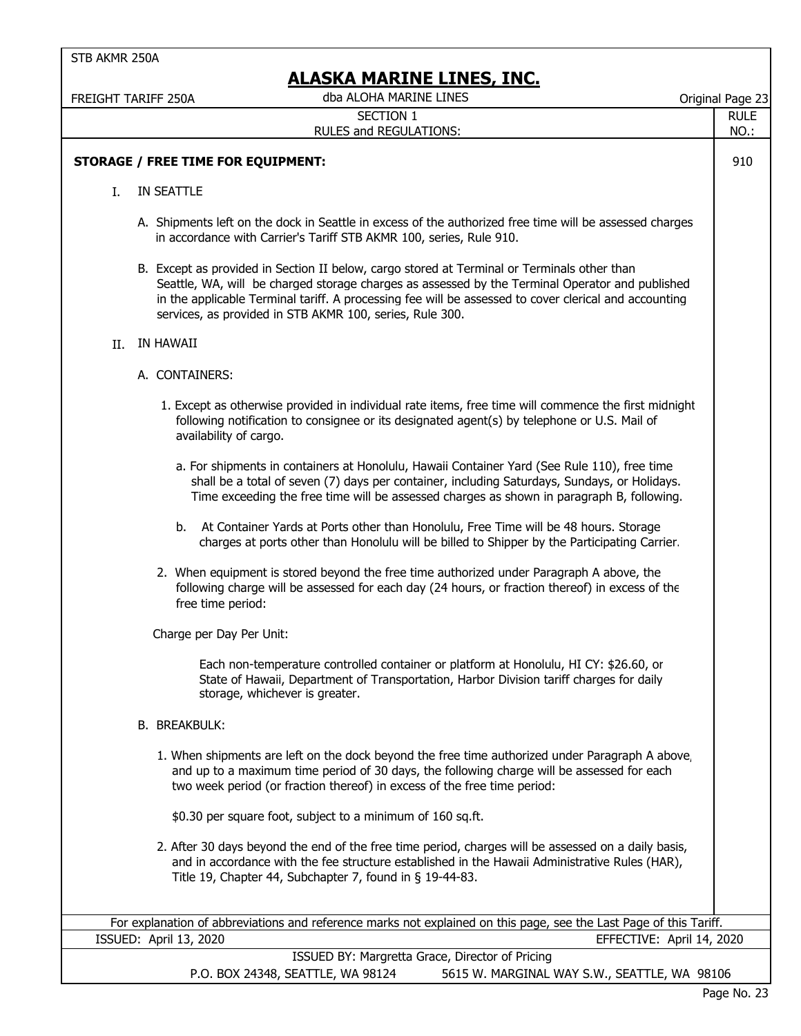# ALASKA MARINE LINES, INC.

dba ALOHA MARINE LINES

SECTION 1
RULES and REGULATIONS:

RULE NO.: 910

## STORAGE / FREE TIME FOR EQUIPMENT:

I. IN SEATTLE

A. Shipments left on the dock in Seattle in excess of the authorized free time will be assessed charges in accordance with Carrier's Tariff STB AKMR 100, series, Rule 910.

B. Except as provided in Section II below, cargo stored at Terminal or Terminals other than Seattle, WA, will be charged storage charges as assessed by the Terminal Operator and published in the applicable Terminal tariff. A processing fee will be assessed to cover clerical and accounting services, as provided in STB AKMR 100, series, Rule 300.

II. IN HAWAII

A. CONTAINERS:

1. Except as otherwise provided in individual rate items, free time will commence the first midnight following notification to consignee or its designated agent(s) by telephone or U.S. Mail of availability of cargo.

   a. For shipments in containers at Honolulu, Hawaii Container Yard (See Rule 110), free time shall be a total of seven (7) days per container, including Saturdays, Sundays, or Holidays. Time exceeding the free time will be assessed charges as shown in paragraph B, following.

   b. At Container Yards at Ports other than Honolulu, Free Time will be 48 hours. Storage charges at ports other than Honolulu will be billed to Shipper by the Participating Carrier.

2. When equipment is stored beyond the free time authorized under Paragraph A above, the following charge will be assessed for each day (24 hours, or fraction thereof) in excess of the free time period:

Charge per Day Per Unit:

Each non-temperature controlled container or platform at Honolulu, HI CY: $26.60, or State of Hawaii, Department of Transportation, Harbor Division tariff charges for daily storage, whichever is greater.

B. BREAKBULK:

1. When shipments are left on the dock beyond the free time authorized under Paragraph A above, and up to a maximum time period of 30 days, the following charge will be assessed for each two week period (or fraction thereof) in excess of the free time period:

   $0.30 per square foot, subject to a minimum of 160 sq.ft.

2. After 30 days beyond the end of the free time period, charges will be assessed on a daily basis, and in accordance with the fee structure established in the Hawaii Administrative Rules (HAR), Title 19, Chapter 44, Subchapter 7, found in § 19-44-83.

For explanation of abbreviations and reference marks not explained on this page, see the Last Page of this Tariff.

ISSUED: April 13, 2020 EFFECTIVE: April 14, 2020

ISSUED BY: Margretta Grace, Director of Pricing

P.O. BOX 24348, SEATTLE, WA 98124 5615 W. MARGINAL WAY S.W., SEATTLE, WA 98106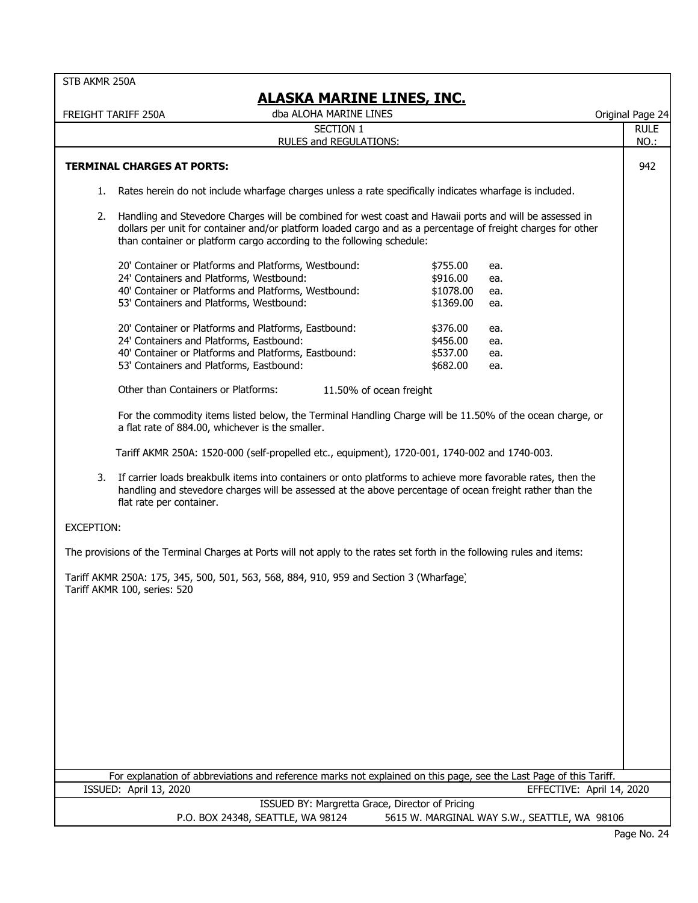STB AKMR 250A

# ALASKA MARINE LINES, INC.

FREIGHT TARIFF 250A — dba ALOHA MARINE LINES — Original Page 24

SECTION 1
RULES and REGULATIONS:

RULE NO.: 942

## TERMINAL CHARGES AT PORTS:

1. Rates herein do not include wharfage charges unless a rate specifically indicates wharfage is included.

2. Handling and Stevedore Charges will be combined for west coast and Hawaii ports and will be assessed in dollars per unit for container and/or platform loaded cargo and as a percentage of freight charges for other than container or platform cargo according to the following schedule:

| | | |
|---|---|---|
| 20' Container or Platforms and Platforms, Westbound: | \$755.00 | ea. |
| 24' Containers and Platforms, Westbound: | \$916.00 | ea. |
| 40' Container or Platforms and Platforms, Westbound: | \$1078.00 | ea. |
| 53' Containers and Platforms, Westbound: | \$1369.00 | ea. |
| 20' Container or Platforms and Platforms, Eastbound: | \$376.00 | ea. |
| 24' Containers and Platforms, Eastbound: | \$456.00 | ea. |
| 40' Container or Platforms and Platforms, Eastbound: | \$537.00 | ea. |
| 53' Containers and Platforms, Eastbound: | \$682.00 | ea. |

Other than Containers or Platforms: 11.50% of ocean freight

For the commodity items listed below, the Terminal Handling Charge will be 11.50% of the ocean charge, or a flat rate of 884.00, whichever is the smaller.

Tariff AKMR 250A: 1520-000 (self-propelled etc., equipment), 1720-001, 1740-002 and 1740-003.

3. If carrier loads breakbulk items into containers or onto platforms to achieve more favorable rates, then the handling and stevedore charges will be assessed at the above percentage of ocean freight rather than the flat rate per container.

EXCEPTION:

The provisions of the Terminal Charges at Ports will not apply to the rates set forth in the following rules and items:

Tariff AKMR 250A: 175, 345, 500, 501, 563, 568, 884, 910, 959 and Section 3 (Wharfage)
Tariff AKMR 100, series: 520

For explanation of abbreviations and reference marks not explained on this page, see the Last Page of this Tariff.

ISSUED: April 13, 2020 — EFFECTIVE: April 14, 2020

ISSUED BY: Margretta Grace, Director of Pricing
P.O. BOX 24348, SEATTLE, WA 98124 — 5615 W. MARGINAL WAY S.W., SEATTLE, WA 98106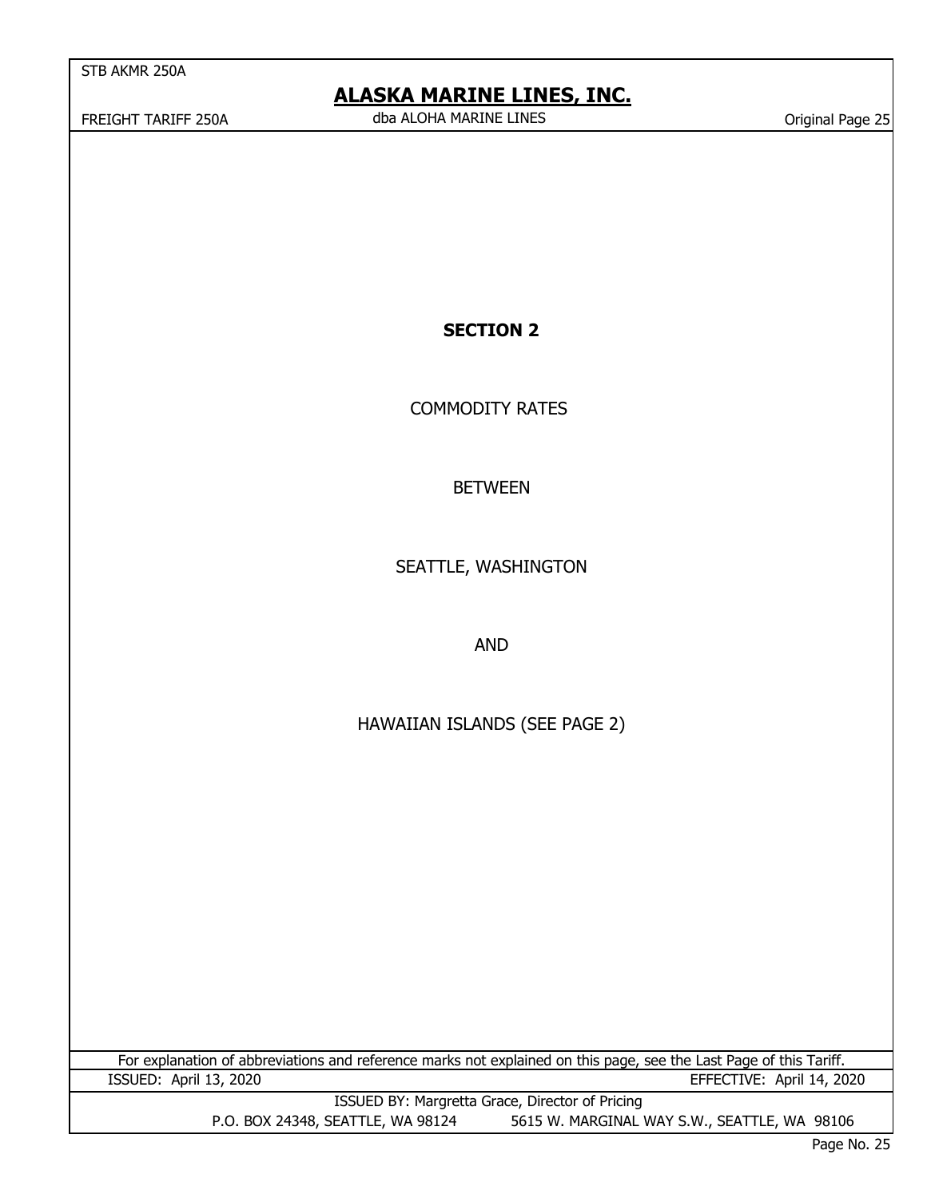## SECTION 2

COMMODITY RATES

BETWEEN

SEATTLE, WASHINGTON

AND

HAWAIIAN ISLANDS (SEE PAGE 2)

For explanation of abbreviations and reference marks not explained on this page, see the Last Page of this Tariff.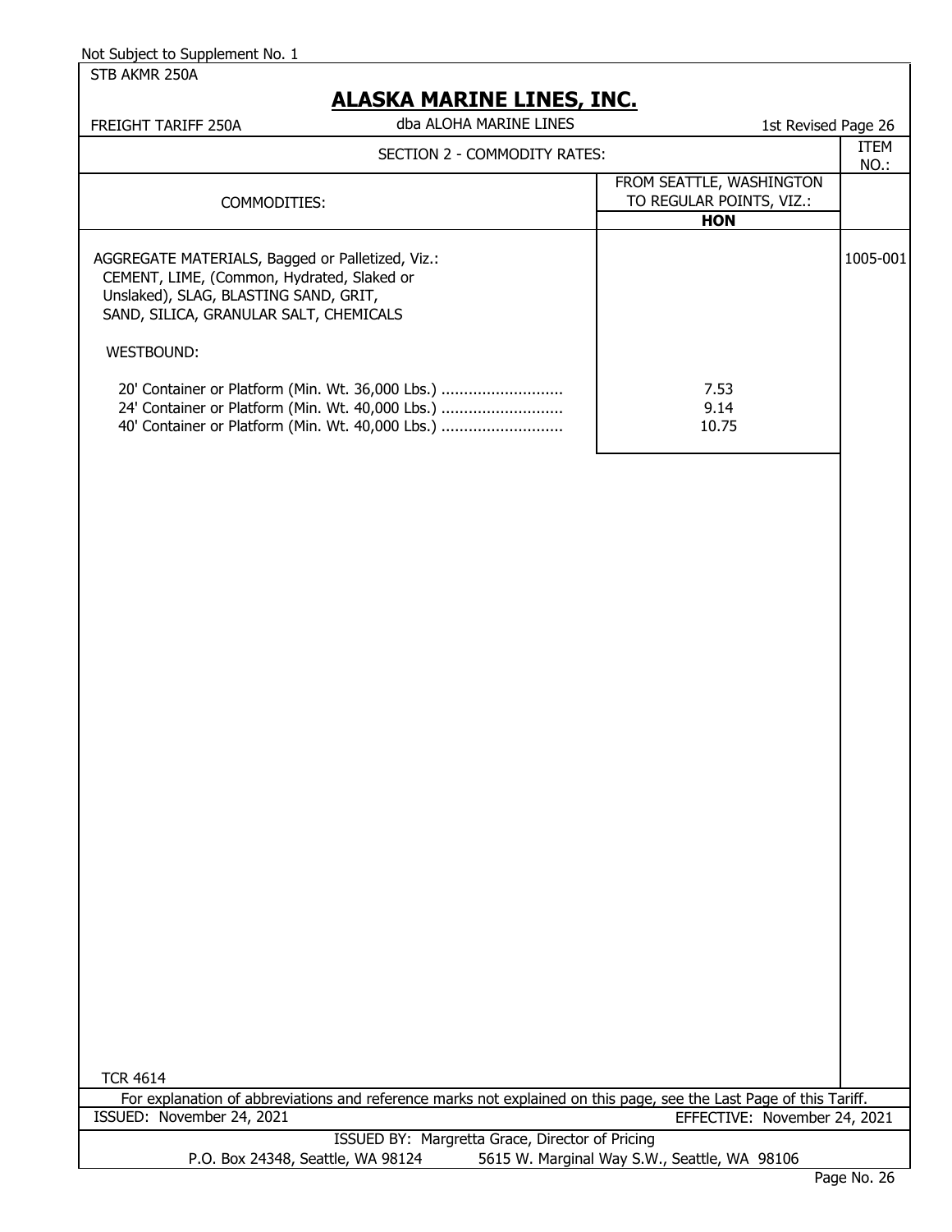Not Subject to Supplement No. 1

STB AKMR 250A

# ALASKA MARINE LINES, INC.

FREIGHT TARIFF 250A — dba ALOHA MARINE LINES — 1st Revised Page 26

SECTION 2 - COMMODITY RATES:

| COMMODITIES: | FROM SEATTLE, WASHINGTON TO REGULAR POINTS, VIZ.: HON | ITEM NO.: |
|---|---|---|
| AGGREGATE MATERIALS, Bagged or Palletized, Viz.: CEMENT, LIME, (Common, Hydrated, Slaked or Unslaked), SLAG, BLASTING SAND, GRIT, SAND, SILICA, GRANULAR SALT, CHEMICALS | | 1005-001 |
| WESTBOUND: | | |
| 20' Container or Platform (Min. Wt. 36,000 Lbs.) | 7.53 | |
| 24' Container or Platform (Min. Wt. 40,000 Lbs.) | 9.14 | |
| 40' Container or Platform (Min. Wt. 40,000 Lbs.) | 10.75 | |

TCR 4614

For explanation of abbreviations and reference marks not explained on this page, see the Last Page of this Tariff.

ISSUED: November 24, 2021 — EFFECTIVE: November 24, 2021

ISSUED BY: Margretta Grace, Director of Pricing

P.O. Box 24348, Seattle, WA 98124 — 5615 W. Marginal Way S.W., Seattle, WA 98106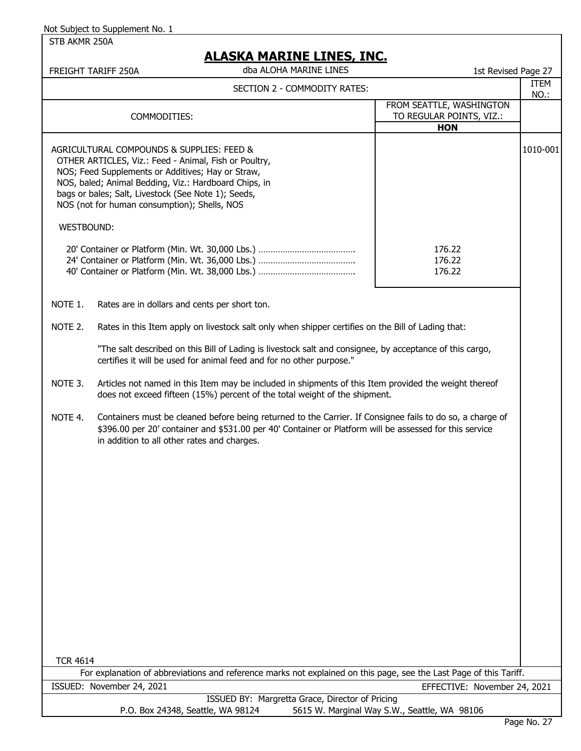Not Subject to Supplement No. 1

STB AKMR 250A

# ALASKA MARINE LINES, INC.

FREIGHT TARIFF 250A — dba ALOHA MARINE LINES — 1st Revised Page 27

## SECTION 2 - COMMODITY RATES:

| COMMODITIES: | FROM SEATTLE, WASHINGTON TO REGULAR POINTS, VIZ.: **HON** | ITEM NO.: |
|---|---|---|
| AGRICULTURAL COMPOUNDS & SUPPLIES: FEED & OTHER ARTICLES, Viz.: Feed - Animal, Fish or Poultry, NOS; Feed Supplements or Additives; Hay or Straw, NOS, baled; Animal Bedding, Viz.: Hardboard Chips, in bags or bales; Salt, Livestock (See Note 1); Seeds, NOS (not for human consumption); Shells, NOS | | 1010-001 |
| WESTBOUND: | | |
| 20' Container or Platform (Min. Wt. 30,000 Lbs.) | 176.22 | |
| 24' Container or Platform (Min. Wt. 36,000 Lbs.) | 176.22 | |
| 40' Container or Platform (Min. Wt. 38,000 Lbs.) | 176.22 | |

NOTE 1. Rates are in dollars and cents per short ton.

NOTE 2. Rates in this Item apply on livestock salt only when shipper certifies on the Bill of Lading that:

"The salt described on this Bill of Lading is livestock salt and consignee, by acceptance of this cargo, certifies it will be used for animal feed and for no other purpose."

NOTE 3. Articles not named in this Item may be included in shipments of this Item provided the weight thereof does not exceed fifteen (15%) percent of the total weight of the shipment.

NOTE 4. Containers must be cleaned before being returned to the Carrier. If Consignee fails to do so, a charge of $396.00 per 20' container and $531.00 per 40' Container or Platform will be assessed for this service in addition to all other rates and charges.

TCR 4614

For explanation of abbreviations and reference marks not explained on this page, see the Last Page of this Tariff.

ISSUED: November 24, 2021 — EFFECTIVE: November 24, 2021

ISSUED BY: Margretta Grace, Director of Pricing

P.O. Box 24348, Seattle, WA 98124 — 5615 W. Marginal Way S.W., Seattle, WA 98106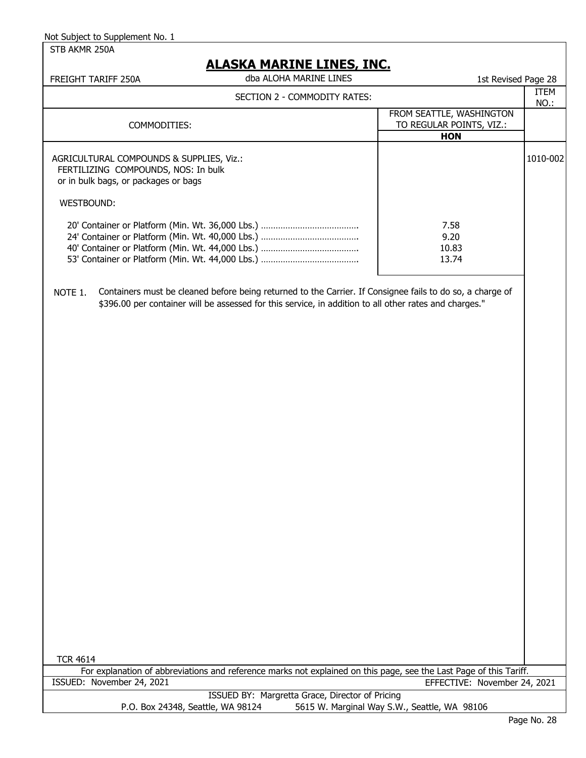Not Subject to Supplement No. 1

STB AKMR 250A

# ALASKA MARINE LINES, INC.

FREIGHT TARIFF 250A | dba ALOHA MARINE LINES | 1st Revised Page 28

SECTION 2 - COMMODITY RATES:

| COMMODITIES: | FROM SEATTLE, WASHINGTON TO REGULAR POINTS, VIZ.: **HON** | ITEM NO.: |
|---|---|---|
| AGRICULTURAL COMPOUNDS & SUPPLIES, Viz.: FERTILIZING COMPOUNDS, NOS: In bulk or in bulk bags, or packages or bags | | 1010-002 |
| WESTBOUND: | | |
| 20' Container or Platform (Min. Wt. 36,000 Lbs.) | 7.58 | |
| 24' Container or Platform (Min. Wt. 40,000 Lbs.) | 9.20 | |
| 40' Container or Platform (Min. Wt. 44,000 Lbs.) | 10.83 | |
| 53' Container or Platform (Min. Wt. 44,000 Lbs.) | 13.74 | |

NOTE 1. Containers must be cleaned before being returned to the Carrier. If Consignee fails to do so, a charge of $396.00 per container will be assessed for this service, in addition to all other rates and charges."

TCR 4614

For explanation of abbreviations and reference marks not explained on this page, see the Last Page of this Tariff.

ISSUED: November 24, 2021 | EFFECTIVE: November 24, 2021

ISSUED BY: Margretta Grace, Director of Pricing

P.O. Box 24348, Seattle, WA 98124 | 5615 W. Marginal Way S.W., Seattle, WA 98106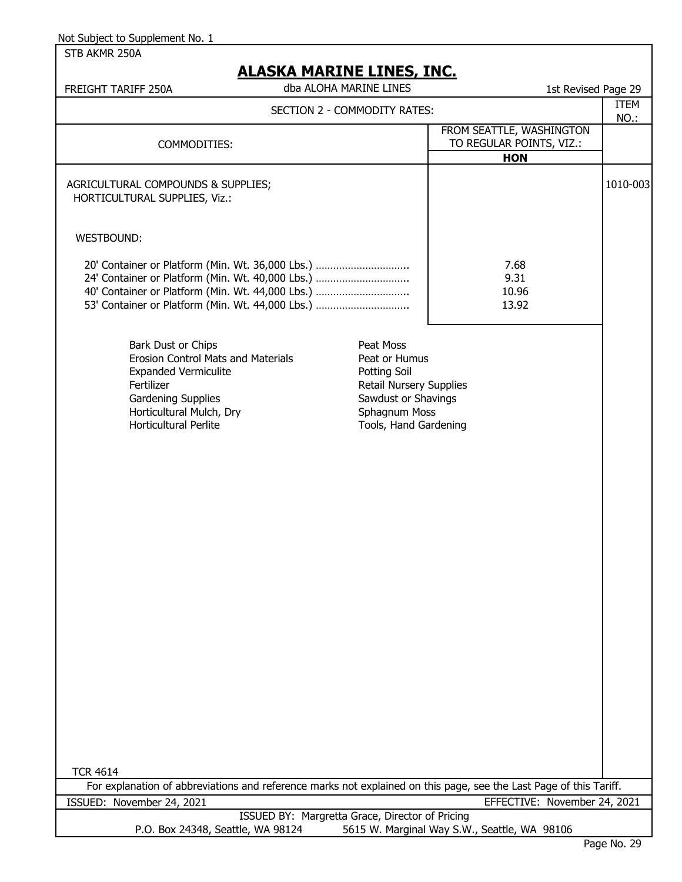Not Subject to Supplement No. 1

STB AKMR 250A

# ALASKA MARINE LINES, INC.

FREIGHT TARIFF 250A — dba ALOHA MARINE LINES — 1st Revised Page 29

## SECTION 2 - COMMODITY RATES:

| COMMODITIES: | FROM SEATTLE, WASHINGTON TO REGULAR POINTS, VIZ.: HON | ITEM NO.: |
|---|---|---|
| AGRICULTURAL COMPOUNDS & SUPPLIES; HORTICULTURAL SUPPLIES, Viz.: | | 1010-003 |
| WESTBOUND: | | |
| 20' Container or Platform (Min. Wt. 36,000 Lbs.) ................................ | 7.68 | |
| 24' Container or Platform (Min. Wt. 40,000 Lbs.) ................................ | 9.31 | |
| 40' Container or Platform (Min. Wt. 44,000 Lbs.) ................................ | 10.96 | |
| 53' Container or Platform (Min. Wt. 44,000 Lbs.) ................................ | 13.92 | |

- Bark Dust or Chips
- Erosion Control Mats and Materials
- Expanded Vermiculite
- Fertilizer
- Gardening Supplies
- Horticultural Mulch, Dry
- Horticultural Perlite
- Peat Moss
- Peat or Humus
- Potting Soil
- Retail Nursery Supplies
- Sawdust or Shavings
- Sphagnum Moss
- Tools, Hand Gardening

TCR 4614

For explanation of abbreviations and reference marks not explained on this page, see the Last Page of this Tariff.

ISSUED: November 24, 2021 — EFFECTIVE: November 24, 2021

ISSUED BY: Margretta Grace, Director of Pricing

P.O. Box 24348, Seattle, WA 98124 — 5615 W. Marginal Way S.W., Seattle, WA 98106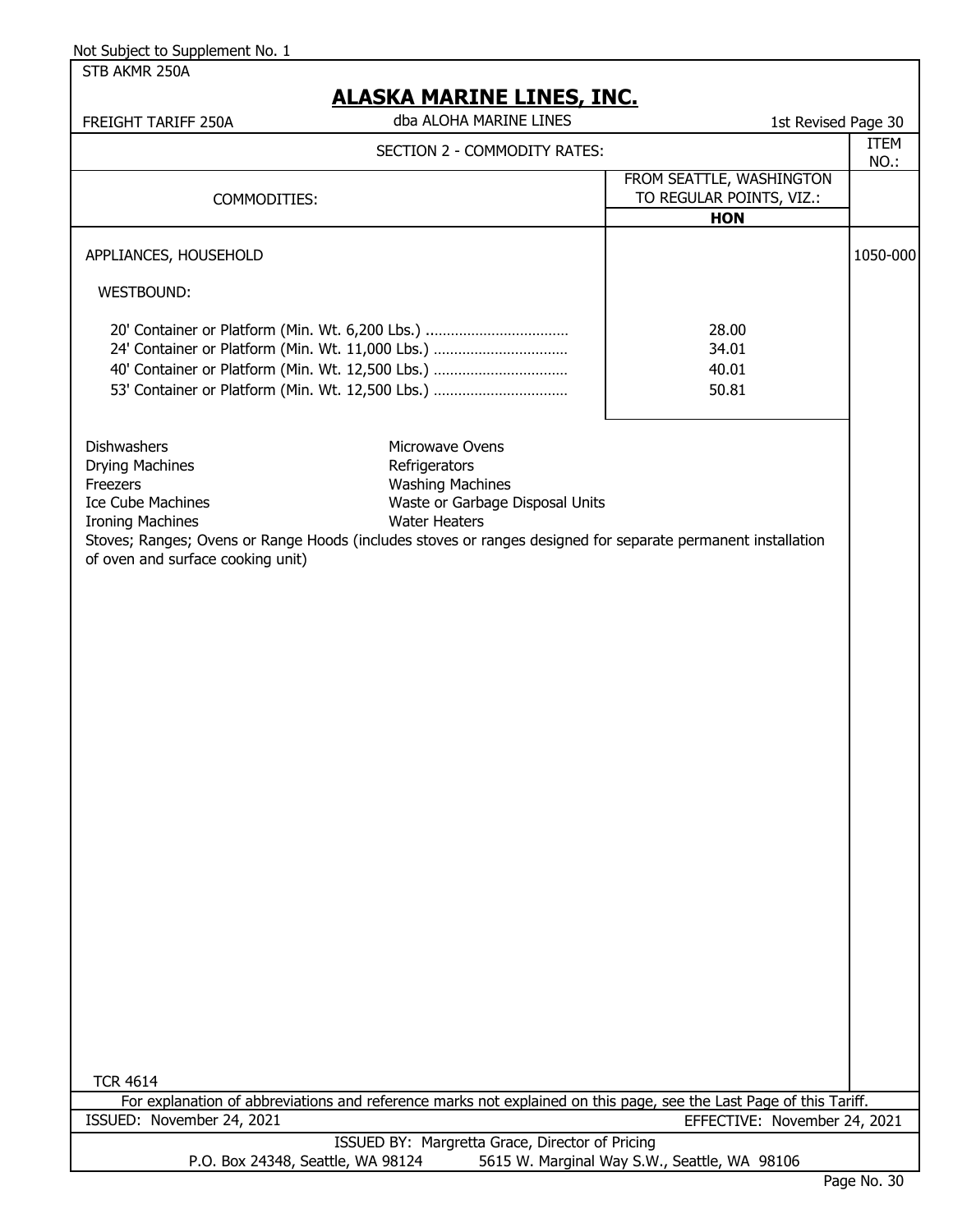Not Subject to Supplement No. 1

STB AKMR 250A

# ALASKA MARINE LINES, INC.

FREIGHT TARIFF 250A — dba ALOHA MARINE LINES — 1st Revised Page 30

## SECTION 2 - COMMODITY RATES:

| COMMODITIES: | FROM SEATTLE, WASHINGTON TO REGULAR POINTS, VIZ.: **HON** | ITEM NO.: |
|---|---|---|
| APPLIANCES, HOUSEHOLD | | 1050-000 |
| WESTBOUND: | | |
| 20' Container or Platform (Min. Wt. 6,200 Lbs.) | 28.00 | |
| 24' Container or Platform (Min. Wt. 11,000 Lbs.) | 34.01 | |
| 40' Container or Platform (Min. Wt. 12,500 Lbs.) | 40.01 | |
| 53' Container or Platform (Min. Wt. 12,500 Lbs.) | 50.81 | |

- Dishwashers
- Drying Machines
- Freezers
- Ice Cube Machines
- Ironing Machines
- Microwave Ovens
- Refrigerators
- Washing Machines
- Waste or Garbage Disposal Units
- Water Heaters

Stoves; Ranges; Ovens or Range Hoods (includes stoves or ranges designed for separate permanent installation of oven and surface cooking unit)

TCR 4614

For explanation of abbreviations and reference marks not explained on this page, see the Last Page of this Tariff.

ISSUED: November 24, 2021 — EFFECTIVE: November 24, 2021

ISSUED BY: Margretta Grace, Director of Pricing

P.O. Box 24348, Seattle, WA 98124 — 5615 W. Marginal Way S.W., Seattle, WA 98106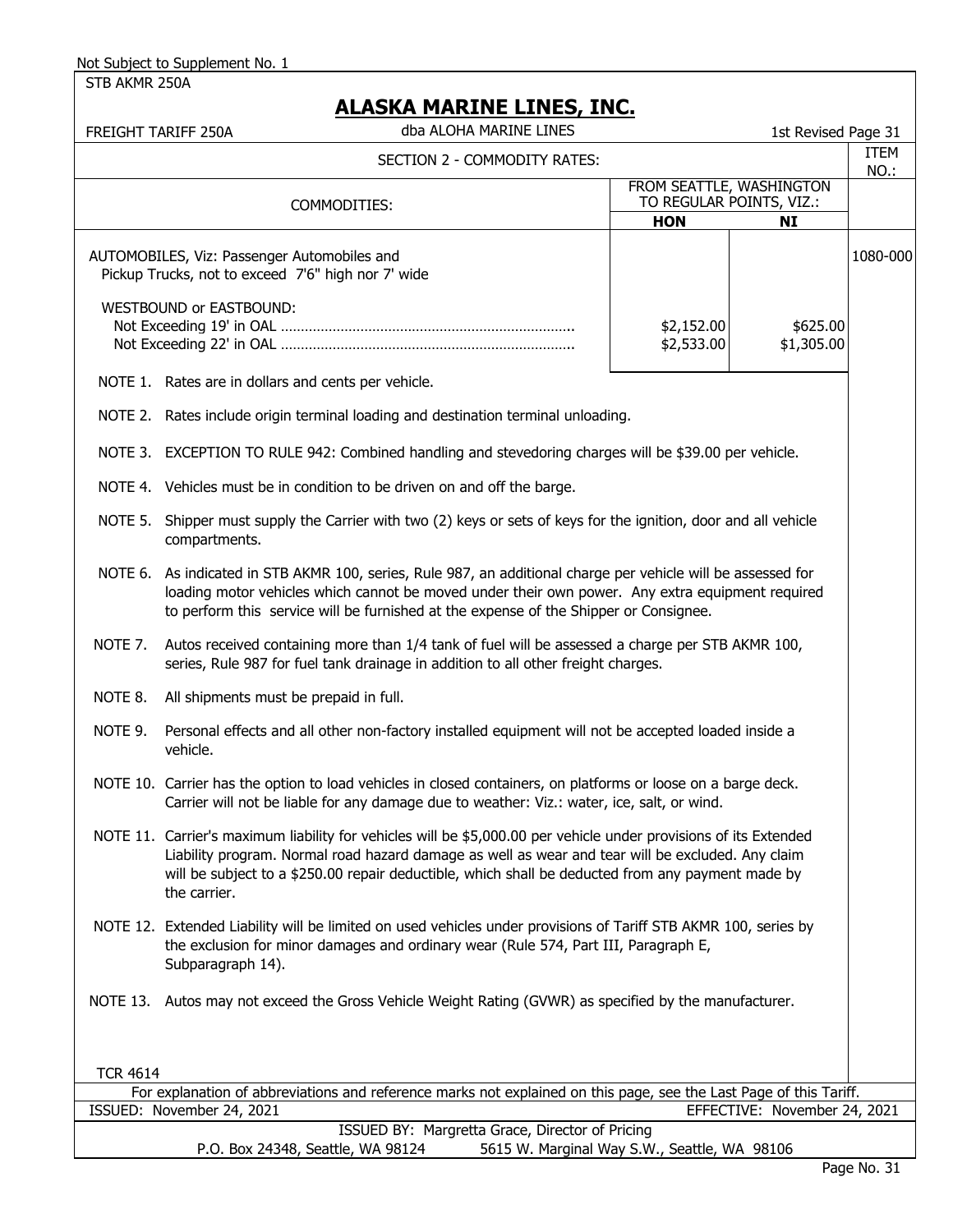Not Subject to Supplement No. 1

STB AKMR 250A

# ALASKA MARINE LINES, INC.

FREIGHT TARIFF 250A — dba ALOHA MARINE LINES — 1st Revised Page 31

## SECTION 2 - COMMODITY RATES:

| COMMODITIES: | FROM SEATTLE, WASHINGTON TO REGULAR POINTS, VIZ.: HON | NI | ITEM NO.: |
|---|---|---|---|
| AUTOMOBILES, Viz: Passenger Automobiles and Pickup Trucks, not to exceed 7'6" high nor 7' wide | | | 1080-000 |
| WESTBOUND or EASTBOUND: | | | |
| Not Exceeding 19' in OAL | $2,152.00 | $625.00 | |
| Not Exceeding 22' in OAL | $2,533.00 | $1,305.00 | |

NOTE 1. Rates are in dollars and cents per vehicle.

NOTE 2. Rates include origin terminal loading and destination terminal unloading.

NOTE 3. EXCEPTION TO RULE 942: Combined handling and stevedoring charges will be $39.00 per vehicle.

NOTE 4. Vehicles must be in condition to be driven on and off the barge.

NOTE 5. Shipper must supply the Carrier with two (2) keys or sets of keys for the ignition, door and all vehicle compartments.

NOTE 6. As indicated in STB AKMR 100, series, Rule 987, an additional charge per vehicle will be assessed for loading motor vehicles which cannot be moved under their own power. Any extra equipment required to perform this service will be furnished at the expense of the Shipper or Consignee.

NOTE 7. Autos received containing more than 1/4 tank of fuel will be assessed a charge per STB AKMR 100, series, Rule 987 for fuel tank drainage in addition to all other freight charges.

NOTE 8. All shipments must be prepaid in full.

NOTE 9. Personal effects and all other non-factory installed equipment will not be accepted loaded inside a vehicle.

NOTE 10. Carrier has the option to load vehicles in closed containers, on platforms or loose on a barge deck. Carrier will not be liable for any damage due to weather: Viz.: water, ice, salt, or wind.

NOTE 11. Carrier's maximum liability for vehicles will be $5,000.00 per vehicle under provisions of its Extended Liability program. Normal road hazard damage as well as wear and tear will be excluded. Any claim will be subject to a $250.00 repair deductible, which shall be deducted from any payment made by the carrier.

NOTE 12. Extended Liability will be limited on used vehicles under provisions of Tariff STB AKMR 100, series by the exclusion for minor damages and ordinary wear (Rule 574, Part III, Paragraph E, Subparagraph 14).

NOTE 13. Autos may not exceed the Gross Vehicle Weight Rating (GVWR) as specified by the manufacturer.

TCR 4614

For explanation of abbreviations and reference marks not explained on this page, see the Last Page of this Tariff.

ISSUED: November 24, 2021 — EFFECTIVE: November 24, 2021

ISSUED BY: Margretta Grace, Director of Pricing

P.O. Box 24348, Seattle, WA 98124 — 5615 W. Marginal Way S.W., Seattle, WA 98106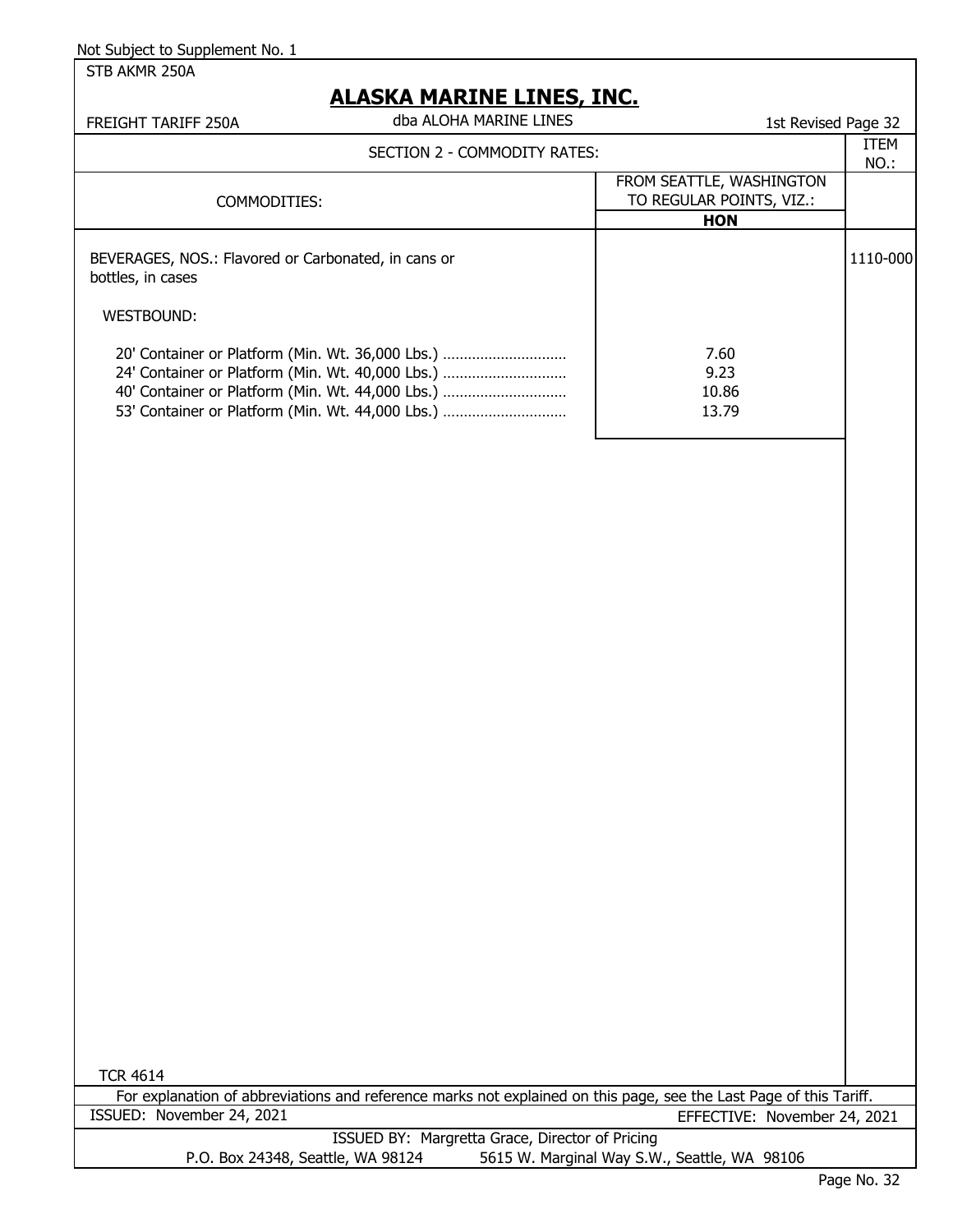Not Subject to Supplement No. 1

STB AKMR 250A

# ALASKA MARINE LINES, INC.

FREIGHT TARIFF 250A — dba ALOHA MARINE LINES — 1st Revised Page 32

## SECTION 2 - COMMODITY RATES:

| COMMODITIES: | FROM SEATTLE, WASHINGTON TO REGULAR POINTS, VIZ.: **HON** | ITEM NO.: |
|---|---|---|
| BEVERAGES, NOS.: Flavored or Carbonated, in cans or bottles, in cases | | 1110-000 |
| WESTBOUND: | | |
| 20' Container or Platform (Min. Wt. 36,000 Lbs.) | 7.60 | |
| 24' Container or Platform (Min. Wt. 40,000 Lbs.) | 9.23 | |
| 40' Container or Platform (Min. Wt. 44,000 Lbs.) | 10.86 | |
| 53' Container or Platform (Min. Wt. 44,000 Lbs.) | 13.79 | |

TCR 4614

For explanation of abbreviations and reference marks not explained on this page, see the Last Page of this Tariff.

ISSUED: November 24, 2021 — EFFECTIVE: November 24, 2021

ISSUED BY: Margretta Grace, Director of Pricing

P.O. Box 24348, Seattle, WA 98124 — 5615 W. Marginal Way S.W., Seattle, WA 98106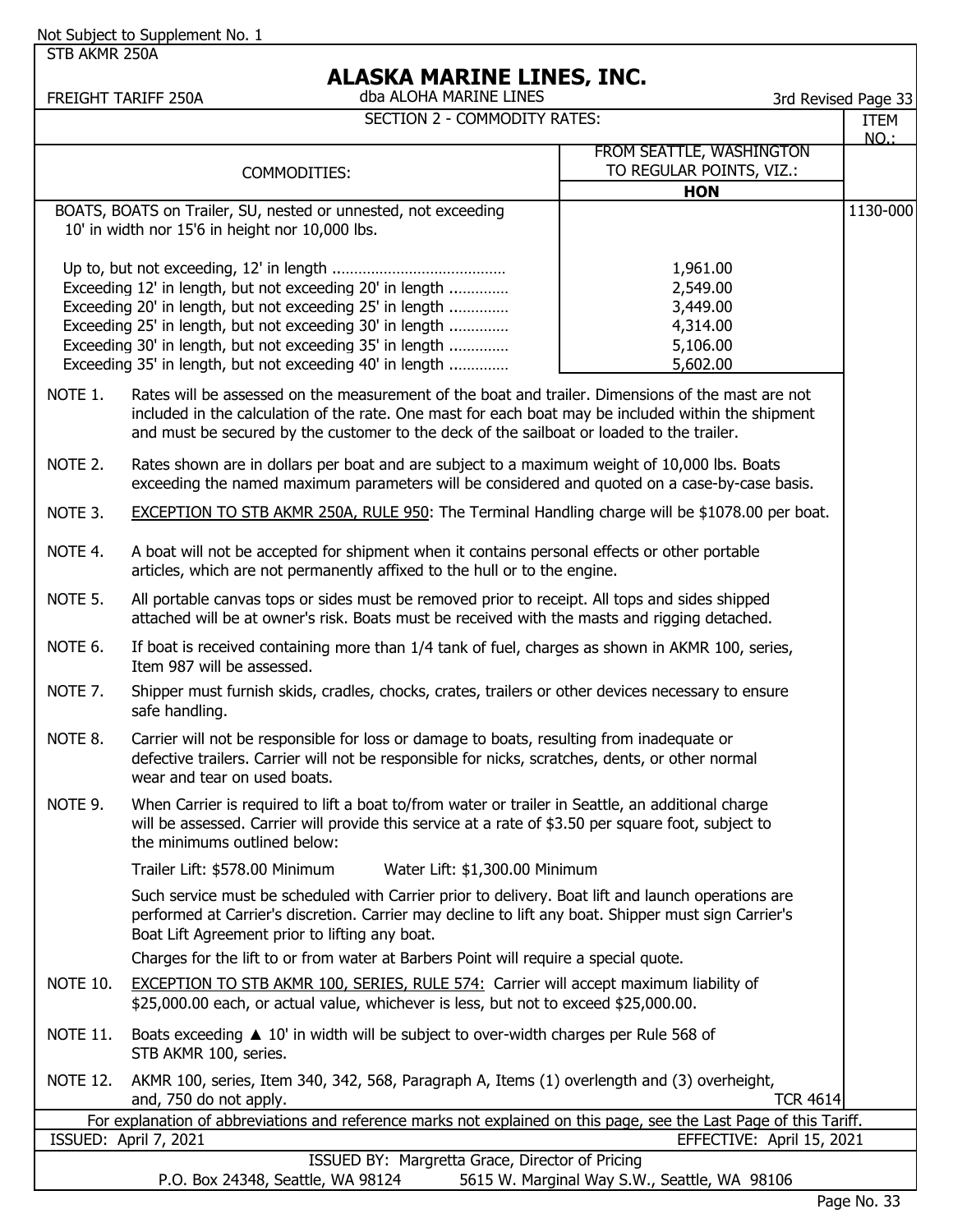Not Subject to Supplement No. 1

STB AKMR 250A

# ALASKA MARINE LINES, INC.

FREIGHT TARIFF 250A — dba ALOHA MARINE LINES — 3rd Revised Page 33

## SECTION 2 - COMMODITY RATES:

| COMMODITIES: | FROM SEATTLE, WASHINGTON TO REGULAR POINTS, VIZ.: HON | ITEM NO.: |
|---|---|---|
| BOATS, BOATS on Trailer, SU, nested or unnested, not exceeding 10' in width nor 15'6 in height nor 10,000 lbs. | | 1130-000 |
| Up to, but not exceeding, 12' in length ........................................ | 1,961.00 | |
| Exceeding 12' in length, but not exceeding 20' in length ............. | 2,549.00 | |
| Exceeding 20' in length, but not exceeding 25' in length ............. | 3,449.00 | |
| Exceeding 25' in length, but not exceeding 30' in length ............. | 4,314.00 | |
| Exceeding 30' in length, but not exceeding 35' in length ............. | 5,106.00 | |
| Exceeding 35' in length, but not exceeding 40' in length ............. | 5,602.00 | |

NOTE 1. Rates will be assessed on the measurement of the boat and trailer. Dimensions of the mast are not included in the calculation of the rate. One mast for each boat may be included within the shipment and must be secured by the customer to the deck of the sailboat or loaded to the trailer.

NOTE 2. Rates shown are in dollars per boat and are subject to a maximum weight of 10,000 lbs. Boats exceeding the named maximum parameters will be considered and quoted on a case-by-case basis.

NOTE 3. EXCEPTION TO STB AKMR 250A, RULE 950: The Terminal Handling charge will be $1078.00 per boat.

NOTE 4. A boat will not be accepted for shipment when it contains personal effects or other portable articles, which are not permanently affixed to the hull or to the engine.

NOTE 5. All portable canvas tops or sides must be removed prior to receipt. All tops and sides shipped attached will be at owner's risk. Boats must be received with the masts and rigging detached.

NOTE 6. If boat is received containing more than 1/4 tank of fuel, charges as shown in AKMR 100, series, Item 987 will be assessed.

NOTE 7. Shipper must furnish skids, cradles, chocks, crates, trailers or other devices necessary to ensure safe handling.

NOTE 8. Carrier will not be responsible for loss or damage to boats, resulting from inadequate or defective trailers. Carrier will not be responsible for nicks, scratches, dents, or other normal wear and tear on used boats.

NOTE 9. When Carrier is required to lift a boat to/from water or trailer in Seattle, an additional charge will be assessed. Carrier will provide this service at a rate of $3.50 per square foot, subject to the minimums outlined below:

Trailer Lift: $578.00 Minimum    Water Lift: $1,300.00 Minimum

Such service must be scheduled with Carrier prior to delivery. Boat lift and launch operations are performed at Carrier's discretion. Carrier may decline to lift any boat. Shipper must sign Carrier's Boat Lift Agreement prior to lifting any boat.

Charges for the lift to or from water at Barbers Point will require a special quote.

NOTE 10. EXCEPTION TO STB AKMR 100, SERIES, RULE 574: Carrier will accept maximum liability of $25,000.00 each, or actual value, whichever is less, but not to exceed $25,000.00.

NOTE 11. Boats exceeding ▲ 10' in width will be subject to over-width charges per Rule 568 of STB AKMR 100, series.

NOTE 12. AKMR 100, series, Item 340, 342, 568, Paragraph A, Items (1) overlength and (3) overheight, and, 750 do not apply.

TCR 4614

For explanation of abbreviations and reference marks not explained on this page, see the Last Page of this Tariff.

ISSUED: April 7, 2021    EFFECTIVE: April 15, 2021

ISSUED BY: Margretta Grace, Director of Pricing

P.O. Box 24348, Seattle, WA 98124    5615 W. Marginal Way S.W., Seattle, WA 98106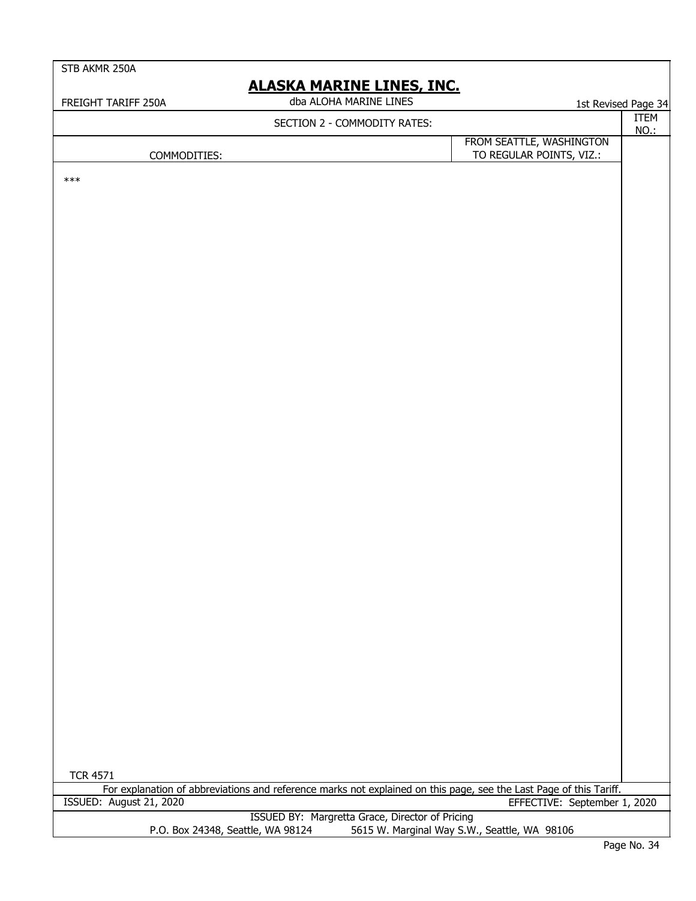STB AKMR 250A

# ALASKA MARINE LINES, INC.

dba ALOHA MARINE LINES

FREIGHT TARIFF 250A

1st Revised Page 34

SECTION 2 - COMMODITY RATES:

| COMMODITIES: | FROM SEATTLE, WASHINGTON TO REGULAR POINTS, VIZ.: | ITEM NO.: |
|---|---|---|
| *** | | |

TCR 4571

For explanation of abbreviations and reference marks not explained on this page, see the Last Page of this Tariff.

ISSUED: August 21, 2020

EFFECTIVE: September 1, 2020

ISSUED BY: Margretta Grace, Director of Pricing

P.O. Box 24348, Seattle, WA 98124    5615 W. Marginal Way S.W., Seattle, WA 98106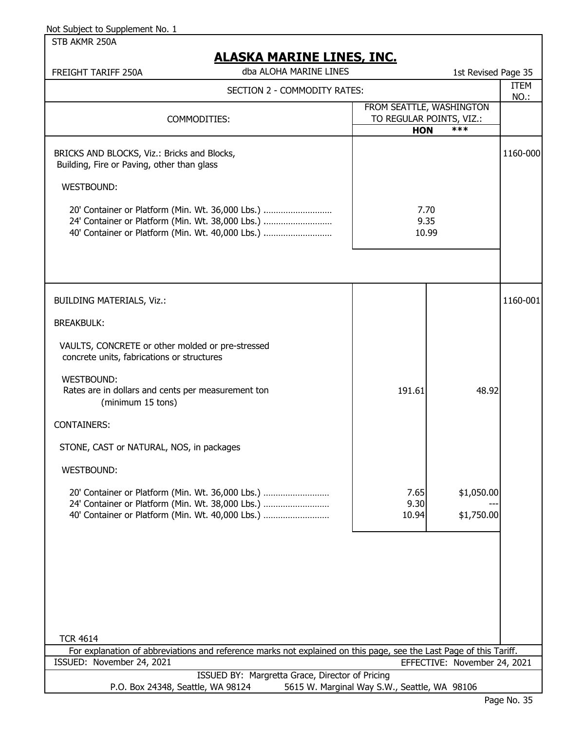Not Subject to Supplement No. 1

STB AKMR 250A

# ALASKA MARINE LINES, INC.

FREIGHT TARIFF 250A — dba ALOHA MARINE LINES — 1st Revised Page 35

## SECTION 2 - COMMODITY RATES:

| COMMODITIES: | FROM SEATTLE, WASHINGTON TO REGULAR POINTS, VIZ.: HON | *** | ITEM NO.: |
|---|---|---|---|
| BRICKS AND BLOCKS, Viz.: Bricks and Blocks, Building, Fire or Paving, other than glass | | | 1160-000 |
| WESTBOUND: | | | |
| 20' Container or Platform (Min. Wt. 36,000 Lbs.) | 7.70 | | |
| 24' Container or Platform (Min. Wt. 38,000 Lbs.) | 9.35 | | |
| 40' Container or Platform (Min. Wt. 40,000 Lbs.) | 10.99 | | |
| BUILDING MATERIALS, Viz.: | | | 1160-001 |
| BREAKBULK: | | | |
| VAULTS, CONCRETE or other molded or pre-stressed concrete units, fabrications or structures | | | |
| WESTBOUND: Rates are in dollars and cents per measurement ton (minimum 15 tons) | 191.61 | 48.92 | |
| CONTAINERS: | | | |
| STONE, CAST or NATURAL, NOS, in packages | | | |
| WESTBOUND: | | | |
| 20' Container or Platform (Min. Wt. 36,000 Lbs.) | 7.65 | $1,050.00 | |
| 24' Container or Platform (Min. Wt. 38,000 Lbs.) | 9.30 | --- | |
| 40' Container or Platform (Min. Wt. 40,000 Lbs.) | 10.94 | $1,750.00 | |

TCR 4614

For explanation of abbreviations and reference marks not explained on this page, see the Last Page of this Tariff.

ISSUED: November 24, 2021 — EFFECTIVE: November 24, 2021

ISSUED BY: Margretta Grace, Director of Pricing

P.O. Box 24348, Seattle, WA 98124 — 5615 W. Marginal Way S.W., Seattle, WA 98106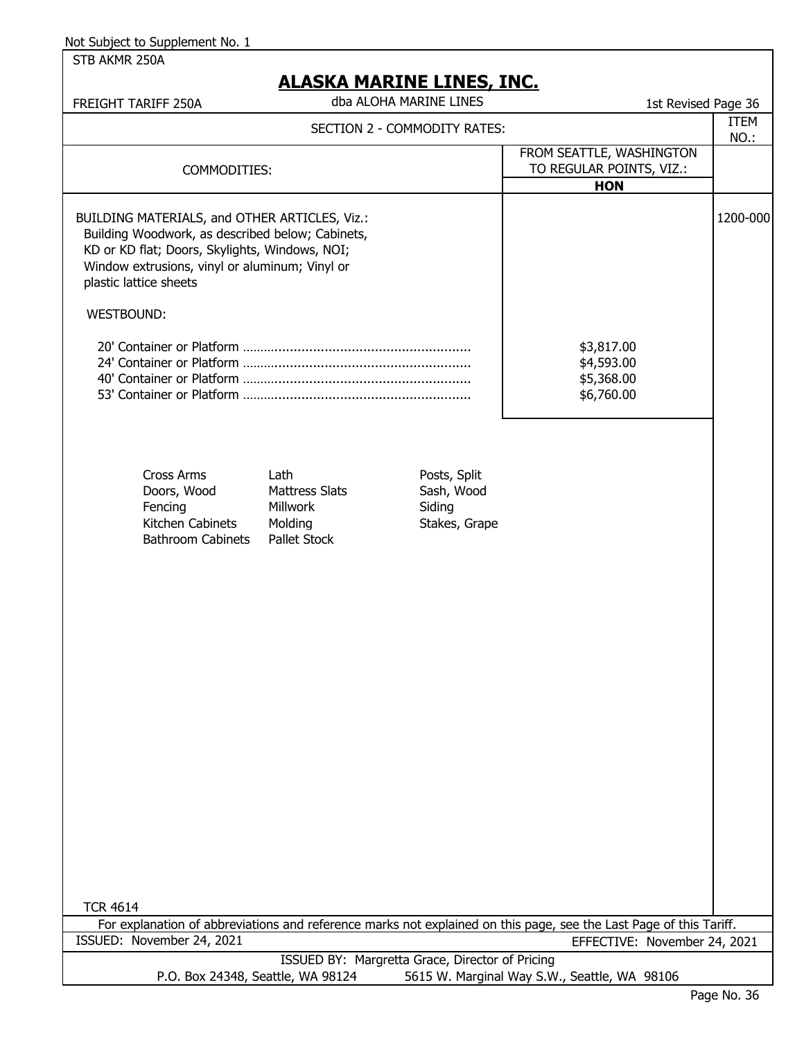Not Subject to Supplement No. 1

STB AKMR 250A

# ALASKA MARINE LINES, INC.

FREIGHT TARIFF 250A — dba ALOHA MARINE LINES — 1st Revised Page 36

## SECTION 2 - COMMODITY RATES:

| COMMODITIES: | FROM SEATTLE, WASHINGTON TO REGULAR POINTS, VIZ.: **HON** | ITEM NO.: |
|---|---|---|
| BUILDING MATERIALS, and OTHER ARTICLES, Viz.: Building Woodwork, as described below; Cabinets, KD or KD flat; Doors, Skylights, Windows, NOI; Window extrusions, vinyl or aluminum; Vinyl or plastic lattice sheets | | 1200-000 |
| WESTBOUND: | | |
| 20' Container or Platform | $3,817.00 | |
| 24' Container or Platform | $4,593.00 | |
| 40' Container or Platform | $5,368.00 | |
| 53' Container or Platform | $6,760.00 | |

| | | |
|---|---|---|
| Cross Arms | Lath | Posts, Split |
| Doors, Wood | Mattress Slats | Sash, Wood |
| Fencing | Millwork | Siding |
| Kitchen Cabinets | Molding | Stakes, Grape |
| Bathroom Cabinets | Pallet Stock | |

TCR 4614

For explanation of abbreviations and reference marks not explained on this page, see the Last Page of this Tariff.

ISSUED: November 24, 2021 — EFFECTIVE: November 24, 2021

ISSUED BY: Margretta Grace, Director of Pricing

P.O. Box 24348, Seattle, WA 98124 — 5615 W. Marginal Way S.W., Seattle, WA 98106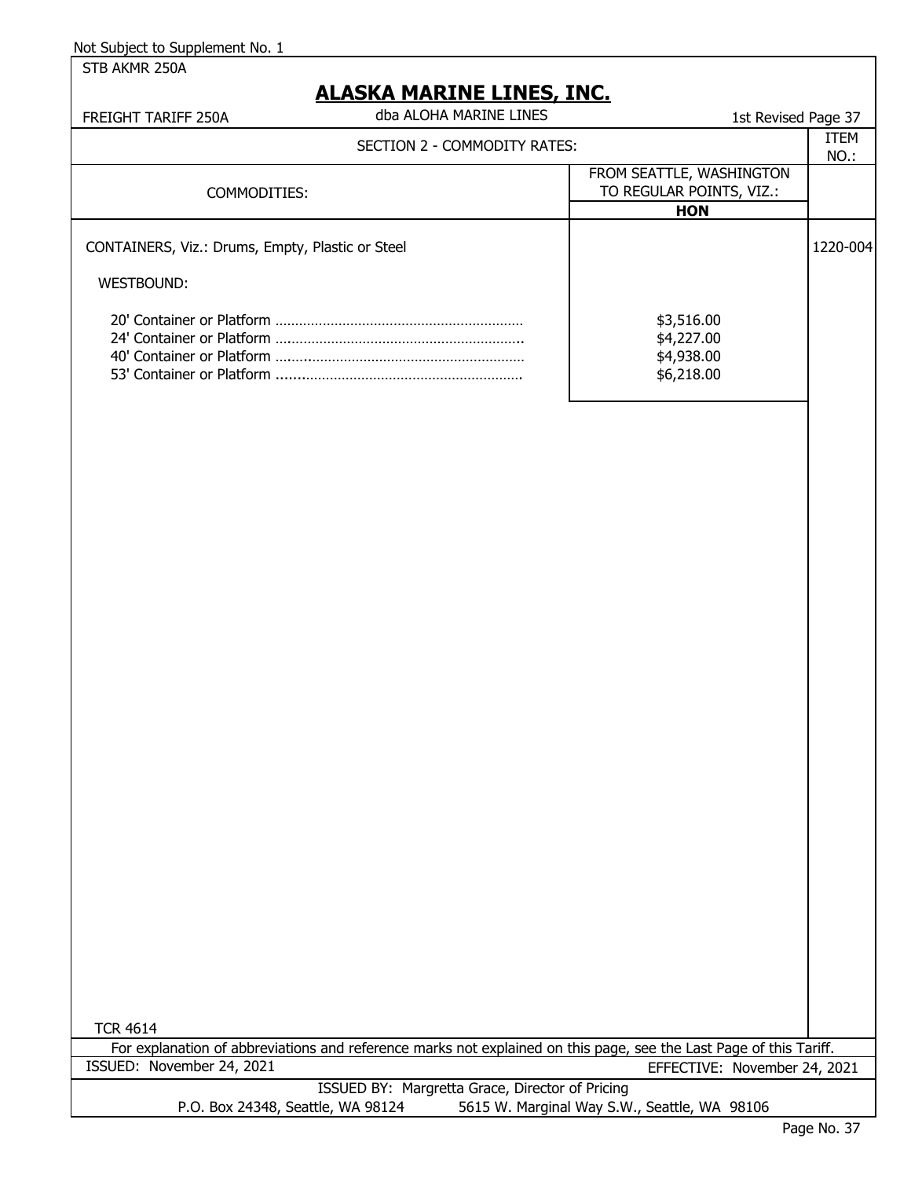Not Subject to Supplement No. 1

STB AKMR 250A

# ALASKA MARINE LINES, INC.

FREIGHT TARIFF 250A — dba ALOHA MARINE LINES — 1st Revised Page 37

## SECTION 2 - COMMODITY RATES:

| COMMODITIES: | FROM SEATTLE, WASHINGTON TO REGULAR POINTS, VIZ.: **HON** | ITEM NO.: |
|---|---|---|
| CONTAINERS, Viz.: Drums, Empty, Plastic or Steel | | 1220-004 |
| WESTBOUND: | | |
| 20' Container or Platform | $3,516.00 | |
| 24' Container or Platform | $4,227.00 | |
| 40' Container or Platform | $4,938.00 | |
| 53' Container or Platform | $6,218.00 | |

TCR 4614

For explanation of abbreviations and reference marks not explained on this page, see the Last Page of this Tariff.

ISSUED: November 24, 2021 — EFFECTIVE: November 24, 2021

ISSUED BY: Margretta Grace, Director of Pricing

P.O. Box 24348, Seattle, WA 98124 — 5615 W. Marginal Way S.W., Seattle, WA 98106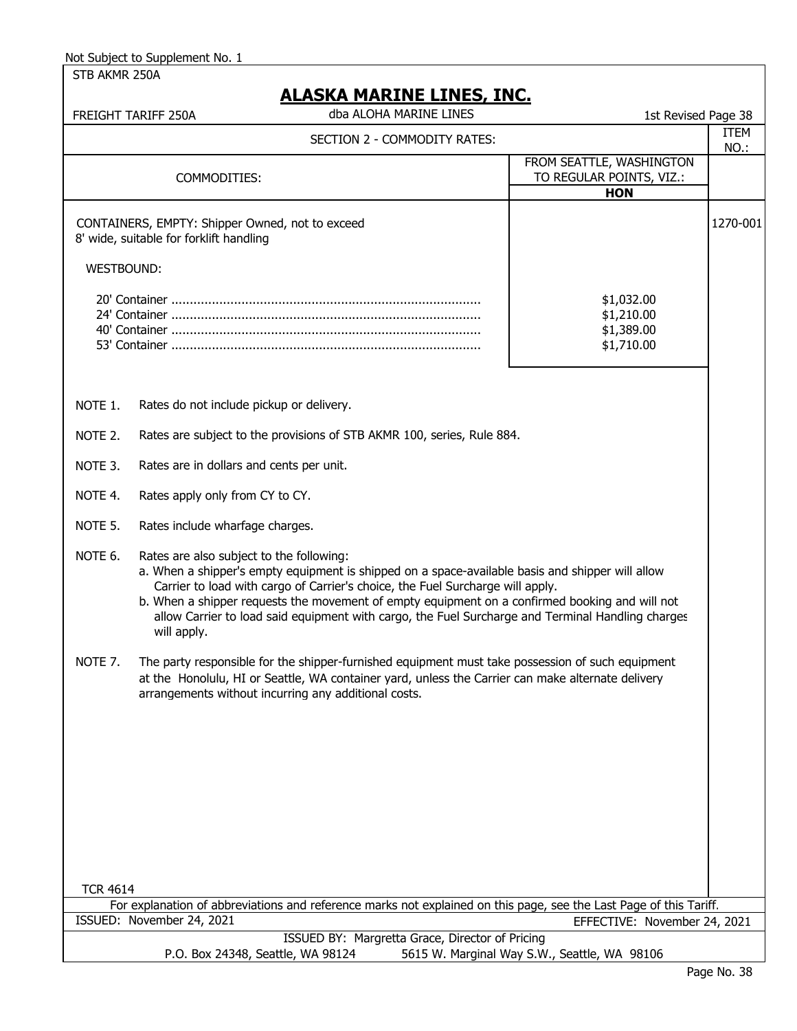Not Subject to Supplement No. 1

STB AKMR 250A

# ALASKA MARINE LINES, INC.

FREIGHT TARIFF 250A — dba ALOHA MARINE LINES — 1st Revised Page 38

## SECTION 2 - COMMODITY RATES:

| COMMODITIES: | FROM SEATTLE, WASHINGTON TO REGULAR POINTS, VIZ.: **HON** | ITEM NO.: |
|---|---|---|
| CONTAINERS, EMPTY: Shipper Owned, not to exceed 8' wide, suitable for forklift handling | | 1270-001 |
| WESTBOUND: | | |
| 20' Container | $1,032.00 | |
| 24' Container | $1,210.00 | |
| 40' Container | $1,389.00 | |
| 53' Container | $1,710.00 | |

NOTE 1. Rates do not include pickup or delivery.

NOTE 2. Rates are subject to the provisions of STB AKMR 100, series, Rule 884.

NOTE 3. Rates are in dollars and cents per unit.

NOTE 4. Rates apply only from CY to CY.

NOTE 5. Rates include wharfage charges.

NOTE 6. Rates are also subject to the following:
- a. When a shipper's empty equipment is shipped on a space-available basis and shipper will allow Carrier to load with cargo of Carrier's choice, the Fuel Surcharge will apply.
- b. When a shipper requests the movement of empty equipment on a confirmed booking and will not allow Carrier to load said equipment with cargo, the Fuel Surcharge and Terminal Handling charges will apply.

NOTE 7. The party responsible for the shipper-furnished equipment must take possession of such equipment at the Honolulu, HI or Seattle, WA container yard, unless the Carrier can make alternate delivery arrangements without incurring any additional costs.

TCR 4614

For explanation of abbreviations and reference marks not explained on this page, see the Last Page of this Tariff.

ISSUED: November 24, 2021 — EFFECTIVE: November 24, 2021

ISSUED BY: Margretta Grace, Director of Pricing

P.O. Box 24348, Seattle, WA 98124 — 5615 W. Marginal Way S.W., Seattle, WA 98106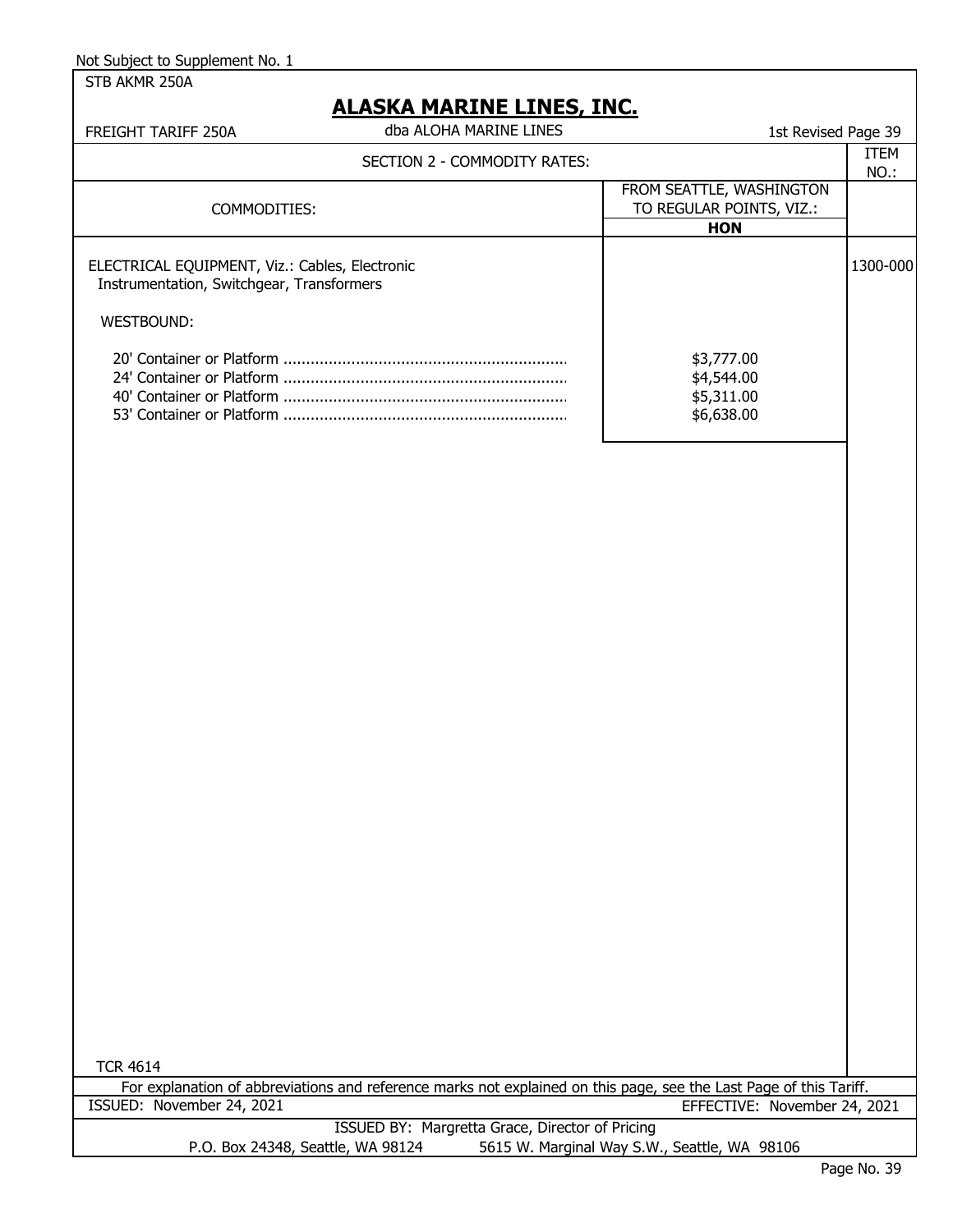Not Subject to Supplement No. 1

STB AKMR 250A

# ALASKA MARINE LINES, INC.

FREIGHT TARIFF 250A — dba ALOHA MARINE LINES — 1st Revised Page 39

## SECTION 2 - COMMODITY RATES:

| COMMODITIES: | FROM SEATTLE, WASHINGTON TO REGULAR POINTS, VIZ.: **HON** | ITEM NO.: |
|---|---|---|
| ELECTRICAL EQUIPMENT, Viz.: Cables, Electronic Instrumentation, Switchgear, Transformers | | 1300-000 |
| WESTBOUND: | | |
| 20' Container or Platform | $3,777.00 | |
| 24' Container or Platform | $4,544.00 | |
| 40' Container or Platform | $5,311.00 | |
| 53' Container or Platform | $6,638.00 | |

TCR 4614

For explanation of abbreviations and reference marks not explained on this page, see the Last Page of this Tariff.

ISSUED: November 24, 2021 — EFFECTIVE: November 24, 2021

ISSUED BY: Margretta Grace, Director of Pricing

P.O. Box 24348, Seattle, WA 98124 — 5615 W. Marginal Way S.W., Seattle, WA 98106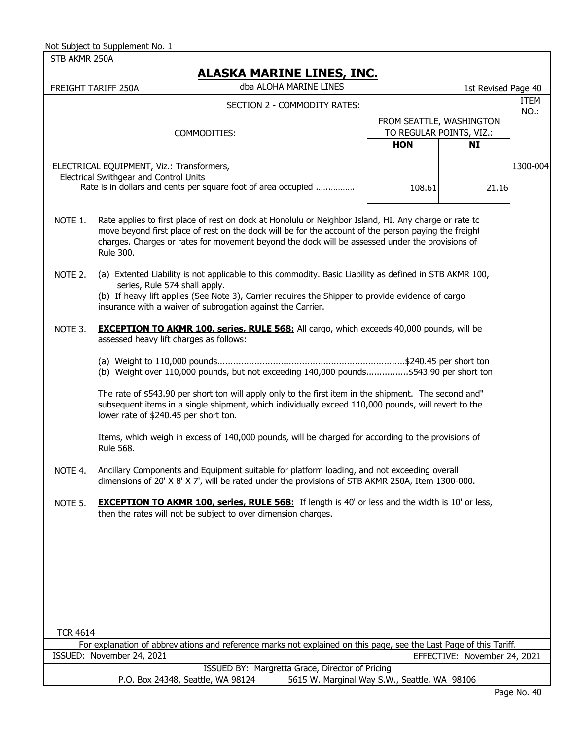Not Subject to Supplement No. 1

STB AKMR 250A

# ALASKA MARINE LINES, INC.

FREIGHT TARIFF 250A — dba ALOHA MARINE LINES — 1st Revised Page 40

| SECTION 2 - COMMODITY RATES: | | | ITEM NO.: |
|---|---|---|---|
| COMMODITIES: | FROM SEATTLE, WASHINGTON TO REGULAR POINTS, VIZ.: | | |
| | **HON** | **NI** | |
| ELECTRICAL EQUIPMENT, Viz.: Transformers, Electrical Swithgear and Control Units<br>Rate is in dollars and cents per square foot of area occupied ……………. | 108.61 | 21.16 | 1300-004 |

NOTE 1. Rate applies to first place of rest on dock at Honolulu or Neighbor Island, HI. Any charge or rate to move beyond first place of rest on the dock will be for the account of the person paying the freight charges. Charges or rates for movement beyond the dock will be assessed under the provisions of Rule 300.

NOTE 2. (a) Extented Liability is not applicable to this commodity. Basic Liability as defined in STB AKMR 100, series, Rule 574 shall apply.
(b) If heavy lift applies (See Note 3), Carrier requires the Shipper to provide evidence of cargo insurance with a waiver of subrogation against the Carrier.

NOTE 3. **EXCEPTION TO AKMR 100, series, RULE 568:** All cargo, which exceeds 40,000 pounds, will be assessed heavy lift charges as follows:

(a) Weight to 110,000 pounds.......................................................................$240.45 per short ton
(b) Weight over 110,000 pounds, but not exceeding 140,000 pounds................$543.90 per short ton

The rate of $543.90 per short ton will apply only to the first item in the shipment. The second and" subsequent items in a single shipment, which individually exceed 110,000 pounds, will revert to the lower rate of $240.45 per short ton.

Items, which weigh in excess of 140,000 pounds, will be charged for according to the provisions of Rule 568.

NOTE 4. Ancillary Components and Equipment suitable for platform loading, and not exceeding overall dimensions of 20' X 8' X 7', will be rated under the provisions of STB AKMR 250A, Item 1300-000.

NOTE 5. **EXCEPTION TO AKMR 100, series, RULE 568:** If length is 40' or less and the width is 10' or less, then the rates will not be subject to over dimension charges.

TCR 4614

For explanation of abbreviations and reference marks not explained on this page, see the Last Page of this Tariff.

ISSUED: November 24, 2021 — EFFECTIVE: November 24, 2021

ISSUED BY: Margretta Grace, Director of Pricing
P.O. Box 24348, Seattle, WA 98124 — 5615 W. Marginal Way S.W., Seattle, WA 98106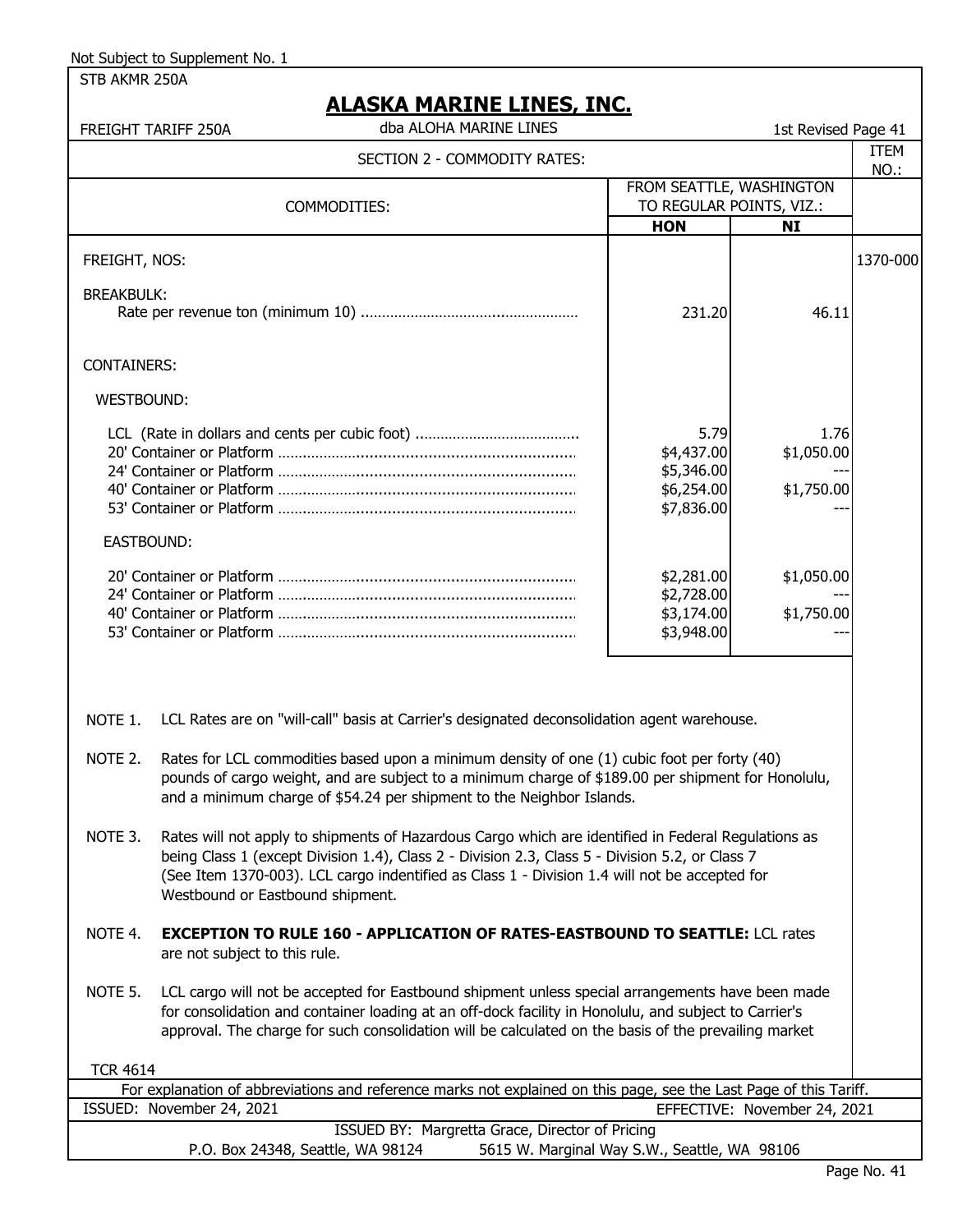Not Subject to Supplement No. 1

STB AKMR 250A

# ALASKA MARINE LINES, INC.

FREIGHT TARIFF 250A — dba ALOHA MARINE LINES — 1st Revised Page 41

## SECTION 2 - COMMODITY RATES:

| COMMODITIES: | FROM SEATTLE, WASHINGTON TO REGULAR POINTS, VIZ.: | | ITEM NO.: |
|---|---|---|---|
| | **HON** | **NI** | |
| FREIGHT, NOS: | | | 1370-000 |
| BREAKBULK: | | | |
| Rate per revenue ton (minimum 10) | 231.20 | 46.11 | |
| CONTAINERS: | | | |
| WESTBOUND: | | | |
| LCL (Rate in dollars and cents per cubic foot) | 5.79 | 1.76 | |
| 20' Container or Platform | $4,437.00 | $1,050.00 | |
| 24' Container or Platform | $5,346.00 | --- | |
| 40' Container or Platform | $6,254.00 | $1,750.00 | |
| 53' Container or Platform | $7,836.00 | --- | |
| EASTBOUND: | | | |
| 20' Container or Platform | $2,281.00 | $1,050.00 | |
| 24' Container or Platform | $2,728.00 | --- | |
| 40' Container or Platform | $3,174.00 | $1,750.00 | |
| 53' Container or Platform | $3,948.00 | --- | |

NOTE 1. LCL Rates are on "will-call" basis at Carrier's designated deconsolidation agent warehouse.

NOTE 2. Rates for LCL commodities based upon a minimum density of one (1) cubic foot per forty (40) pounds of cargo weight, and are subject to a minimum charge of $189.00 per shipment for Honolulu, and a minimum charge of $54.24 per shipment to the Neighbor Islands.

NOTE 3. Rates will not apply to shipments of Hazardous Cargo which are identified in Federal Regulations as being Class 1 (except Division 1.4), Class 2 - Division 2.3, Class 5 - Division 5.2, or Class 7 (See Item 1370-003). LCL cargo indentified as Class 1 - Division 1.4 will not be accepted for Westbound or Eastbound shipment.

NOTE 4. **EXCEPTION TO RULE 160 - APPLICATION OF RATES-EASTBOUND TO SEATTLE:** LCL rates are not subject to this rule.

NOTE 5. LCL cargo will not be accepted for Eastbound shipment unless special arrangements have been made for consolidation and container loading at an off-dock facility in Honolulu, and subject to Carrier's approval. The charge for such consolidation will be calculated on the basis of the prevailing market

TCR 4614

For explanation of abbreviations and reference marks not explained on this page, see the Last Page of this Tariff.

ISSUED: November 24, 2021 — EFFECTIVE: November 24, 2021

ISSUED BY: Margretta Grace, Director of Pricing

P.O. Box 24348, Seattle, WA 98124 — 5615 W. Marginal Way S.W., Seattle, WA 98106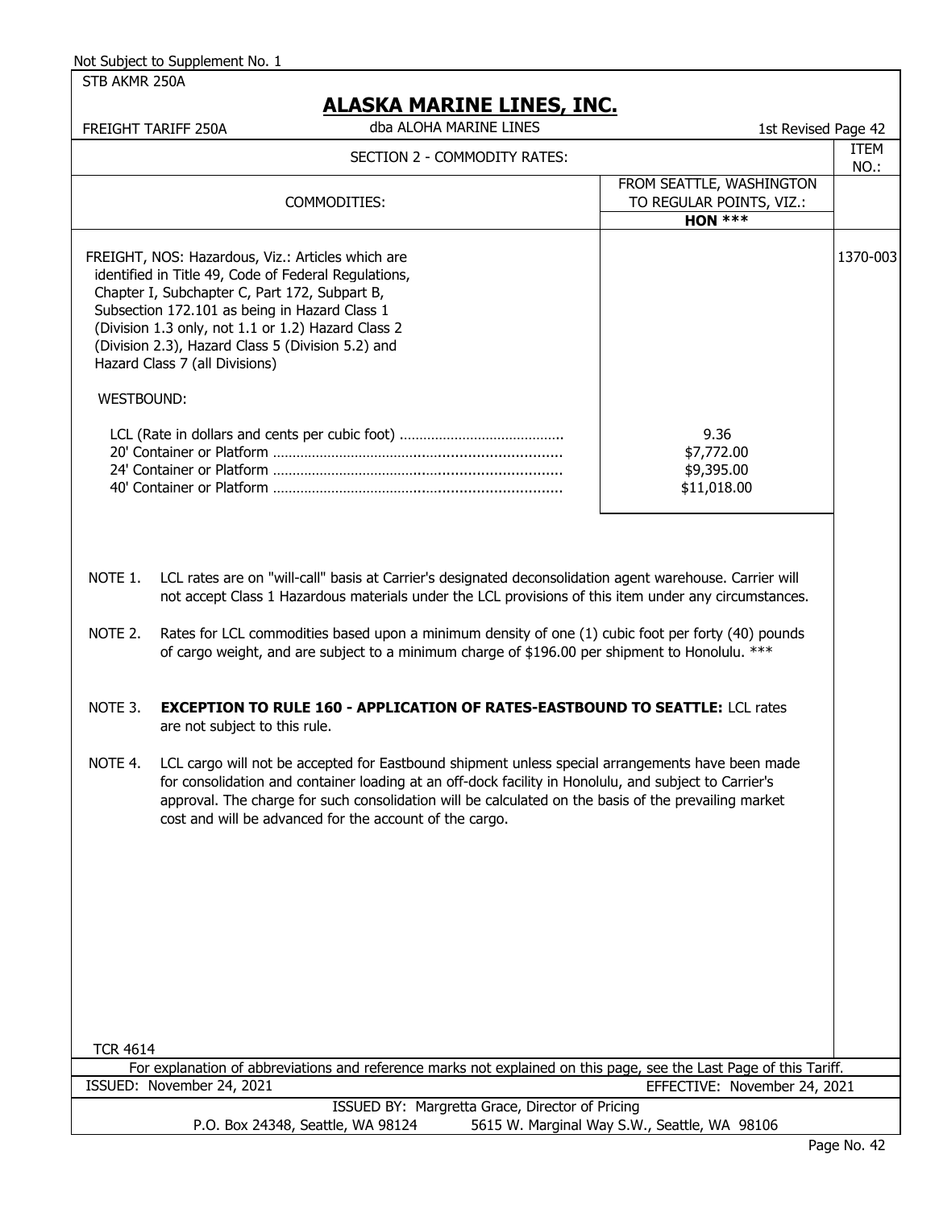Not Subject to Supplement No. 1

STB AKMR 250A

## ALASKA MARINE LINES, INC.

FREIGHT TARIFF 250A — dba ALOHA MARINE LINES — 1st Revised Page 42

### SECTION 2 - COMMODITY RATES:

| COMMODITIES: | FROM SEATTLE, WASHINGTON TO REGULAR POINTS, VIZ.: **HON \*\*\*** | ITEM NO.: |
|---|---|---|
| FREIGHT, NOS: Hazardous, Viz.: Articles which are identified in Title 49, Code of Federal Regulations, Chapter I, Subchapter C, Part 172, Subpart B, Subsection 172.101 as being in Hazard Class 1 (Division 1.3 only, not 1.1 or 1.2) Hazard Class 2 (Division 2.3), Hazard Class 5 (Division 5.2) and Hazard Class 7 (all Divisions) | | 1370-003 |
| WESTBOUND: | | |
| LCL (Rate in dollars and cents per cubic foot) | 9.36 | |
| 20' Container or Platform | $7,772.00 | |
| 24' Container or Platform | $9,395.00 | |
| 40' Container or Platform | $11,018.00 | |

NOTE 1. LCL rates are on "will-call" basis at Carrier's designated deconsolidation agent warehouse. Carrier will not accept Class 1 Hazardous materials under the LCL provisions of this item under any circumstances.

NOTE 2. Rates for LCL commodities based upon a minimum density of one (1) cubic foot per forty (40) pounds of cargo weight, and are subject to a minimum charge of $196.00 per shipment to Honolulu. ***

NOTE 3. **EXCEPTION TO RULE 160 - APPLICATION OF RATES-EASTBOUND TO SEATTLE:** LCL rates are not subject to this rule.

NOTE 4. LCL cargo will not be accepted for Eastbound shipment unless special arrangements have been made for consolidation and container loading at an off-dock facility in Honolulu, and subject to Carrier's approval. The charge for such consolidation will be calculated on the basis of the prevailing market cost and will be advanced for the account of the cargo.

TCR 4614

For explanation of abbreviations and reference marks not explained on this page, see the Last Page of this Tariff.

ISSUED: November 24, 2021 — EFFECTIVE: November 24, 2021

ISSUED BY: Margretta Grace, Director of Pricing

P.O. Box 24348, Seattle, WA 98124 — 5615 W. Marginal Way S.W., Seattle, WA 98106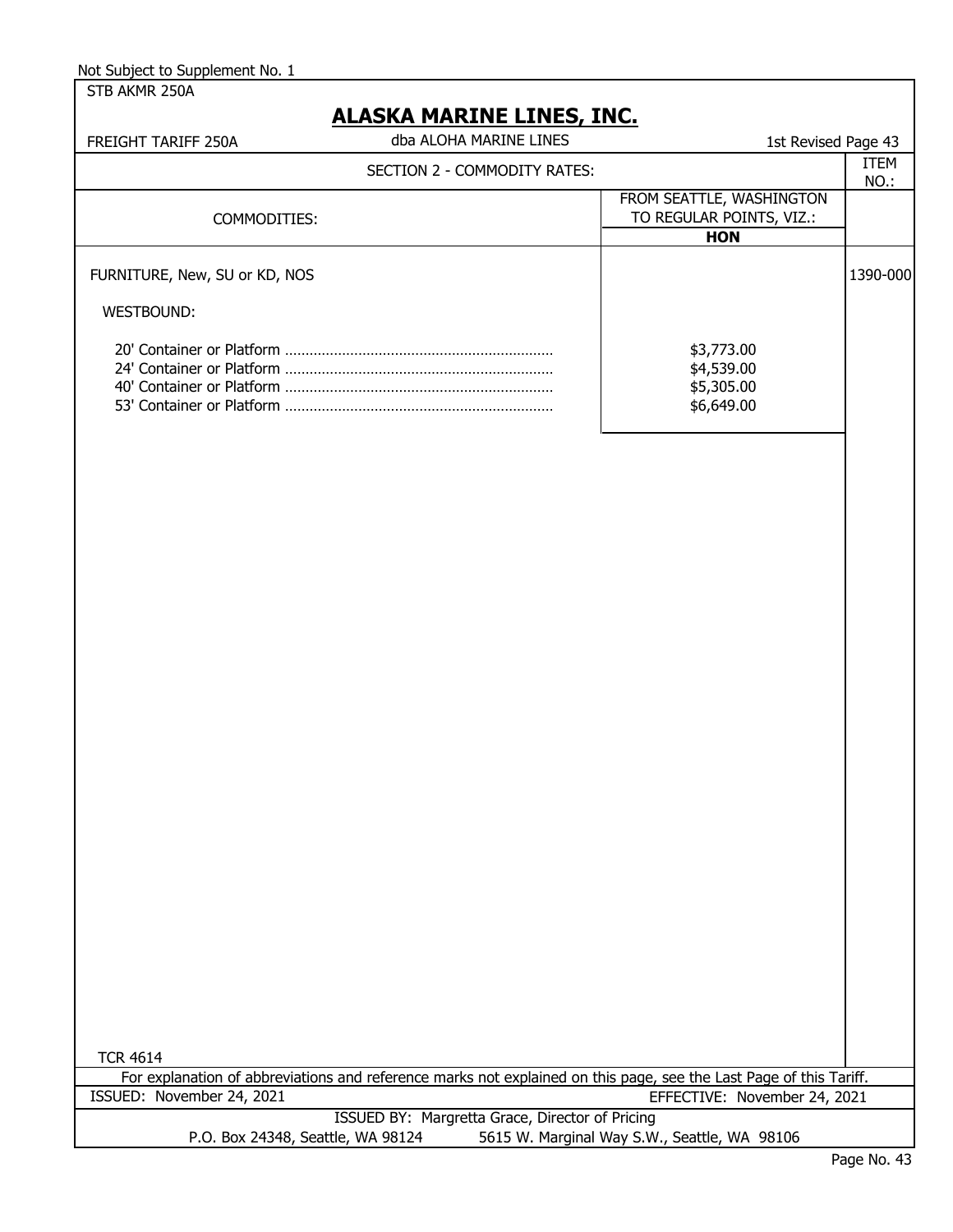Not Subject to Supplement No. 1

STB AKMR 250A

# ALASKA MARINE LINES, INC.

FREIGHT TARIFF 250A | dba ALOHA MARINE LINES | 1st Revised Page 43

SECTION 2 - COMMODITY RATES:

| COMMODITIES: | FROM SEATTLE, WASHINGTON TO REGULAR POINTS, VIZ.: HON | ITEM NO.: |
|---|---|---|
| FURNITURE, New, SU or KD, NOS | | 1390-000 |
| WESTBOUND: | | |
| 20' Container or Platform | $3,773.00 | |
| 24' Container or Platform | $4,539.00 | |
| 40' Container or Platform | $5,305.00 | |
| 53' Container or Platform | $6,649.00 | |

TCR 4614

For explanation of abbreviations and reference marks not explained on this page, see the Last Page of this Tariff.

ISSUED: November 24, 2021 | EFFECTIVE: November 24, 2021

ISSUED BY: Margretta Grace, Director of Pricing

P.O. Box 24348, Seattle, WA 98124 | 5615 W. Marginal Way S.W., Seattle, WA 98106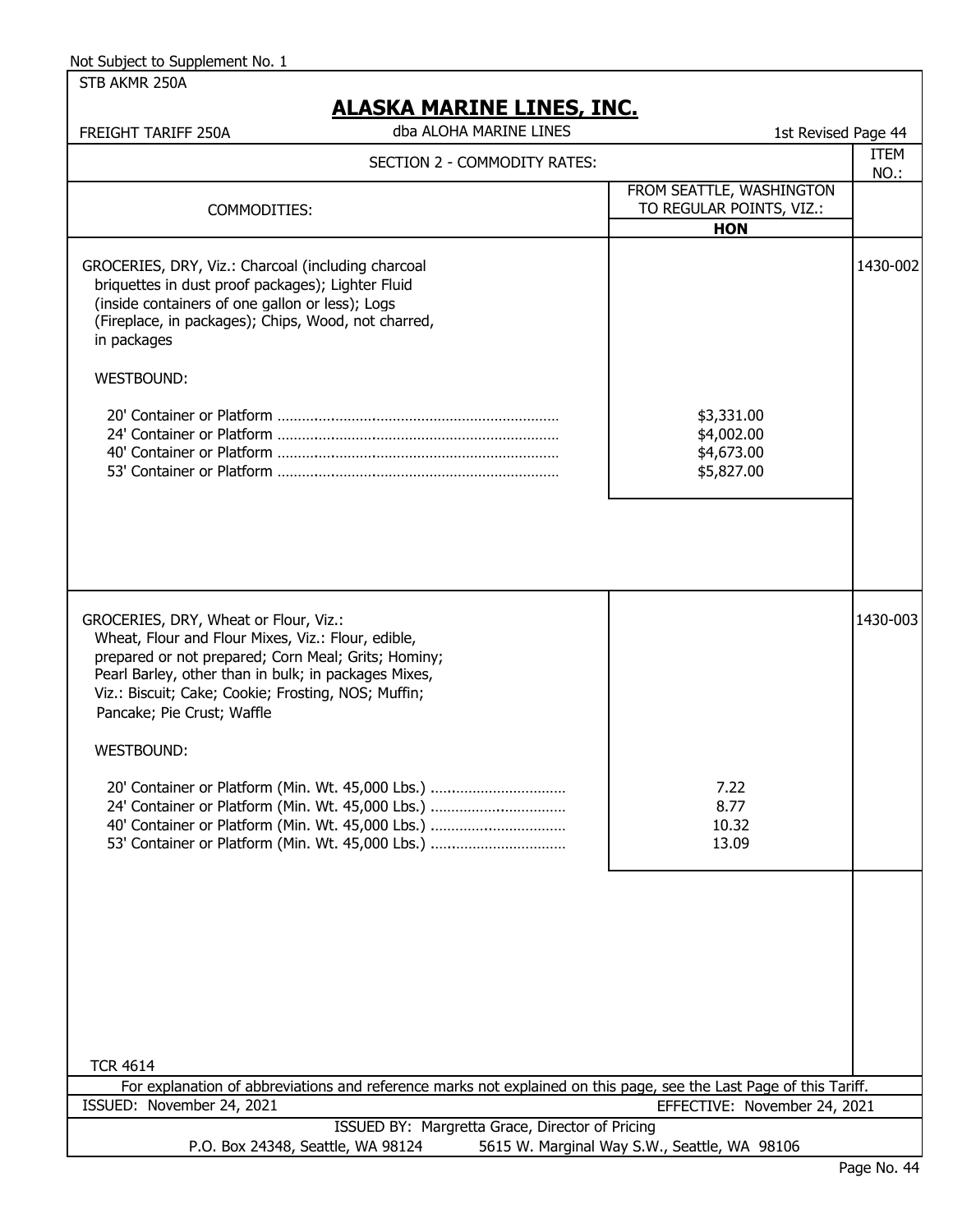Not Subject to Supplement No. 1

STB AKMR 250A

# ALASKA MARINE LINES, INC.

FREIGHT TARIFF 250A — dba ALOHA MARINE LINES — 1st Revised Page 44

## SECTION 2 - COMMODITY RATES:

| COMMODITIES: | FROM SEATTLE, WASHINGTON TO REGULAR POINTS, VIZ.: **HON** | ITEM NO.: |
|---|---|---|
| GROCERIES, DRY, Viz.: Charcoal (including charcoal briquettes in dust proof packages); Lighter Fluid (inside containers of one gallon or less); Logs (Fireplace, in packages); Chips, Wood, not charred, in packages | | 1430-002 |
| WESTBOUND: | | |
| 20' Container or Platform | $3,331.00 | |
| 24' Container or Platform | $4,002.00 | |
| 40' Container or Platform | $4,673.00 | |
| 53' Container or Platform | $5,827.00 | |
| GROCERIES, DRY, Wheat or Flour, Viz.: Wheat, Flour and Flour Mixes, Viz.: Flour, edible, prepared or not prepared; Corn Meal; Grits; Hominy; Pearl Barley, other than in bulk; in packages Mixes, Viz.: Biscuit; Cake; Cookie; Frosting, NOS; Muffin; Pancake; Pie Crust; Waffle | | 1430-003 |
| WESTBOUND: | | |
| 20' Container or Platform (Min. Wt. 45,000 Lbs.) | 7.22 | |
| 24' Container or Platform (Min. Wt. 45,000 Lbs.) | 8.77 | |
| 40' Container or Platform (Min. Wt. 45,000 Lbs.) | 10.32 | |
| 53' Container or Platform (Min. Wt. 45,000 Lbs.) | 13.09 | |

TCR 4614

For explanation of abbreviations and reference marks not explained on this page, see the Last Page of this Tariff.

ISSUED: November 24, 2021 — EFFECTIVE: November 24, 2021

ISSUED BY: Margretta Grace, Director of Pricing

P.O. Box 24348, Seattle, WA 98124 — 5615 W. Marginal Way S.W., Seattle, WA 98106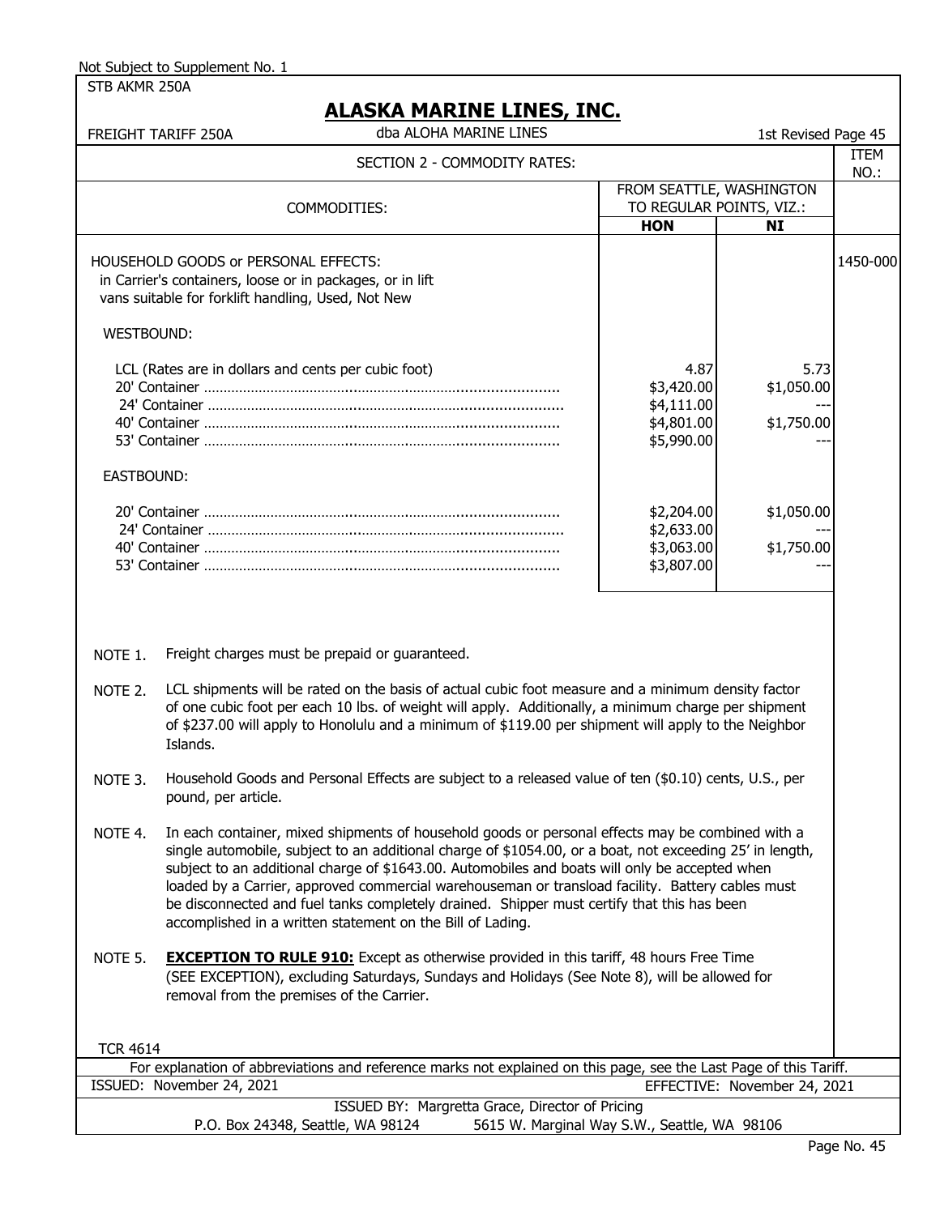Not Subject to Supplement No. 1

STB AKMR 250A

# ALASKA MARINE LINES, INC.

FREIGHT TARIFF 250A — dba ALOHA MARINE LINES — 1st Revised Page 45

## SECTION 2 - COMMODITY RATES:

| COMMODITIES: | FROM SEATTLE, WASHINGTON TO REGULAR POINTS, VIZ.: HON | NI | ITEM NO.: |
|---|---|---|---|
| HOUSEHOLD GOODS or PERSONAL EFFECTS: in Carrier's containers, loose or in packages, or in lift vans suitable for forklift handling, Used, Not New | | | 1450-000 |
| WESTBOUND: | | | |
| LCL (Rates are in dollars and cents per cubic foot) | 4.87 | 5.73 | |
| 20' Container | \$3,420.00 | \$1,050.00 | |
| 24' Container | \$4,111.00 | --- | |
| 40' Container | \$4,801.00 | \$1,750.00 | |
| 53' Container | \$5,990.00 | --- | |
| EASTBOUND: | | | |
| 20' Container | \$2,204.00 | \$1,050.00 | |
| 24' Container | \$2,633.00 | --- | |
| 40' Container | \$3,063.00 | \$1,750.00 | |
| 53' Container | \$3,807.00 | --- | |

NOTE 1. Freight charges must be prepaid or guaranteed.

NOTE 2. LCL shipments will be rated on the basis of actual cubic foot measure and a minimum density factor of one cubic foot per each 10 lbs. of weight will apply. Additionally, a minimum charge per shipment of \$237.00 will apply to Honolulu and a minimum of \$119.00 per shipment will apply to the Neighbor Islands.

NOTE 3. Household Goods and Personal Effects are subject to a released value of ten (\$0.10) cents, U.S., per pound, per article.

NOTE 4. In each container, mixed shipments of household goods or personal effects may be combined with a single automobile, subject to an additional charge of \$1054.00, or a boat, not exceeding 25' in length, subject to an additional charge of \$1643.00. Automobiles and boats will only be accepted when loaded by a Carrier, approved commercial warehouseman or transload facility. Battery cables must be disconnected and fuel tanks completely drained. Shipper must certify that this has been accomplished in a written statement on the Bill of Lading.

NOTE 5. **EXCEPTION TO RULE 910:** Except as otherwise provided in this tariff, 48 hours Free Time (SEE EXCEPTION), excluding Saturdays, Sundays and Holidays (See Note 8), will be allowed for removal from the premises of the Carrier.

TCR 4614

For explanation of abbreviations and reference marks not explained on this page, see the Last Page of this Tariff.

ISSUED: November 24, 2021 — EFFECTIVE: November 24, 2021

ISSUED BY: Margretta Grace, Director of Pricing

P.O. Box 24348, Seattle, WA 98124 — 5615 W. Marginal Way S.W., Seattle, WA 98106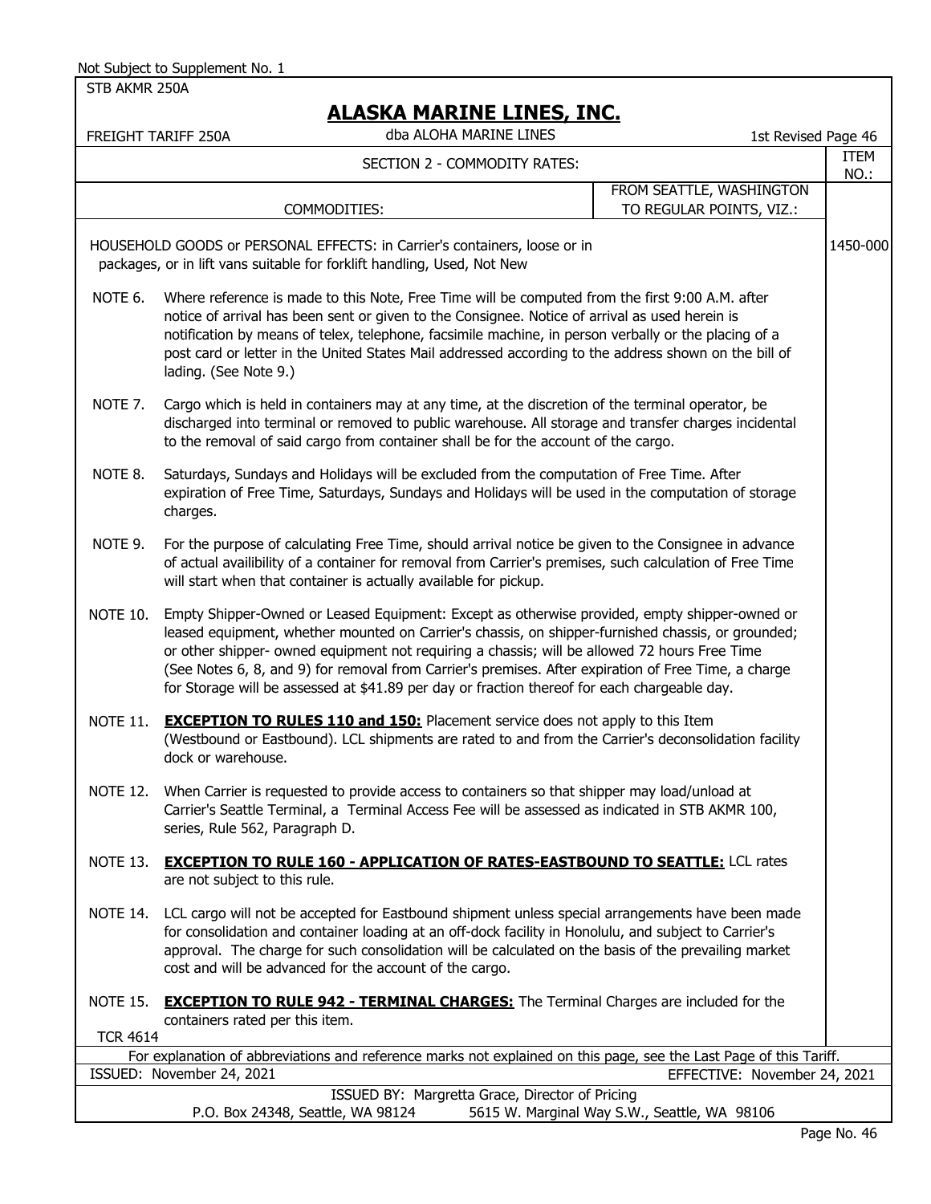Not Subject to Supplement No. 1

STB AKMR 250A

# ALASKA MARINE LINES, INC.

FREIGHT TARIFF 250A — dba ALOHA MARINE LINES — 1st Revised Page 46

SECTION 2 - COMMODITY RATES: — ITEM NO.:

| COMMODITIES: | FROM SEATTLE, WASHINGTON TO REGULAR POINTS, VIZ.: | ITEM NO.: |
|---|---|---|
| HOUSEHOLD GOODS or PERSONAL EFFECTS: in Carrier's containers, loose or in packages, or in lift vans suitable for forklift handling, Used, Not New | | 1450-000 |

NOTE 6. Where reference is made to this Note, Free Time will be computed from the first 9:00 A.M. after notice of arrival has been sent or given to the Consignee. Notice of arrival as used herein is notification by means of telex, telephone, facsimile machine, in person verbally or the placing of a post card or letter in the United States Mail addressed according to the address shown on the bill of lading. (See Note 9.)

NOTE 7. Cargo which is held in containers may at any time, at the discretion of the terminal operator, be discharged into terminal or removed to public warehouse. All storage and transfer charges incidental to the removal of said cargo from container shall be for the account of the cargo.

NOTE 8. Saturdays, Sundays and Holidays will be excluded from the computation of Free Time. After expiration of Free Time, Saturdays, Sundays and Holidays will be used in the computation of storage charges.

NOTE 9. For the purpose of calculating Free Time, should arrival notice be given to the Consignee in advance of actual availibility of a container for removal from Carrier's premises, such calculation of Free Time will start when that container is actually available for pickup.

NOTE 10. Empty Shipper-Owned or Leased Equipment: Except as otherwise provided, empty shipper-owned or leased equipment, whether mounted on Carrier's chassis, on shipper-furnished chassis, or grounded; or other shipper- owned equipment not requiring a chassis; will be allowed 72 hours Free Time (See Notes 6, 8, and 9) for removal from Carrier's premises. After expiration of Free Time, a charge for Storage will be assessed at $41.89 per day or fraction thereof for each chargeable day.

NOTE 11. **EXCEPTION TO RULES 110 and 150:** Placement service does not apply to this Item (Westbound or Eastbound). LCL shipments are rated to and from the Carrier's deconsolidation facility dock or warehouse.

NOTE 12. When Carrier is requested to provide access to containers so that shipper may load/unload at Carrier's Seattle Terminal, a Terminal Access Fee will be assessed as indicated in STB AKMR 100, series, Rule 562, Paragraph D.

NOTE 13. **EXCEPTION TO RULE 160 - APPLICATION OF RATES-EASTBOUND TO SEATTLE:** LCL rates are not subject to this rule.

NOTE 14. LCL cargo will not be accepted for Eastbound shipment unless special arrangements have been made for consolidation and container loading at an off-dock facility in Honolulu, and subject to Carrier's approval. The charge for such consolidation will be calculated on the basis of the prevailing market cost and will be advanced for the account of the cargo.

NOTE 15. **EXCEPTION TO RULE 942 - TERMINAL CHARGES:** The Terminal Charges are included for the containers rated per this item.

TCR 4614

For explanation of abbreviations and reference marks not explained on this page, see the Last Page of this Tariff.

ISSUED: November 24, 2021 — EFFECTIVE: November 24, 2021

ISSUED BY: Margretta Grace, Director of Pricing

P.O. Box 24348, Seattle, WA 98124 — 5615 W. Marginal Way S.W., Seattle, WA 98106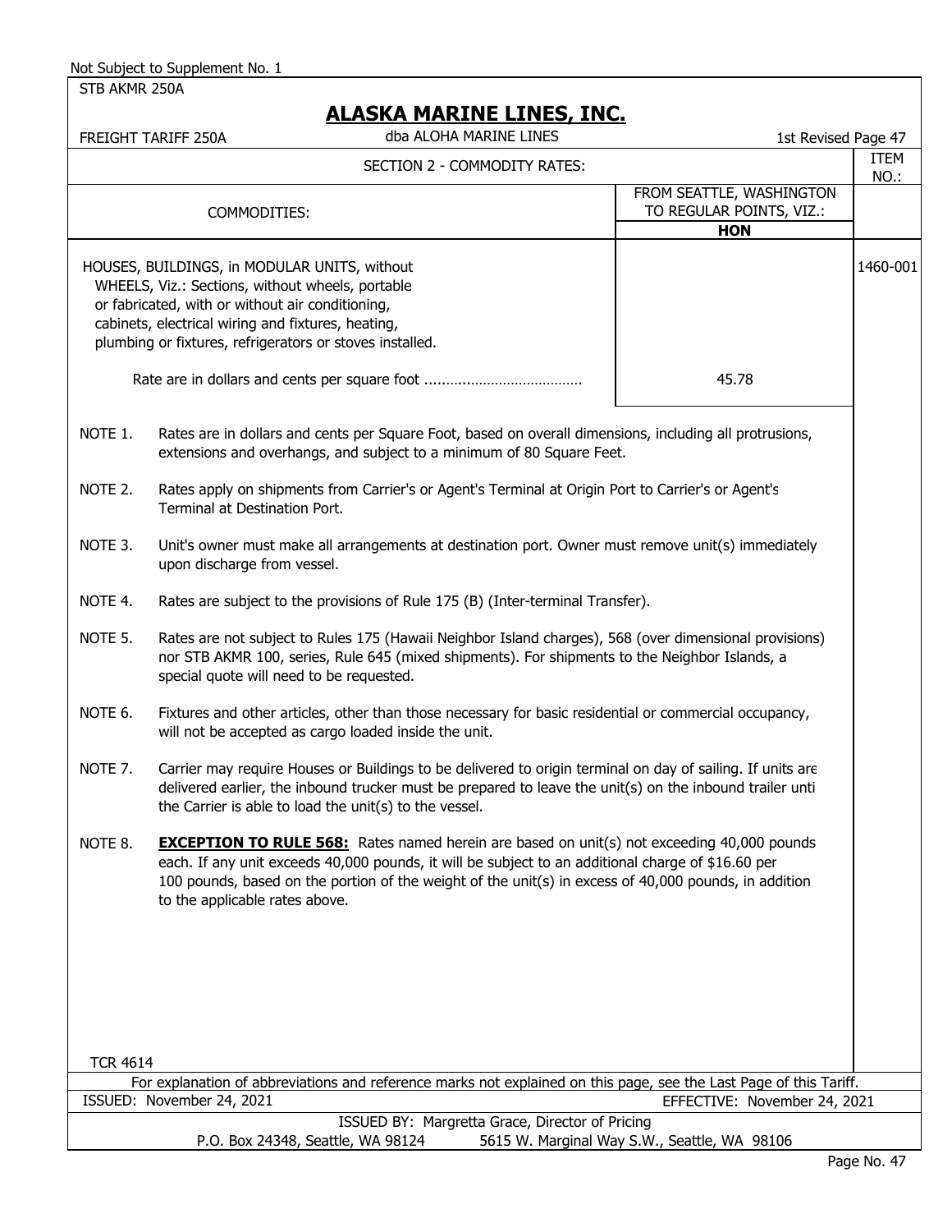Not Subject to Supplement No. 1

STB AKMR 250A

# ALASKA MARINE LINES, INC.

FREIGHT TARIFF 250A — dba ALOHA MARINE LINES — 1st Revised Page 47

## SECTION 2 - COMMODITY RATES:

| COMMODITIES: | FROM SEATTLE, WASHINGTON TO REGULAR POINTS, VIZ.: **HON** | ITEM NO.: |
|---|---|---|
| HOUSES, BUILDINGS, in MODULAR UNITS, without WHEELS, Viz.: Sections, without wheels, portable or fabricated, with or without air conditioning, cabinets, electrical wiring and fixtures, heating, plumbing or fixtures, refrigerators or stoves installed. | | 1460-001 |
| Rate are in dollars and cents per square foot ........................................ | 45.78 | |

NOTE 1. Rates are in dollars and cents per Square Foot, based on overall dimensions, including all protrusions, extensions and overhangs, and subject to a minimum of 80 Square Feet.

NOTE 2. Rates apply on shipments from Carrier's or Agent's Terminal at Origin Port to Carrier's or Agent's Terminal at Destination Port.

NOTE 3. Unit's owner must make all arrangements at destination port. Owner must remove unit(s) immediately upon discharge from vessel.

NOTE 4. Rates are subject to the provisions of Rule 175 (B) (Inter-terminal Transfer).

NOTE 5. Rates are not subject to Rules 175 (Hawaii Neighbor Island charges), 568 (over dimensional provisions) nor STB AKMR 100, series, Rule 645 (mixed shipments). For shipments to the Neighbor Islands, a special quote will need to be requested.

NOTE 6. Fixtures and other articles, other than those necessary for basic residential or commercial occupancy, will not be accepted as cargo loaded inside the unit.

NOTE 7. Carrier may require Houses or Buildings to be delivered to origin terminal on day of sailing. If units are delivered earlier, the inbound trucker must be prepared to leave the unit(s) on the inbound trailer until the Carrier is able to load the unit(s) to the vessel.

NOTE 8. **EXCEPTION TO RULE 568:** Rates named herein are based on unit(s) not exceeding 40,000 pounds each. If any unit exceeds 40,000 pounds, it will be subject to an additional charge of $16.60 per 100 pounds, based on the portion of the weight of the unit(s) in excess of 40,000 pounds, in addition to the applicable rates above.

TCR 4614

For explanation of abbreviations and reference marks not explained on this page, see the Last Page of this Tariff.

ISSUED: November 24, 2021 — EFFECTIVE: November 24, 2021

ISSUED BY: Margretta Grace, Director of Pricing

P.O. Box 24348, Seattle, WA 98124 — 5615 W. Marginal Way S.W., Seattle, WA 98106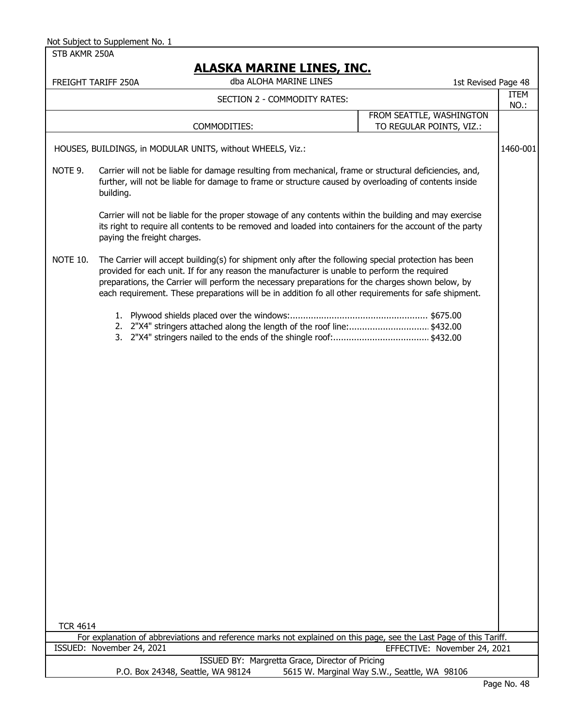Not Subject to Supplement No. 1

STB AKMR 250A

# ALASKA MARINE LINES, INC.

FREIGHT TARIFF 250A — dba ALOHA MARINE LINES — 1st Revised Page 48

SECTION 2 - COMMODITY RATES: — ITEM NO.:

COMMODITIES: — FROM SEATTLE, WASHINGTON TO REGULAR POINTS, VIZ.:

HOUSES, BUILDINGS, in MODULAR UNITS, without WHEELS, Viz.: — 1460-001

NOTE 9. Carrier will not be liable for damage resulting from mechanical, frame or structural deficiencies, and, further, will not be liable for damage to frame or structure caused by overloading of contents inside building.

Carrier will not be liable for the proper stowage of any contents within the building and may exercise its right to require all contents to be removed and loaded into containers for the account of the party paying the freight charges.

NOTE 10. The Carrier will accept building(s) for shipment only after the following special protection has been provided for each unit. If for any reason the manufacturer is unable to perform the required preparations, the Carrier will perform the necessary preparations for the charges shown below, by each requirement. These preparations will be in addition fo all other requirements for safe shipment.

1. Plywood shields placed over the windows:.................................................... $675.00
2. 2"X4" stringers attached along the length of the roof line:.............................. $432.00
3. 2"X4" stringers nailed to the ends of the shingle roof:.................................... $432.00

TCR 4614

For explanation of abbreviations and reference marks not explained on this page, see the Last Page of this Tariff.

ISSUED: November 24, 2021 — EFFECTIVE: November 24, 2021

ISSUED BY: Margretta Grace, Director of Pricing

P.O. Box 24348, Seattle, WA 98124 — 5615 W. Marginal Way S.W., Seattle, WA 98106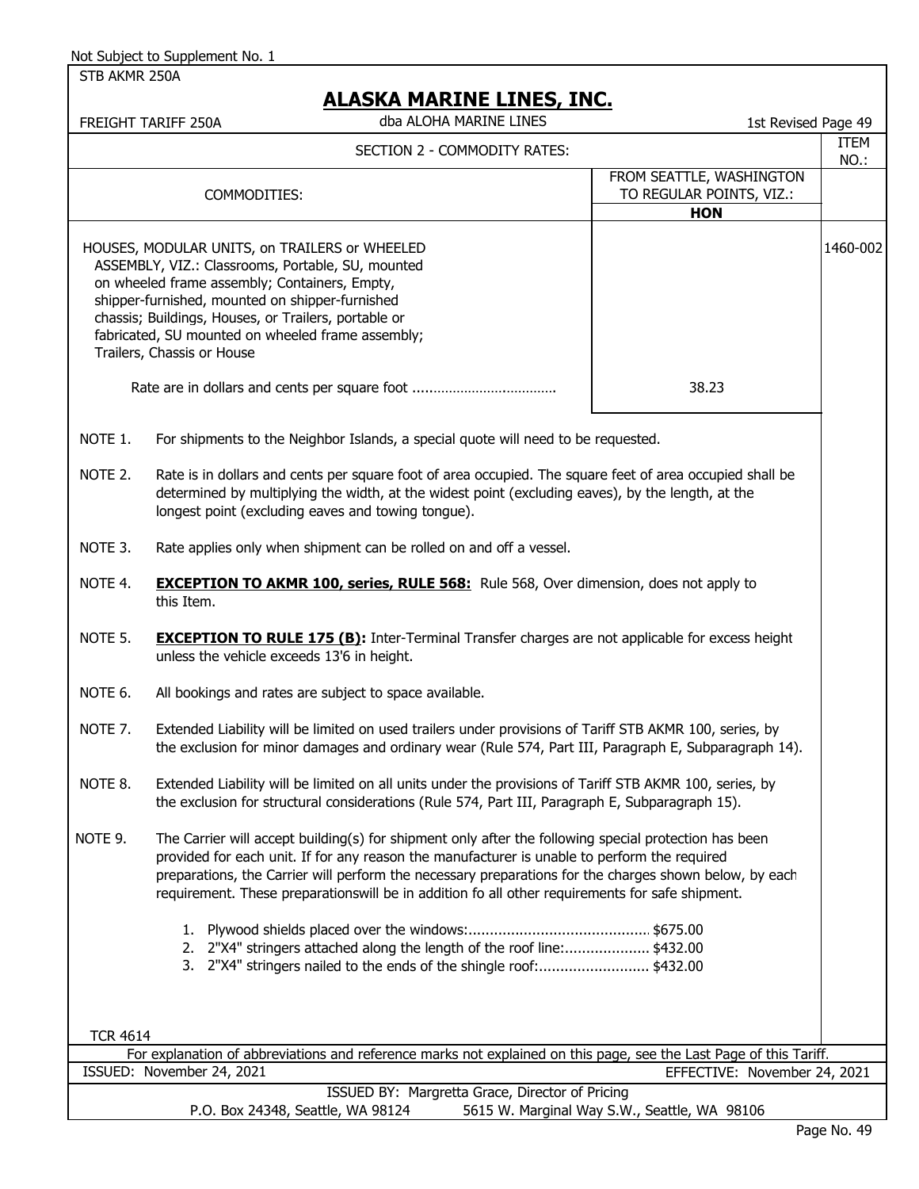Not Subject to Supplement No. 1

STB AKMR 250A

# ALASKA MARINE LINES, INC.

FREIGHT TARIFF 250A — dba ALOHA MARINE LINES — 1st Revised Page 49

| SECTION 2 - COMMODITY RATES: | | ITEM NO.: |
|---|---|---|
| COMMODITIES: | FROM SEATTLE, WASHINGTON TO REGULAR POINTS, VIZ.: **HON** | |
| HOUSES, MODULAR UNITS, on TRAILERS or WHEELED ASSEMBLY, VIZ.: Classrooms, Portable, SU, mounted on wheeled frame assembly; Containers, Empty, shipper-furnished, mounted on shipper-furnished chassis; Buildings, Houses, or Trailers, portable or fabricated, SU mounted on wheeled frame assembly; Trailers, Chassis or House | | 1460-002 |
| Rate are in dollars and cents per square foot ...................................... | 38.23 | |

NOTE 1. For shipments to the Neighbor Islands, a special quote will need to be requested.

NOTE 2. Rate is in dollars and cents per square foot of area occupied. The square feet of area occupied shall be determined by multiplying the width, at the widest point (excluding eaves), by the length, at the longest point (excluding eaves and towing tongue).

NOTE 3. Rate applies only when shipment can be rolled on and off a vessel.

NOTE 4. **EXCEPTION TO AKMR 100, series, RULE 568:** Rule 568, Over dimension, does not apply to this Item.

NOTE 5. **EXCEPTION TO RULE 175 (B):** Inter-Terminal Transfer charges are not applicable for excess height unless the vehicle exceeds 13'6 in height.

NOTE 6. All bookings and rates are subject to space available.

NOTE 7. Extended Liability will be limited on used trailers under provisions of Tariff STB AKMR 100, series, by the exclusion for minor damages and ordinary wear (Rule 574, Part III, Paragraph E, Subparagraph 14).

NOTE 8. Extended Liability will be limited on all units under the provisions of Tariff STB AKMR 100, series, by the exclusion for structural considerations (Rule 574, Part III, Paragraph E, Subparagraph 15).

NOTE 9. The Carrier will accept building(s) for shipment only after the following special protection has been provided for each unit. If for any reason the manufacturer is unable to perform the required preparations, the Carrier will perform the necessary preparations for the charges shown below, by each requirement. These preparationswill be in addition fo all other requirements for safe shipment.

1. Plywood shields placed over the windows:........................................... $675.00
2. 2"X4" stringers attached along the length of the roof line:.................... $432.00
3. 2"X4" stringers nailed to the ends of the shingle roof:.......................... $432.00

TCR 4614

For explanation of abbreviations and reference marks not explained on this page, see the Last Page of this Tariff.

ISSUED: November 24, 2021 — EFFECTIVE: November 24, 2021

ISSUED BY: Margretta Grace, Director of Pricing

P.O. Box 24348, Seattle, WA 98124 — 5615 W. Marginal Way S.W., Seattle, WA 98106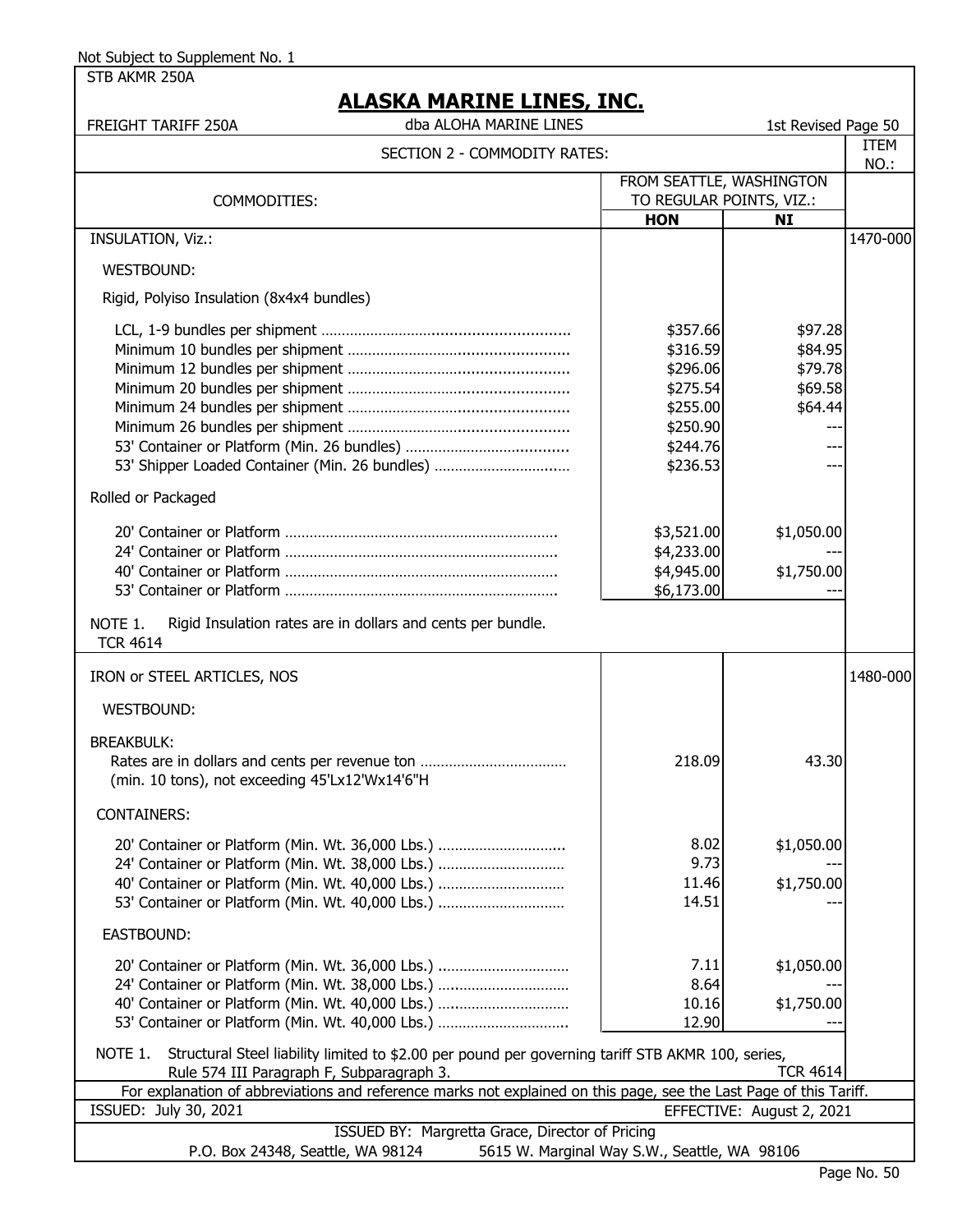Not Subject to Supplement No. 1

STB AKMR 250A

# ALASKA MARINE LINES, INC.

FREIGHT TARIFF 250A — dba ALOHA MARINE LINES — 1st Revised Page 50

## SECTION 2 - COMMODITY RATES:

| COMMODITIES: | FROM SEATTLE, WASHINGTON TO REGULAR POINTS, VIZ.: HON | NI | ITEM NO.: |
|---|---|---|---|
| INSULATION, Viz.: | | | 1470-000 |
| WESTBOUND: | | | |
| Rigid, Polyiso Insulation (8x4x4 bundles) | | | |
| LCL, 1-9 bundles per shipment | $357.66 | $97.28 | |
| Minimum 10 bundles per shipment | $316.59 | $84.95 | |
| Minimum 12 bundles per shipment | $296.06 | $79.78 | |
| Minimum 20 bundles per shipment | $275.54 | $69.58 | |
| Minimum 24 bundles per shipment | $255.00 | $64.44 | |
| Minimum 26 bundles per shipment | $250.90 | --- | |
| 53' Container or Platform (Min. 26 bundles) | $244.76 | --- | |
| 53' Shipper Loaded Container (Min. 26 bundles) | $236.53 | --- | |
| Rolled or Packaged | | | |
| 20' Container or Platform | $3,521.00 | $1,050.00 | |
| 24' Container or Platform | $4,233.00 | --- | |
| 40' Container or Platform | $4,945.00 | $1,750.00 | |
| 53' Container or Platform | $6,173.00 | --- | |
| NOTE 1. Rigid Insulation rates are in dollars and cents per bundle. TCR 4614 | | | |
| IRON or STEEL ARTICLES, NOS | | | 1480-000 |
| WESTBOUND: | | | |
| BREAKBULK: Rates are in dollars and cents per revenue ton (min. 10 tons), not exceeding 45'Lx12'Wx14'6"H | 218.09 | 43.30 | |
| CONTAINERS: | | | |
| 20' Container or Platform (Min. Wt. 36,000 Lbs.) | 8.02 | $1,050.00 | |
| 24' Container or Platform (Min. Wt. 38,000 Lbs.) | 9.73 | --- | |
| 40' Container or Platform (Min. Wt. 40,000 Lbs.) | 11.46 | $1,750.00 | |
| 53' Container or Platform (Min. Wt. 40,000 Lbs.) | 14.51 | --- | |
| EASTBOUND: | | | |
| 20' Container or Platform (Min. Wt. 36,000 Lbs.) | 7.11 | $1,050.00 | |
| 24' Container or Platform (Min. Wt. 38,000 Lbs.) | 8.64 | --- | |
| 40' Container or Platform (Min. Wt. 40,000 Lbs.) | 10.16 | $1,750.00 | |
| 53' Container or Platform (Min. Wt. 40,000 Lbs.) | 12.90 | --- | |
| NOTE 1. Structural Steel liability limited to $2.00 per pound per governing tariff STB AKMR 100, series, Rule 574 III Paragraph F, Subparagraph 3. TCR 4614 | | | |

For explanation of abbreviations and reference marks not explained on this page, see the Last Page of this Tariff.

ISSUED: July 30, 2021 — EFFECTIVE: August 2, 2021

ISSUED BY: Margretta Grace, Director of Pricing

P.O. Box 24348, Seattle, WA 98124 — 5615 W. Marginal Way S.W., Seattle, WA 98106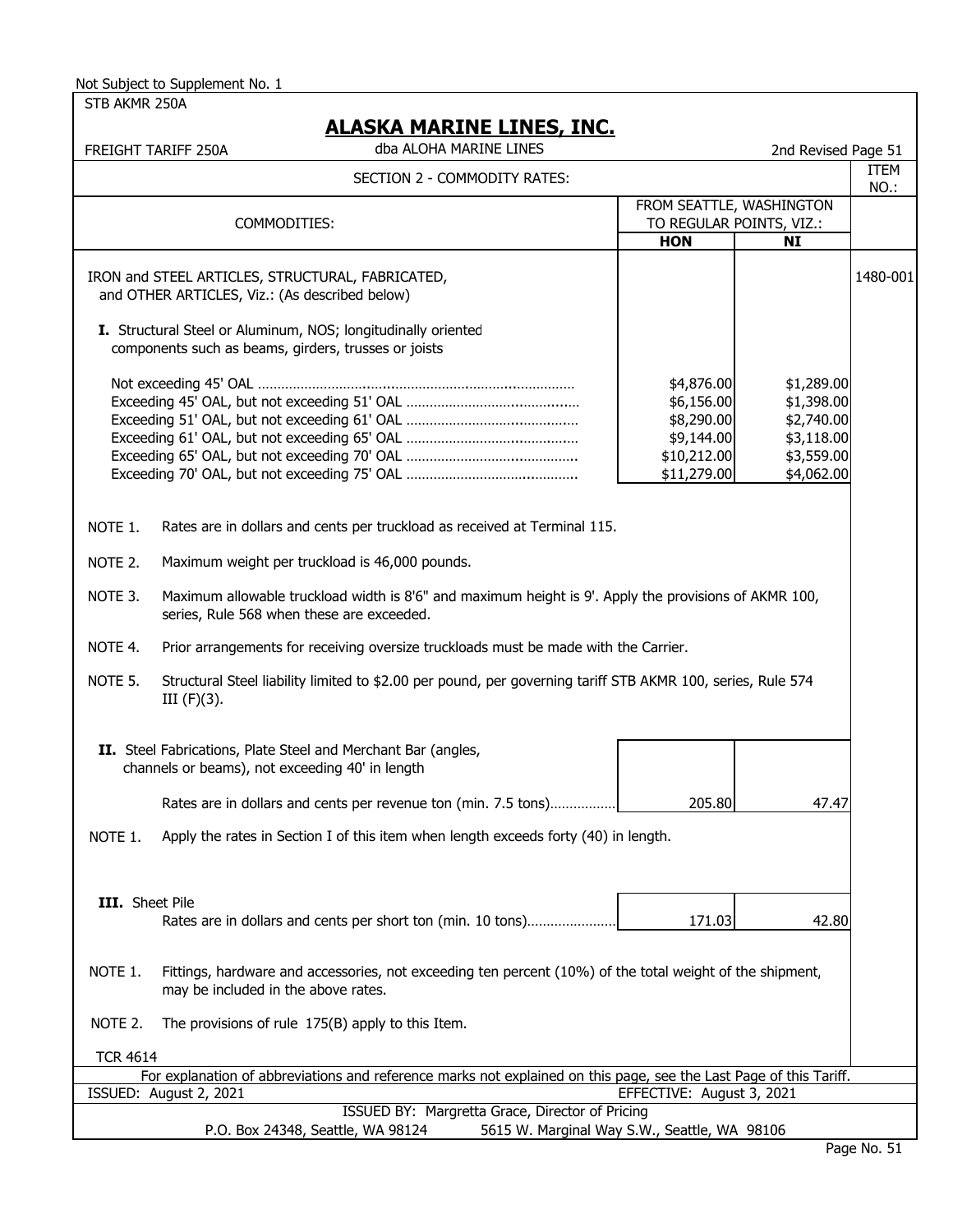Not Subject to Supplement No. 1

STB AKMR 250A

# ALASKA MARINE LINES, INC.

FREIGHT TARIFF 250A — dba ALOHA MARINE LINES — 2nd Revised Page 51

## SECTION 2 - COMMODITY RATES:

| COMMODITIES: | FROM SEATTLE, WASHINGTON TO REGULAR POINTS, VIZ.: | | ITEM NO.: |
|---|---|---|---|
| | **HON** | **NI** | |
| IRON and STEEL ARTICLES, STRUCTURAL, FABRICATED, and OTHER ARTICLES, Viz.: (As described below) | | | 1480-001 |
| **I.** Structural Steel or Aluminum, NOS; longitudinally oriented components such as beams, girders, trusses or joists | | | |
| Not exceeding 45' OAL | $4,876.00 | $1,289.00 | |
| Exceeding 45' OAL, but not exceeding 51' OAL | $6,156.00 | $1,398.00 | |
| Exceeding 51' OAL, but not exceeding 61' OAL | $8,290.00 | $2,740.00 | |
| Exceeding 61' OAL, but not exceeding 65' OAL | $9,144.00 | $3,118.00 | |
| Exceeding 65' OAL, but not exceeding 70' OAL | $10,212.00 | $3,559.00 | |
| Exceeding 70' OAL, but not exceeding 75' OAL | $11,279.00 | $4,062.00 | |

NOTE 1. Rates are in dollars and cents per truckload as received at Terminal 115.

NOTE 2. Maximum weight per truckload is 46,000 pounds.

NOTE 3. Maximum allowable truckload width is 8'6" and maximum height is 9'. Apply the provisions of AKMR 100, series, Rule 568 when these are exceeded.

NOTE 4. Prior arrangements for receiving oversize truckloads must be made with the Carrier.

NOTE 5. Structural Steel liability limited to $2.00 per pound, per governing tariff STB AKMR 100, series, Rule 574 III (F)(3).

| | HON | NI |
|---|---|---|
| **II.** Steel Fabrications, Plate Steel and Merchant Bar (angles, channels or beams), not exceeding 40' in length | | |
| Rates are in dollars and cents per revenue ton (min. 7.5 tons) | 205.80 | 47.47 |

NOTE 1. Apply the rates in Section I of this item when length exceeds forty (40) in length.

| | HON | NI |
|---|---|---|
| **III.** Sheet Pile | | |
| Rates are in dollars and cents per short ton (min. 10 tons) | 171.03 | 42.80 |

NOTE 1. Fittings, hardware and accessories, not exceeding ten percent (10%) of the total weight of the shipment, may be included in the above rates.

NOTE 2. The provisions of rule 175(B) apply to this Item.

TCR 4614

For explanation of abbreviations and reference marks not explained on this page, see the Last Page of this Tariff.

ISSUED: August 2, 2021 — EFFECTIVE: August 3, 2021

ISSUED BY: Margretta Grace, Director of Pricing

P.O. Box 24348, Seattle, WA 98124 — 5615 W. Marginal Way S.W., Seattle, WA 98106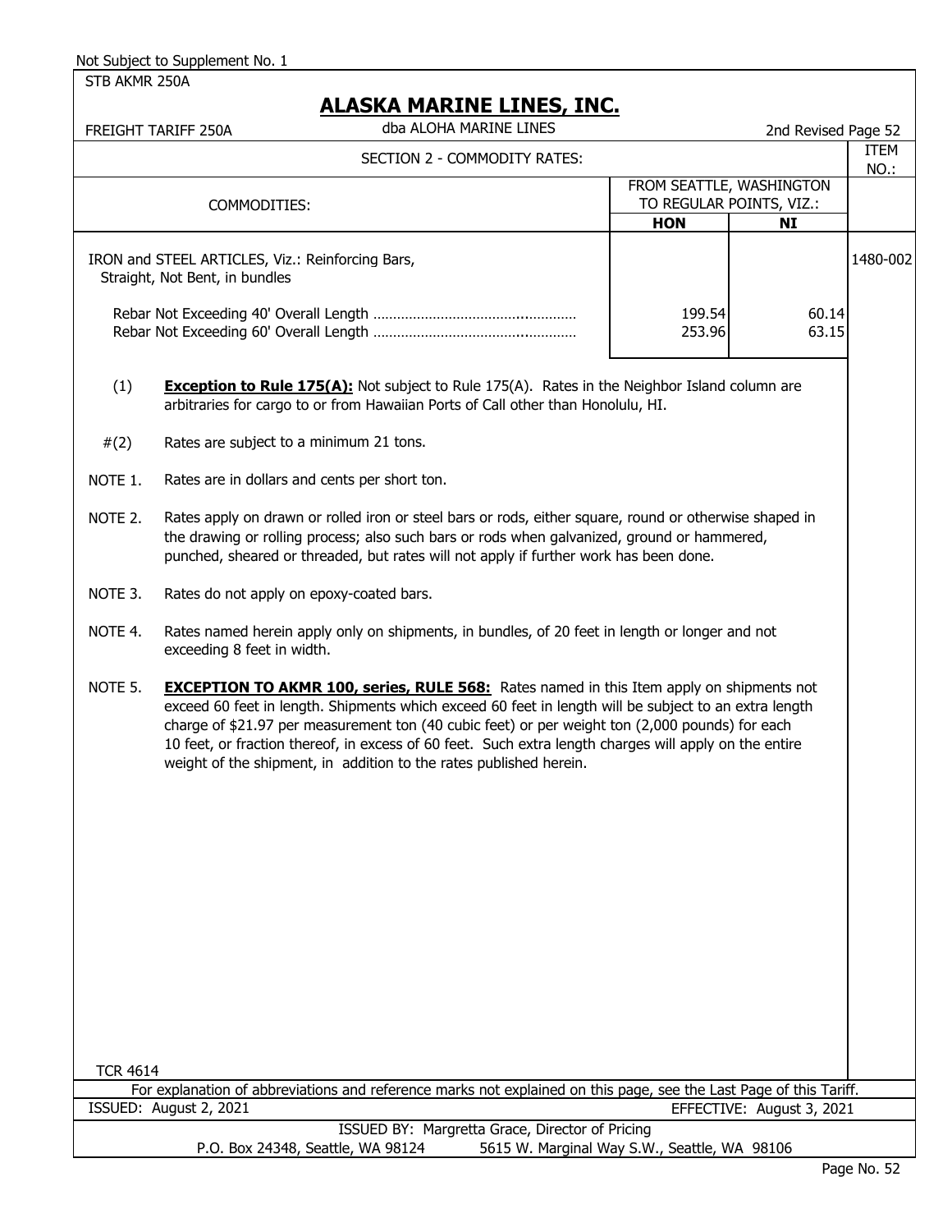Not Subject to Supplement No. 1

STB AKMR 250A

# ALASKA MARINE LINES, INC.

FREIGHT TARIFF 250A — dba ALOHA MARINE LINES — 2nd Revised Page 52

## SECTION 2 - COMMODITY RATES:

| COMMODITIES: | FROM SEATTLE, WASHINGTON TO REGULAR POINTS, VIZ.: | | ITEM NO.: |
|---|---|---|---|
| | **HON** | **NI** | |
| IRON and STEEL ARTICLES, Viz.: Reinforcing Bars, Straight, Not Bent, in bundles | | | 1480-002 |
| Rebar Not Exceeding 40' Overall Length | 199.54 | 60.14 | |
| Rebar Not Exceeding 60' Overall Length | 253.96 | 63.15 | |

(1) **Exception to Rule 175(A):** Not subject to Rule 175(A). Rates in the Neighbor Island column are arbitraries for cargo to or from Hawaiian Ports of Call other than Honolulu, HI.

#(2) Rates are subject to a minimum 21 tons.

NOTE 1. Rates are in dollars and cents per short ton.

NOTE 2. Rates apply on drawn or rolled iron or steel bars or rods, either square, round or otherwise shaped in the drawing or rolling process; also such bars or rods when galvanized, ground or hammered, punched, sheared or threaded, but rates will not apply if further work has been done.

NOTE 3. Rates do not apply on epoxy-coated bars.

NOTE 4. Rates named herein apply only on shipments, in bundles, of 20 feet in length or longer and not exceeding 8 feet in width.

NOTE 5. **EXCEPTION TO AKMR 100, series, RULE 568:** Rates named in this Item apply on shipments not exceed 60 feet in length. Shipments which exceed 60 feet in length will be subject to an extra length charge of $21.97 per measurement ton (40 cubic feet) or per weight ton (2,000 pounds) for each 10 feet, or fraction thereof, in excess of 60 feet. Such extra length charges will apply on the entire weight of the shipment, in addition to the rates published herein.

TCR 4614

For explanation of abbreviations and reference marks not explained on this page, see the Last Page of this Tariff.

ISSUED: August 2, 2021 — EFFECTIVE: August 3, 2021

ISSUED BY: Margretta Grace, Director of Pricing

P.O. Box 24348, Seattle, WA 98124 — 5615 W. Marginal Way S.W., Seattle, WA 98106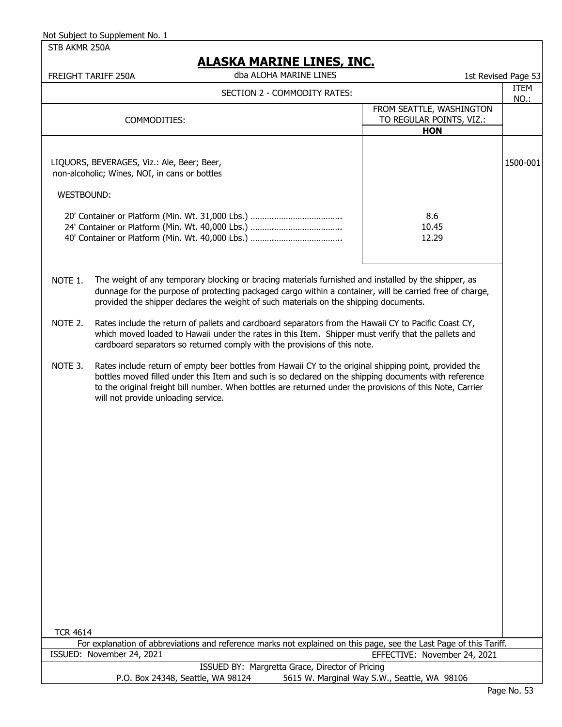Not Subject to Supplement No. 1

STB AKMR 250A

# ALASKA MARINE LINES, INC.

FREIGHT TARIFF 250A — dba ALOHA MARINE LINES — 1st Revised Page 53

## SECTION 2 - COMMODITY RATES:

| COMMODITIES: | FROM SEATTLE, WASHINGTON TO REGULAR POINTS, VIZ.: HON | ITEM NO.: |
|---|---|---|
| LIQUORS, BEVERAGES, Viz.: Ale, Beer; Beer, non-alcoholic; Wines, NOI, in cans or bottles | | 1500-001 |
| WESTBOUND: | | |
| 20' Container or Platform (Min. Wt. 31,000 Lbs.) ...................................... | 8.6 | |
| 24' Container or Platform (Min. Wt. 40,000 Lbs.) ...................................... | 10.45 | |
| 40' Container or Platform (Min. Wt. 40,000 Lbs.) ...................................... | 12.29 | |

NOTE 1. The weight of any temporary blocking or bracing materials furnished and installed by the shipper, as dunnage for the purpose of protecting packaged cargo within a container, will be carried free of charge, provided the shipper declares the weight of such materials on the shipping documents.

NOTE 2. Rates include the return of pallets and cardboard separators from the Hawaii CY to Pacific Coast CY, which moved loaded to Hawaii under the rates in this Item. Shipper must verify that the pallets and cardboard separators so returned comply with the provisions of this note.

NOTE 3. Rates include return of empty beer bottles from Hawaii CY to the original shipping point, provided the bottles moved filled under this Item and such is so declared on the shipping documents with reference to the original freight bill number. When bottles are returned under the provisions of this Note, Carrier will not provide unloading service.

TCR 4614

For explanation of abbreviations and reference marks not explained on this page, see the Last Page of this Tariff.

ISSUED: November 24, 2021 — EFFECTIVE: November 24, 2021

ISSUED BY: Margretta Grace, Director of Pricing

P.O. Box 24348, Seattle, WA 98124 — 5615 W. Marginal Way S.W., Seattle, WA 98106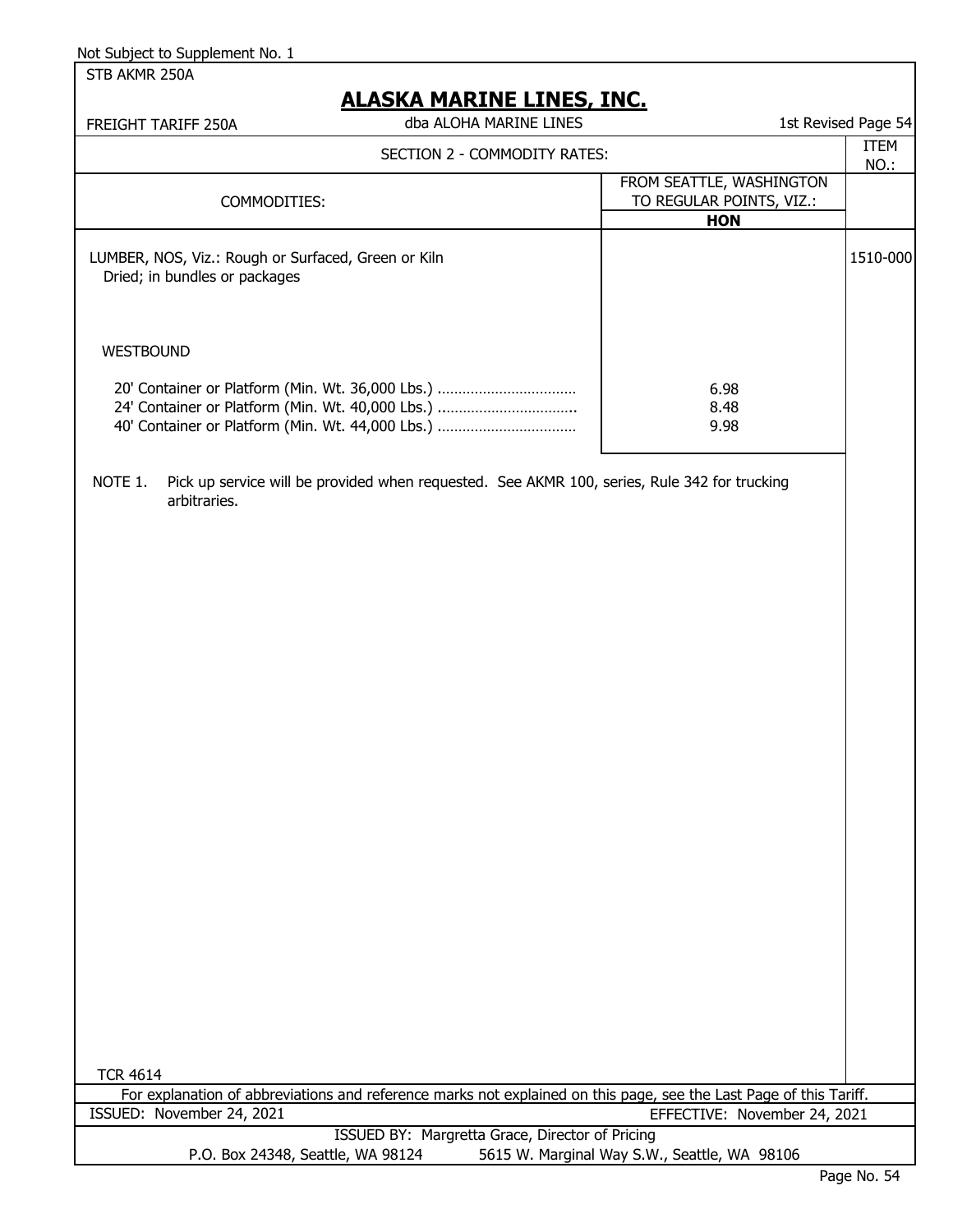Not Subject to Supplement No. 1

STB AKMR 250A

# ALASKA MARINE LINES, INC.

FREIGHT TARIFF 250A — dba ALOHA MARINE LINES — 1st Revised Page 54

## SECTION 2 - COMMODITY RATES:

| COMMODITIES: | FROM SEATTLE, WASHINGTON TO REGULAR POINTS, VIZ.: HON | ITEM NO.: |
|---|---|---|
| LUMBER, NOS, Viz.: Rough or Surfaced, Green or Kiln Dried; in bundles or packages | | 1510-000 |
| WESTBOUND | | |
| 20' Container or Platform (Min. Wt. 36,000 Lbs.) ................................ | 6.98 | |
| 24' Container or Platform (Min. Wt. 40,000 Lbs.) ................................. | 8.48 | |
| 40' Container or Platform (Min. Wt. 44,000 Lbs.) ................................ | 9.98 | |

NOTE 1. Pick up service will be provided when requested. See AKMR 100, series, Rule 342 for trucking arbitraries.

TCR 4614

For explanation of abbreviations and reference marks not explained on this page, see the Last Page of this Tariff.

ISSUED: November 24, 2021 — EFFECTIVE: November 24, 2021

ISSUED BY: Margretta Grace, Director of Pricing

P.O. Box 24348, Seattle, WA 98124 — 5615 W. Marginal Way S.W., Seattle, WA 98106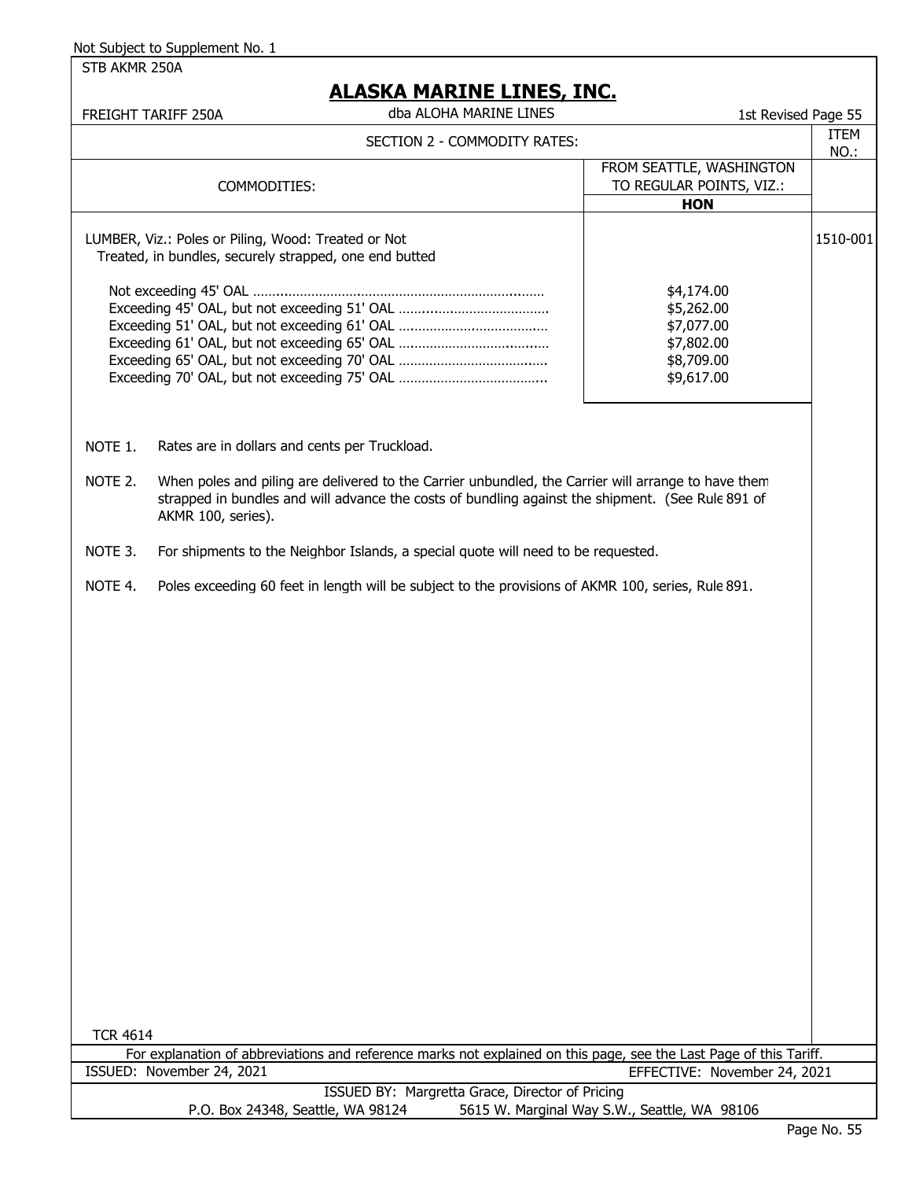Not Subject to Supplement No. 1

STB AKMR 250A

# ALASKA MARINE LINES, INC.

FREIGHT TARIFF 250A — dba ALOHA MARINE LINES — 1st Revised Page 55

## SECTION 2 - COMMODITY RATES:

| COMMODITIES: | FROM SEATTLE, WASHINGTON TO REGULAR POINTS, VIZ.: **HON** | ITEM NO.: |
|---|---|---|
| LUMBER, Viz.: Poles or Piling, Wood: Treated or Not Treated, in bundles, securely strapped, one end butted | | 1510-001 |
| Not exceeding 45' OAL | $4,174.00 | |
| Exceeding 45' OAL, but not exceeding 51' OAL | $5,262.00 | |
| Exceeding 51' OAL, but not exceeding 61' OAL | $7,077.00 | |
| Exceeding 61' OAL, but not exceeding 65' OAL | $7,802.00 | |
| Exceeding 65' OAL, but not exceeding 70' OAL | $8,709.00 | |
| Exceeding 70' OAL, but not exceeding 75' OAL | $9,617.00 | |

NOTE 1. Rates are in dollars and cents per Truckload.

NOTE 2. When poles and piling are delivered to the Carrier unbundled, the Carrier will arrange to have them strapped in bundles and will advance the costs of bundling against the shipment. (See Rule 891 of AKMR 100, series).

NOTE 3. For shipments to the Neighbor Islands, a special quote will need to be requested.

NOTE 4. Poles exceeding 60 feet in length will be subject to the provisions of AKMR 100, series, Rule 891.

TCR 4614

For explanation of abbreviations and reference marks not explained on this page, see the Last Page of this Tariff.

ISSUED: November 24, 2021 — EFFECTIVE: November 24, 2021

ISSUED BY: Margretta Grace, Director of Pricing

P.O. Box 24348, Seattle, WA 98124 — 5615 W. Marginal Way S.W., Seattle, WA 98106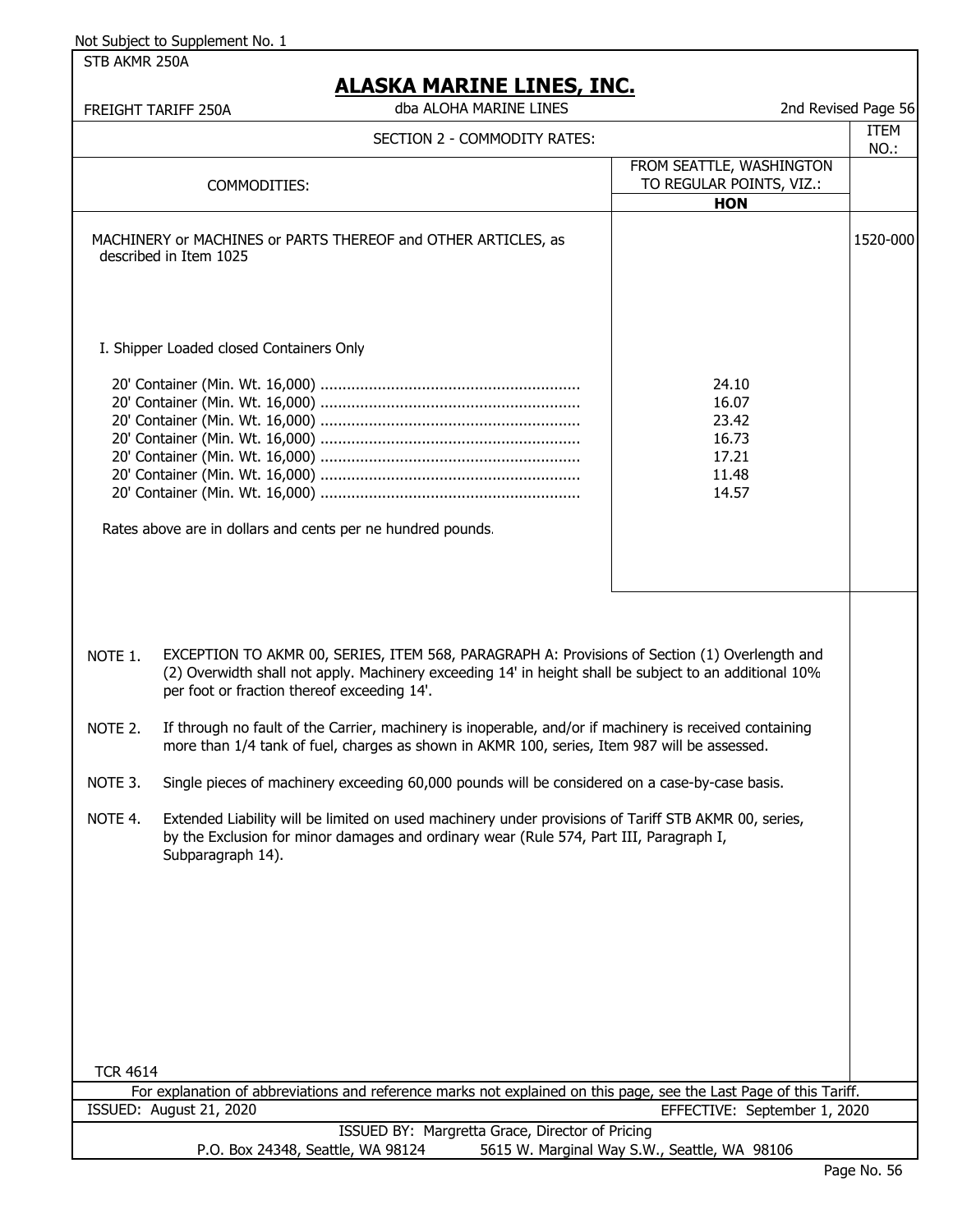Not Subject to Supplement No. 1

STB AKMR 250A

# ALASKA MARINE LINES, INC.

FREIGHT TARIFF 250A — dba ALOHA MARINE LINES — 2nd Revised Page 56

| SECTION 2 - COMMODITY RATES: | | ITEM NO.: |
|---|---|---|
| COMMODITIES: | FROM SEATTLE, WASHINGTON TO REGULAR POINTS, VIZ.: **HON** | |
| MACHINERY or MACHINES or PARTS THEREOF and OTHER ARTICLES, as described in Item 1025 | | 1520-000 |
| I. Shipper Loaded closed Containers Only | | |
| 20' Container (Min. Wt. 16,000) | 24.10 | |
| 20' Container (Min. Wt. 16,000) | 16.07 | |
| 20' Container (Min. Wt. 16,000) | 23.42 | |
| 20' Container (Min. Wt. 16,000) | 16.73 | |
| 20' Container (Min. Wt. 16,000) | 17.21 | |
| 20' Container (Min. Wt. 16,000) | 11.48 | |
| 20' Container (Min. Wt. 16,000) | 14.57 | |
| Rates above are in dollars and cents per ne hundred pounds. | | |

NOTE 1. EXCEPTION TO AKMR 00, SERIES, ITEM 568, PARAGRAPH A: Provisions of Section (1) Overlength and (2) Overwidth shall not apply. Machinery exceeding 14' in height shall be subject to an additional 10% per foot or fraction thereof exceeding 14'.

NOTE 2. If through no fault of the Carrier, machinery is inoperable, and/or if machinery is received containing more than 1/4 tank of fuel, charges as shown in AKMR 100, series, Item 987 will be assessed.

NOTE 3. Single pieces of machinery exceeding 60,000 pounds will be considered on a case-by-case basis.

NOTE 4. Extended Liability will be limited on used machinery under provisions of Tariff STB AKMR 00, series, by the Exclusion for minor damages and ordinary wear (Rule 574, Part III, Paragraph I, Subparagraph 14).

TCR 4614

For explanation of abbreviations and reference marks not explained on this page, see the Last Page of this Tariff.

ISSUED: August 21, 2020 — EFFECTIVE: September 1, 2020

ISSUED BY: Margretta Grace, Director of Pricing

P.O. Box 24348, Seattle, WA 98124 — 5615 W. Marginal Way S.W., Seattle, WA 98106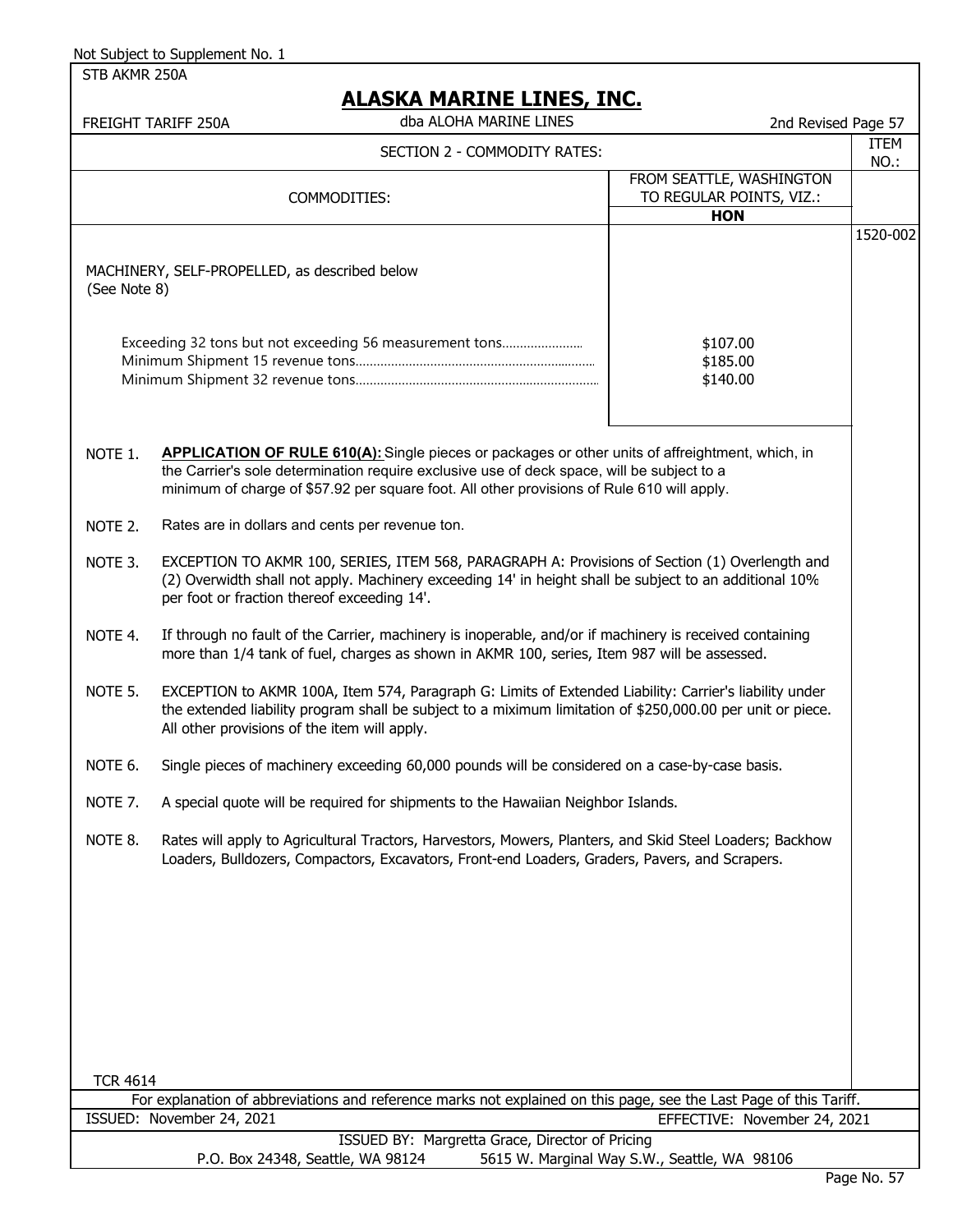Not Subject to Supplement No. 1

STB AKMR 250A

# ALASKA MARINE LINES, INC.

FREIGHT TARIFF 250A — dba ALOHA MARINE LINES — 2nd Revised Page 57

## SECTION 2 - COMMODITY RATES:

| COMMODITIES: | FROM SEATTLE, WASHINGTON TO REGULAR POINTS, VIZ.: HON | ITEM NO.: |
|---|---|---|
| MACHINERY, SELF-PROPELLED, as described below (See Note 8) | | 1520-002 |
| Exceeding 32 tons but not exceeding 56 measurement tons...................... | \$107.00 | |
| Minimum Shipment 15 revenue tons.................................................................. | \$185.00 | |
| Minimum Shipment 32 revenue tons.................................................................. | \$140.00 | |

NOTE 1. **APPLICATION OF RULE 610(A):** Single pieces or packages or other units of affreightment, which, in the Carrier's sole determination require exclusive use of deck space, will be subject to a minimum of charge of \$57.92 per square foot. All other provisions of Rule 610 will apply.

NOTE 2. Rates are in dollars and cents per revenue ton.

NOTE 3. EXCEPTION TO AKMR 100, SERIES, ITEM 568, PARAGRAPH A: Provisions of Section (1) Overlength and (2) Overwidth shall not apply. Machinery exceeding 14' in height shall be subject to an additional 10% per foot or fraction thereof exceeding 14'.

NOTE 4. If through no fault of the Carrier, machinery is inoperable, and/or if machinery is received containing more than 1/4 tank of fuel, charges as shown in AKMR 100, series, Item 987 will be assessed.

NOTE 5. EXCEPTION to AKMR 100A, Item 574, Paragraph G: Limits of Extended Liability: Carrier's liability under the extended liability program shall be subject to a maximum limitation of \$250,000.00 per unit or piece. All other provisions of the item will apply.

NOTE 6. Single pieces of machinery exceeding 60,000 pounds will be considered on a case-by-case basis.

NOTE 7. A special quote will be required for shipments to the Hawaiian Neighbor Islands.

NOTE 8. Rates will apply to Agricultural Tractors, Harvestors, Mowers, Planters, and Skid Steel Loaders; Backhow Loaders, Bulldozers, Compactors, Excavators, Front-end Loaders, Graders, Pavers, and Scrapers.

TCR 4614

For explanation of abbreviations and reference marks not explained on this page, see the Last Page of this Tariff.

ISSUED: November 24, 2021 — EFFECTIVE: November 24, 2021

ISSUED BY: Margretta Grace, Director of Pricing

P.O. Box 24348, Seattle, WA 98124 — 5615 W. Marginal Way S.W., Seattle, WA 98106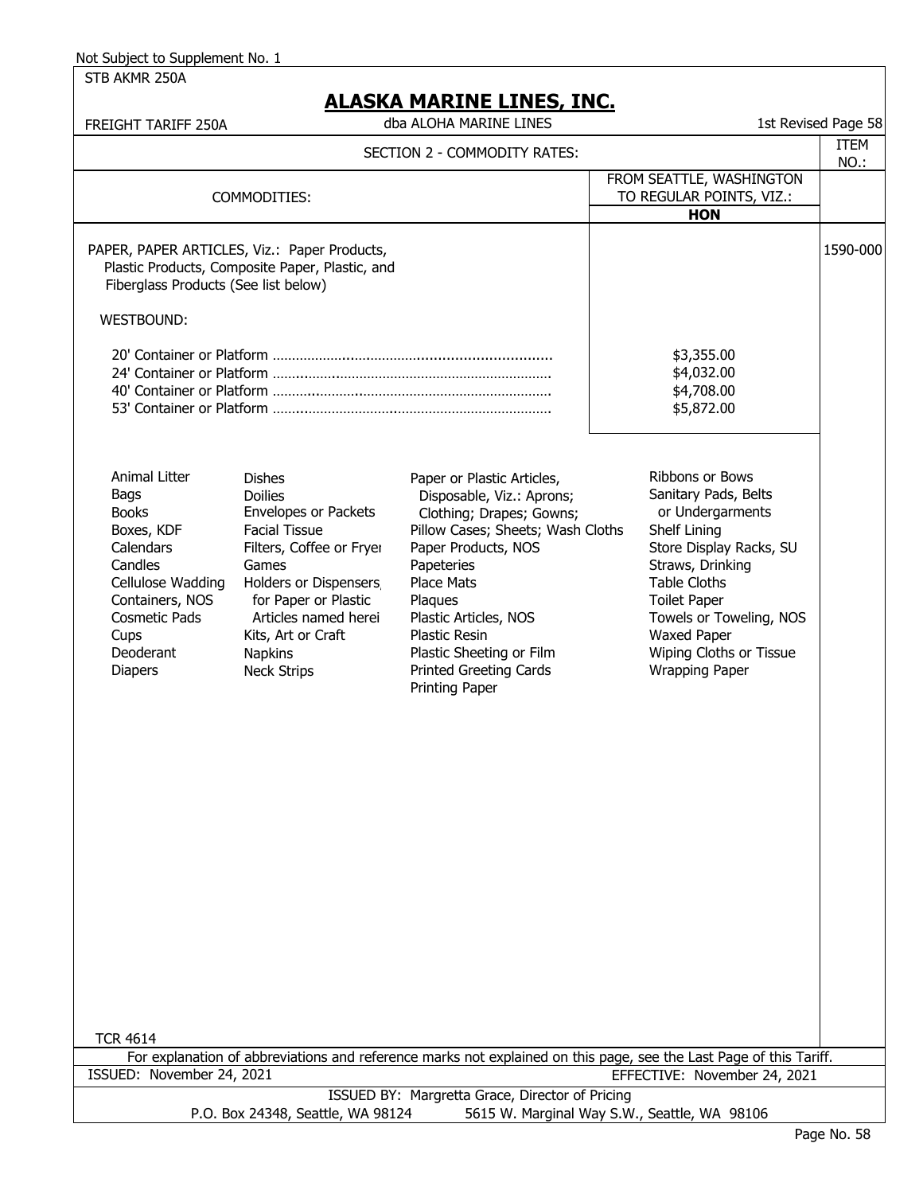Not Subject to Supplement No. 1

STB AKMR 250A

# ALASKA MARINE LINES, INC.

FREIGHT TARIFF 250A — dba ALOHA MARINE LINES — 1st Revised Page 58

SECTION 2 - COMMODITY RATES:

| COMMODITIES: | FROM SEATTLE, WASHINGTON TO REGULAR POINTS, VIZ.: HON | ITEM NO.: |
|---|---|---|
| PAPER, PAPER ARTICLES, Viz.: Paper Products, Plastic Products, Composite Paper, Plastic, and Fiberglass Products (See list below) | | 1590-000 |
| WESTBOUND: | | |
| 20' Container or Platform | $3,355.00 | |
| 24' Container or Platform | $4,032.00 | |
| 40' Container or Platform | $4,708.00 | |
| 53' Container or Platform | $5,872.00 | |

| | | | |
|---|---|---|---|
| Animal Litter | Dishes | Paper or Plastic Articles, Disposable, Viz.: Aprons; Clothing; Drapes; Gowns; Pillow Cases; Sheets; Wash Cloths | Ribbons or Bows |
| Bags | Doilies | Paper Products, NOS | Sanitary Pads, Belts or Undergarments |
| Books | Envelopes or Packets | Papeteries | Shelf Lining |
| Boxes, KDF | Facial Tissue | Place Mats | Store Display Racks, SU |
| Calendars | Filters, Coffee or Fryer | Plaques | Straws, Drinking |
| Candles | Games | Plastic Articles, NOS | Table Cloths |
| Cellulose Wadding | Holders or Dispensers, for Paper or Plastic Articles named herei | Plastic Resin | Toilet Paper |
| Containers, NOS | Kits, Art or Craft | Plastic Sheeting or Film | Towels or Toweling, NOS |
| Cosmetic Pads | Napkins | Printed Greeting Cards | Waxed Paper |
| Cups | Neck Strips | Printing Paper | Wiping Cloths or Tissue |
| Deoderant | | | Wrapping Paper |
| Diapers | | | |

TCR 4614

For explanation of abbreviations and reference marks not explained on this page, see the Last Page of this Tariff.

ISSUED: November 24, 2021 — EFFECTIVE: November 24, 2021

ISSUED BY: Margretta Grace, Director of Pricing

P.O. Box 24348, Seattle, WA 98124 — 5615 W. Marginal Way S.W., Seattle, WA 98106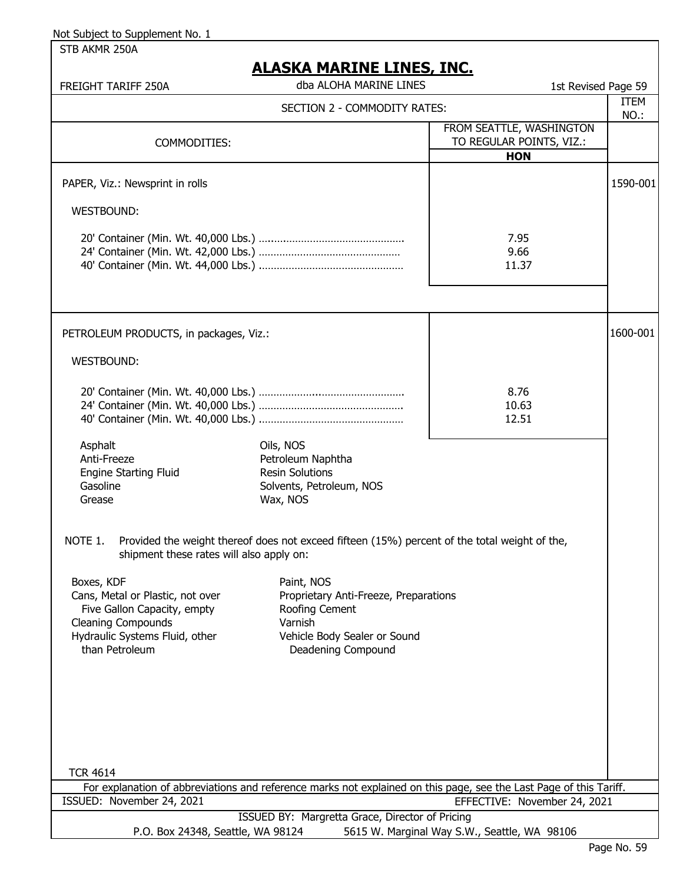Not Subject to Supplement No. 1

STB AKMR 250A

# ALASKA MARINE LINES, INC.

FREIGHT TARIFF 250A — dba ALOHA MARINE LINES — 1st Revised Page 59

## SECTION 2 - COMMODITY RATES:

| COMMODITIES: | FROM SEATTLE, WASHINGTON TO REGULAR POINTS, VIZ.: HON | ITEM NO.: |
|---|---|---|
| PAPER, Viz.: Newsprint in rolls | | 1590-001 |
| WESTBOUND: | | |
| 20' Container (Min. Wt. 40,000 Lbs.) | 7.95 | |
| 24' Container (Min. Wt. 42,000 Lbs.) | 9.66 | |
| 40' Container (Min. Wt. 44,000 Lbs.) | 11.37 | |
| PETROLEUM PRODUCTS, in packages, Viz.: | | 1600-001 |
| WESTBOUND: | | |
| 20' Container (Min. Wt. 40,000 Lbs.) | 8.76 | |
| 24' Container (Min. Wt. 40,000 Lbs.) | 10.63 | |
| 40' Container (Min. Wt. 40,000 Lbs.) | 12.51 | |

- Asphalt
- Anti-Freeze
- Engine Starting Fluid
- Gasoline
- Grease
- Oils, NOS
- Petroleum Naphtha
- Resin Solutions
- Solvents, Petroleum, NOS
- Wax, NOS

NOTE 1. Provided the weight thereof does not exceed fifteen (15%) percent of the total weight of the, shipment these rates will also apply on:

- Boxes, KDF
- Cans, Metal or Plastic, not over Five Gallon Capacity, empty
- Cleaning Compounds
- Hydraulic Systems Fluid, other than Petroleum
- Paint, NOS
- Proprietary Anti-Freeze, Preparations
- Roofing Cement
- Varnish
- Vehicle Body Sealer or Sound Deadening Compound

TCR 4614

For explanation of abbreviations and reference marks not explained on this page, see the Last Page of this Tariff.

ISSUED: November 24, 2021 — EFFECTIVE: November 24, 2021

ISSUED BY: Margretta Grace, Director of Pricing

P.O. Box 24348, Seattle, WA 98124 — 5615 W. Marginal Way S.W., Seattle, WA 98106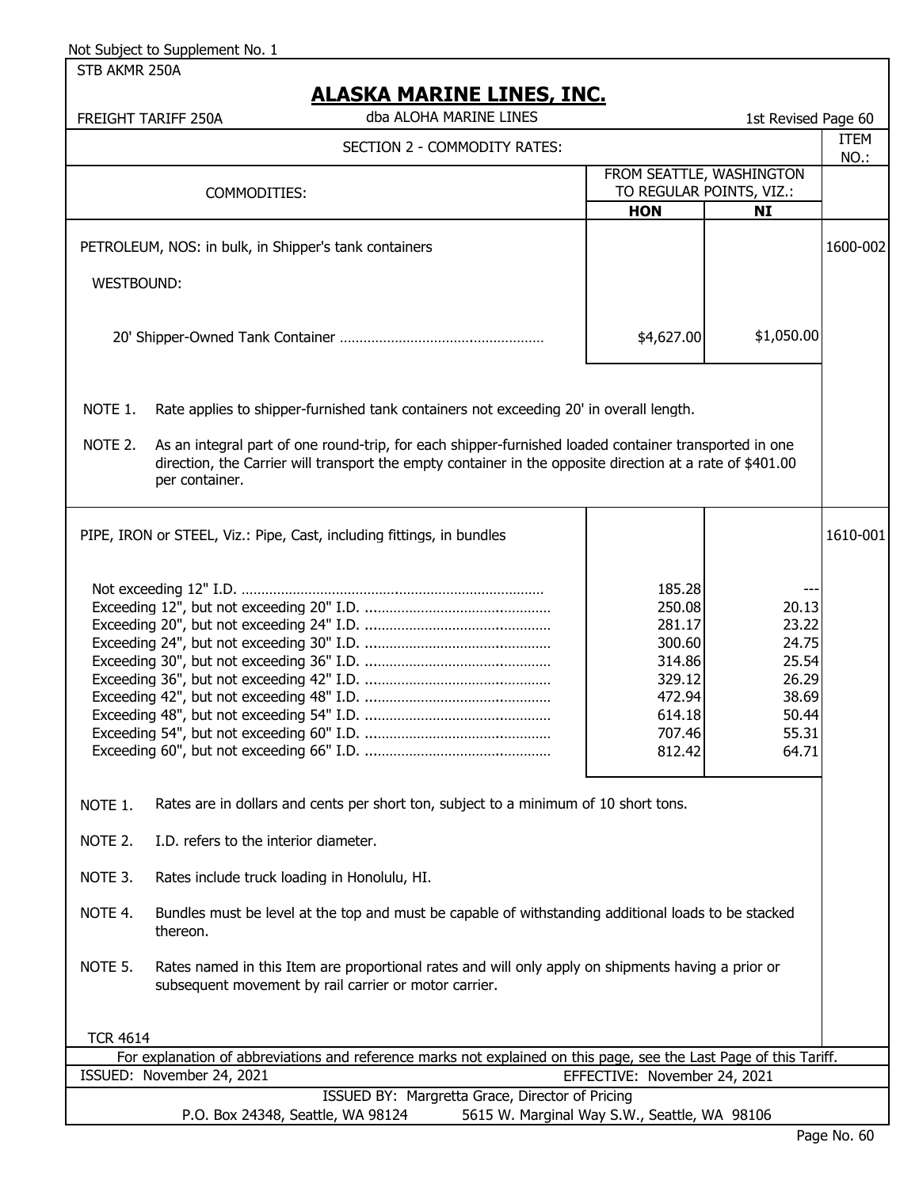Not Subject to Supplement No. 1

STB AKMR 250A

# ALASKA MARINE LINES, INC.

FREIGHT TARIFF 250A — dba ALOHA MARINE LINES — 1st Revised Page 60

## SECTION 2 - COMMODITY RATES:

| COMMODITIES: | FROM SEATTLE, WASHINGTON TO REGULAR POINTS, VIZ.: | | ITEM NO.: |
|---|---|---|---|
| | **HON** | **NI** | |
| PETROLEUM, NOS: in bulk, in Shipper's tank containers | | | 1600-002 |
| WESTBOUND: | | | |
| 20' Shipper-Owned Tank Container | $4,627.00 | $1,050.00 | |

NOTE 1. Rate applies to shipper-furnished tank containers not exceeding 20' in overall length.

NOTE 2. As an integral part of one round-trip, for each shipper-furnished loaded container transported in one direction, the Carrier will transport the empty container in the opposite direction at a rate of $401.00 per container.

| COMMODITIES: | HON | NI | ITEM NO.: |
|---|---|---|---|
| PIPE, IRON or STEEL, Viz.: Pipe, Cast, including fittings, in bundles | | | 1610-001 |
| Not exceeding 12" I.D. | 185.28 | --- | |
| Exceeding 12", but not exceeding 20" I.D. | 250.08 | 20.13 | |
| Exceeding 20", but not exceeding 24" I.D. | 281.17 | 23.22 | |
| Exceeding 24", but not exceeding 30" I.D. | 300.60 | 24.75 | |
| Exceeding 30", but not exceeding 36" I.D. | 314.86 | 25.54 | |
| Exceeding 36", but not exceeding 42" I.D. | 329.12 | 26.29 | |
| Exceeding 42", but not exceeding 48" I.D. | 472.94 | 38.69 | |
| Exceeding 48", but not exceeding 54" I.D. | 614.18 | 50.44 | |
| Exceeding 54", but not exceeding 60" I.D. | 707.46 | 55.31 | |
| Exceeding 60", but not exceeding 66" I.D. | 812.42 | 64.71 | |

NOTE 1. Rates are in dollars and cents per short ton, subject to a minimum of 10 short tons.

NOTE 2. I.D. refers to the interior diameter.

NOTE 3. Rates include truck loading in Honolulu, HI.

NOTE 4. Bundles must be level at the top and must be capable of withstanding additional loads to be stacked thereon.

NOTE 5. Rates named in this Item are proportional rates and will only apply on shipments having a prior or subsequent movement by rail carrier or motor carrier.

TCR 4614

For explanation of abbreviations and reference marks not explained on this page, see the Last Page of this Tariff.

ISSUED: November 24, 2021 — EFFECTIVE: November 24, 2021

ISSUED BY: Margretta Grace, Director of Pricing

P.O. Box 24348, Seattle, WA 98124 — 5615 W. Marginal Way S.W., Seattle, WA 98106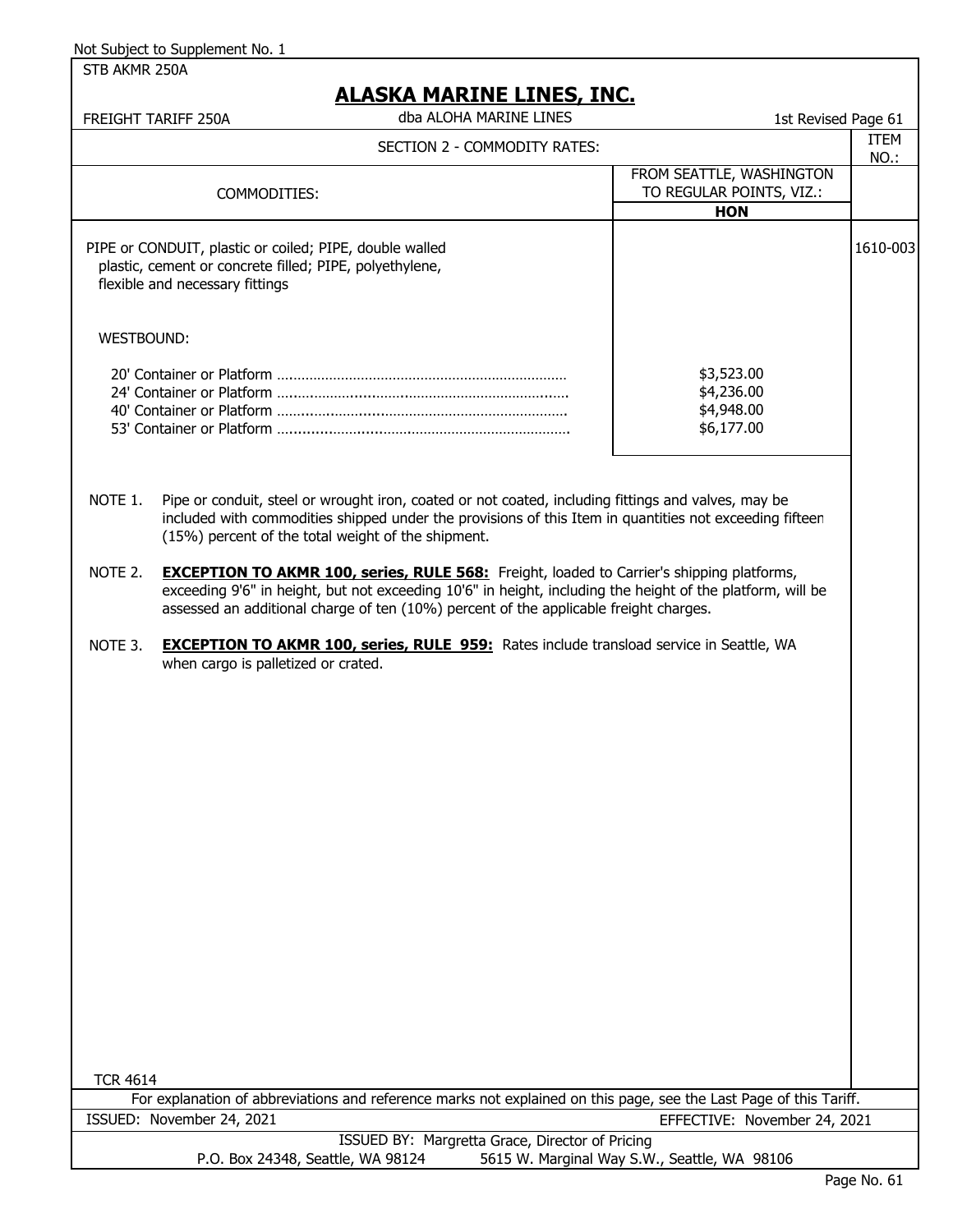Not Subject to Supplement No. 1

STB AKMR 250A

# ALASKA MARINE LINES, INC.

FREIGHT TARIFF 250A — dba ALOHA MARINE LINES — 1st Revised Page 61

SECTION 2 - COMMODITY RATES:

| COMMODITIES: | FROM SEATTLE, WASHINGTON TO REGULAR POINTS, VIZ.: HON | ITEM NO.: |
|---|---|---|
| PIPE or CONDUIT, plastic or coiled; PIPE, double walled plastic, cement or concrete filled; PIPE, polyethylene, flexible and necessary fittings | | 1610-003 |
| WESTBOUND: | | |
| 20' Container or Platform | $3,523.00 | |
| 24' Container or Platform | $4,236.00 | |
| 40' Container or Platform | $4,948.00 | |
| 53' Container or Platform | $6,177.00 | |

NOTE 1. Pipe or conduit, steel or wrought iron, coated or not coated, including fittings and valves, may be included with commodities shipped under the provisions of this Item in quantities not exceeding fifteen (15%) percent of the total weight of the shipment.

NOTE 2. **EXCEPTION TO AKMR 100, series, RULE 568:** Freight, loaded to Carrier's shipping platforms, exceeding 9'6" in height, but not exceeding 10'6" in height, including the height of the platform, will be assessed an additional charge of ten (10%) percent of the applicable freight charges.

NOTE 3. **EXCEPTION TO AKMR 100, series, RULE 959:** Rates include transload service in Seattle, WA when cargo is palletized or crated.

TCR 4614

For explanation of abbreviations and reference marks not explained on this page, see the Last Page of this Tariff.

ISSUED: November 24, 2021 — EFFECTIVE: November 24, 2021

ISSUED BY: Margretta Grace, Director of Pricing

P.O. Box 24348, Seattle, WA 98124 — 5615 W. Marginal Way S.W., Seattle, WA 98106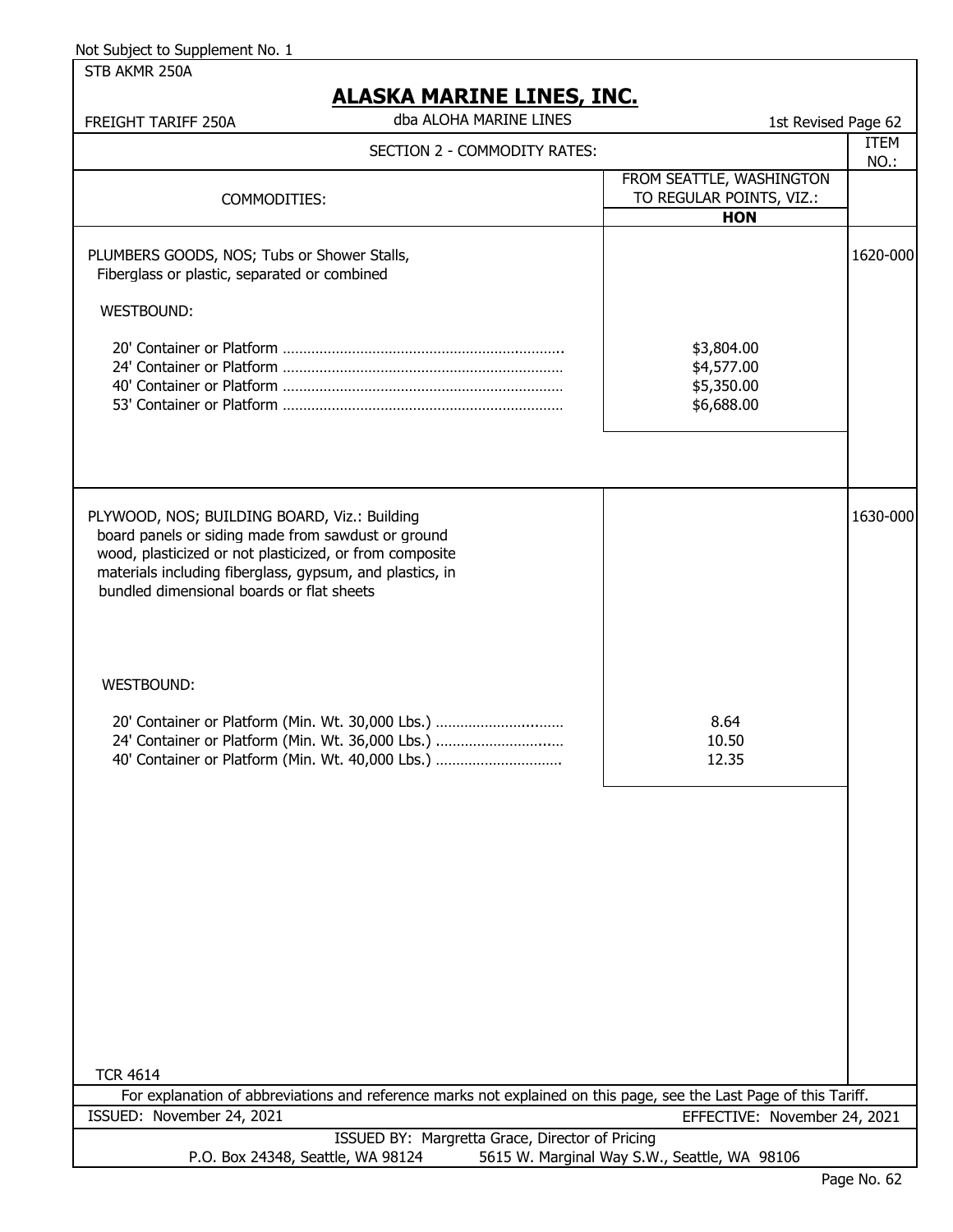Not Subject to Supplement No. 1

STB AKMR 250A

# ALASKA MARINE LINES, INC.

FREIGHT TARIFF 250A — dba ALOHA MARINE LINES — 1st Revised Page 62

## SECTION 2 - COMMODITY RATES:

| COMMODITIES: | FROM SEATTLE, WASHINGTON TO REGULAR POINTS, VIZ.: HON | ITEM NO.: |
|---|---|---|
| PLUMBERS GOODS, NOS; Tubs or Shower Stalls, Fiberglass or plastic, separated or combined | | 1620-000 |
| WESTBOUND: | | |
| 20' Container or Platform | $3,804.00 | |
| 24' Container or Platform | $4,577.00 | |
| 40' Container or Platform | $5,350.00 | |
| 53' Container or Platform | $6,688.00 | |
| PLYWOOD, NOS; BUILDING BOARD, Viz.: Building board panels or siding made from sawdust or ground wood, plasticized or not plasticized, or from composite materials including fiberglass, gypsum, and plastics, in bundled dimensional boards or flat sheets | | 1630-000 |
| WESTBOUND: | | |
| 20' Container or Platform (Min. Wt. 30,000 Lbs.) | 8.64 | |
| 24' Container or Platform (Min. Wt. 36,000 Lbs.) | 10.50 | |
| 40' Container or Platform (Min. Wt. 40,000 Lbs.) | 12.35 | |

TCR 4614

For explanation of abbreviations and reference marks not explained on this page, see the Last Page of this Tariff.

ISSUED: November 24, 2021 — EFFECTIVE: November 24, 2021

ISSUED BY: Margretta Grace, Director of Pricing

P.O. Box 24348, Seattle, WA 98124 — 5615 W. Marginal Way S.W., Seattle, WA 98106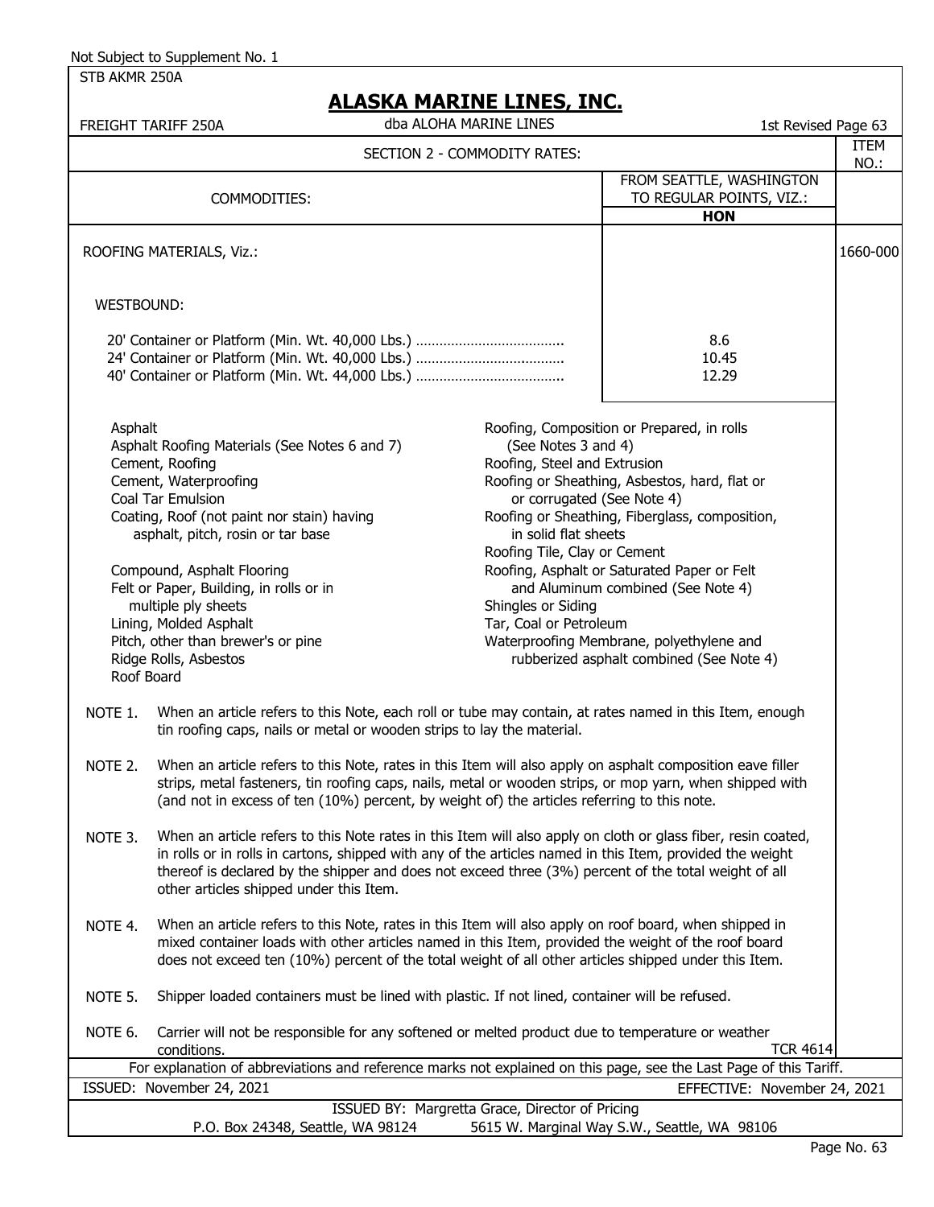Not Subject to Supplement No. 1

STB AKMR 250A

# ALASKA MARINE LINES, INC.

FREIGHT TARIFF 250A — dba ALOHA MARINE LINES — 1st Revised Page 63

## SECTION 2 - COMMODITY RATES:

| COMMODITIES: | FROM SEATTLE, WASHINGTON TO REGULAR POINTS, VIZ.: HON | ITEM NO.: |
|---|---|---|
| ROOFING MATERIALS, Viz.: | | 1660-000 |
| WESTBOUND: | | |
| 20' Container or Platform (Min. Wt. 40,000 Lbs.) | 8.6 | |
| 24' Container or Platform (Min. Wt. 40,000 Lbs.) | 10.45 | |
| 40' Container or Platform (Min. Wt. 44,000 Lbs.) | 12.29 | |

- Asphalt
- Asphalt Roofing Materials (See Notes 6 and 7)
- Cement, Roofing
- Cement, Waterproofing
- Coal Tar Emulsion
- Coating, Roof (not paint nor stain) having asphalt, pitch, rosin or tar base
- Compound, Asphalt Flooring
- Felt or Paper, Building, in rolls or in multiple ply sheets
- Lining, Molded Asphalt
- Pitch, other than brewer's or pine
- Ridge Rolls, Asbestos
- Roof Board
- Roofing, Composition or Prepared, in rolls (See Notes 3 and 4)
- Roofing, Steel and Extrusion
- Roofing or Sheathing, Asbestos, hard, flat or corrugated (See Note 4)
- Roofing or Sheathing, Fiberglass, composition, in solid flat sheets
- Roofing Tile, Clay or Cement
- Roofing, Asphalt or Saturated Paper or Felt and Aluminum combined (See Note 4)
- Shingles or Siding
- Tar, Coal or Petroleum
- Waterproofing Membrane, polyethylene and rubberized asphalt combined (See Note 4)

NOTE 1. When an article refers to this Note, each roll or tube may contain, at rates named in this Item, enough tin roofing caps, nails or metal or wooden strips to lay the material.

NOTE 2. When an article refers to this Note, rates in this Item will also apply on asphalt composition eave filler strips, metal fasteners, tin roofing caps, nails, metal or wooden strips, or mop yarn, when shipped with (and not in excess of ten (10%) percent, by weight of) the articles referring to this note.

NOTE 3. When an article refers to this Note rates in this Item will also apply on cloth or glass fiber, resin coated, in rolls or in rolls in cartons, shipped with any of the articles named in this Item, provided the weight thereof is declared by the shipper and does not exceed three (3%) percent of the total weight of all other articles shipped under this Item.

NOTE 4. When an article refers to this Note, rates in this Item will also apply on roof board, when shipped in mixed container loads with other articles named in this Item, provided the weight of the roof board does not exceed ten (10%) percent of the total weight of all other articles shipped under this Item.

NOTE 5. Shipper loaded containers must be lined with plastic. If not lined, container will be refused.

NOTE 6. Carrier will not be responsible for any softened or melted product due to temperature or weather conditions.

TCR 4614

For explanation of abbreviations and reference marks not explained on this page, see the Last Page of this Tariff.

ISSUED: November 24, 2021 — EFFECTIVE: November 24, 2021

ISSUED BY: Margretta Grace, Director of Pricing

P.O. Box 24348, Seattle, WA 98124 — 5615 W. Marginal Way S.W., Seattle, WA 98106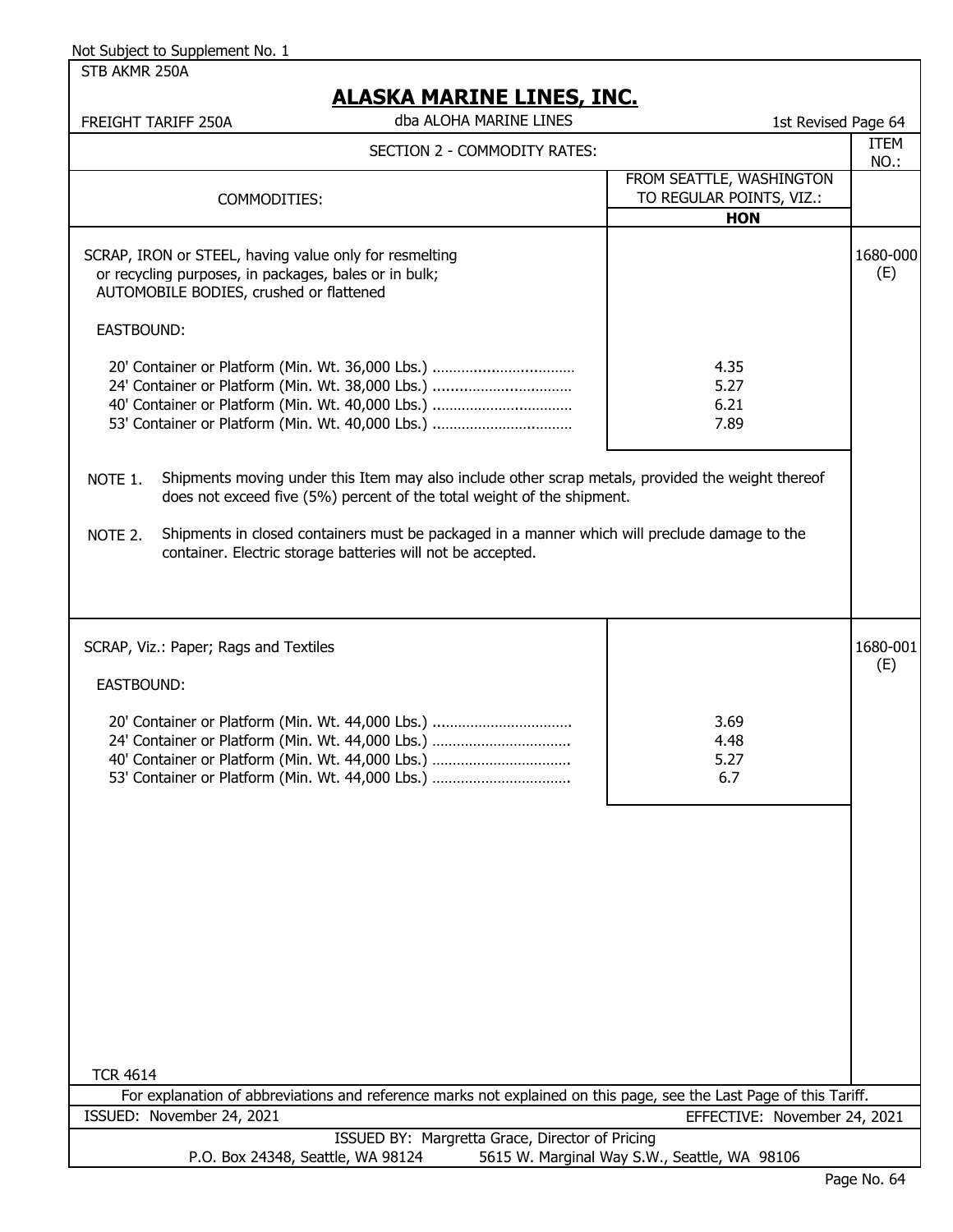Not Subject to Supplement No. 1

STB AKMR 250A

# ALASKA MARINE LINES, INC.

FREIGHT TARIFF 250A — dba ALOHA MARINE LINES — 1st Revised Page 64

## SECTION 2 - COMMODITY RATES:

| COMMODITIES: | FROM SEATTLE, WASHINGTON TO REGULAR POINTS, VIZ.: **HON** | ITEM NO.: |
|---|---|---|
| SCRAP, IRON or STEEL, having value only for resmelting or recycling purposes, in packages, bales or in bulk; AUTOMOBILE BODIES, crushed or flattened | | 1680-000 (E) |
| EASTBOUND: | | |
| 20' Container or Platform (Min. Wt. 36,000 Lbs.) | 4.35 | |
| 24' Container or Platform (Min. Wt. 38,000 Lbs.) | 5.27 | |
| 40' Container or Platform (Min. Wt. 40,000 Lbs.) | 6.21 | |
| 53' Container or Platform (Min. Wt. 40,000 Lbs.) | 7.89 | |

NOTE 1. Shipments moving under this Item may also include other scrap metals, provided the weight thereof does not exceed five (5%) percent of the total weight of the shipment.

NOTE 2. Shipments in closed containers must be packaged in a manner which will preclude damage to the container. Electric storage batteries will not be accepted.

| COMMODITIES: | HON | ITEM NO.: |
|---|---|---|
| SCRAP, Viz.: Paper; Rags and Textiles | | 1680-001 (E) |
| EASTBOUND: | | |
| 20' Container or Platform (Min. Wt. 44,000 Lbs.) | 3.69 | |
| 24' Container or Platform (Min. Wt. 44,000 Lbs.) | 4.48 | |
| 40' Container or Platform (Min. Wt. 44,000 Lbs.) | 5.27 | |
| 53' Container or Platform (Min. Wt. 44,000 Lbs.) | 6.7 | |

TCR 4614

For explanation of abbreviations and reference marks not explained on this page, see the Last Page of this Tariff.

ISSUED: November 24, 2021 — EFFECTIVE: November 24, 2021

ISSUED BY: Margretta Grace, Director of Pricing

P.O. Box 24348, Seattle, WA 98124 — 5615 W. Marginal Way S.W., Seattle, WA 98106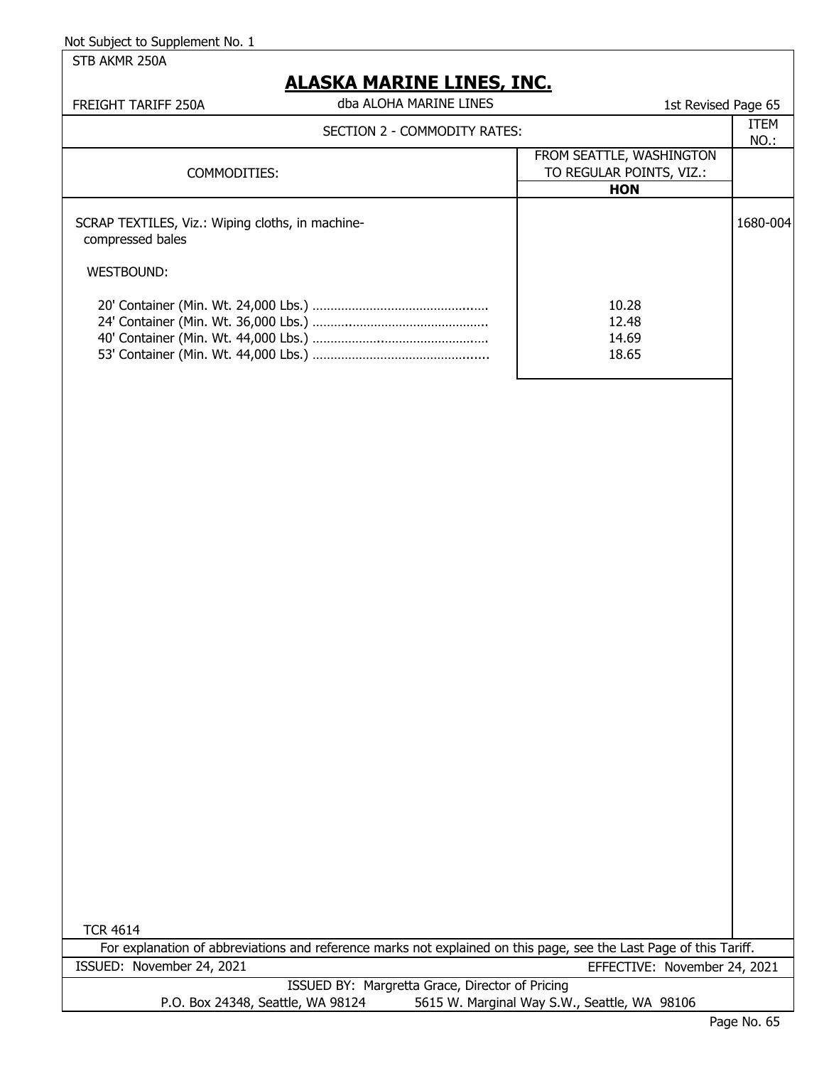Not Subject to Supplement No. 1

STB AKMR 250A

# ALASKA MARINE LINES, INC.

FREIGHT TARIFF 250A | dba ALOHA MARINE LINES | 1st Revised Page 65

## SECTION 2 - COMMODITY RATES:

| COMMODITIES: | FROM SEATTLE, WASHINGTON TO REGULAR POINTS, VIZ.: **HON** | ITEM NO.: |
|---|---|---|
| SCRAP TEXTILES, Viz.: Wiping cloths, in machine-compressed bales | | 1680-004 |
| WESTBOUND: | | |
| 20' Container (Min. Wt. 24,000 Lbs.) | 10.28 | |
| 24' Container (Min. Wt. 36,000 Lbs.) | 12.48 | |
| 40' Container (Min. Wt. 44,000 Lbs.) | 14.69 | |
| 53' Container (Min. Wt. 44,000 Lbs.) | 18.65 | |

TCR 4614

For explanation of abbreviations and reference marks not explained on this page, see the Last Page of this Tariff.

ISSUED: November 24, 2021 | EFFECTIVE: November 24, 2021

ISSUED BY: Margretta Grace, Director of Pricing

P.O. Box 24348, Seattle, WA 98124 | 5615 W. Marginal Way S.W., Seattle, WA 98106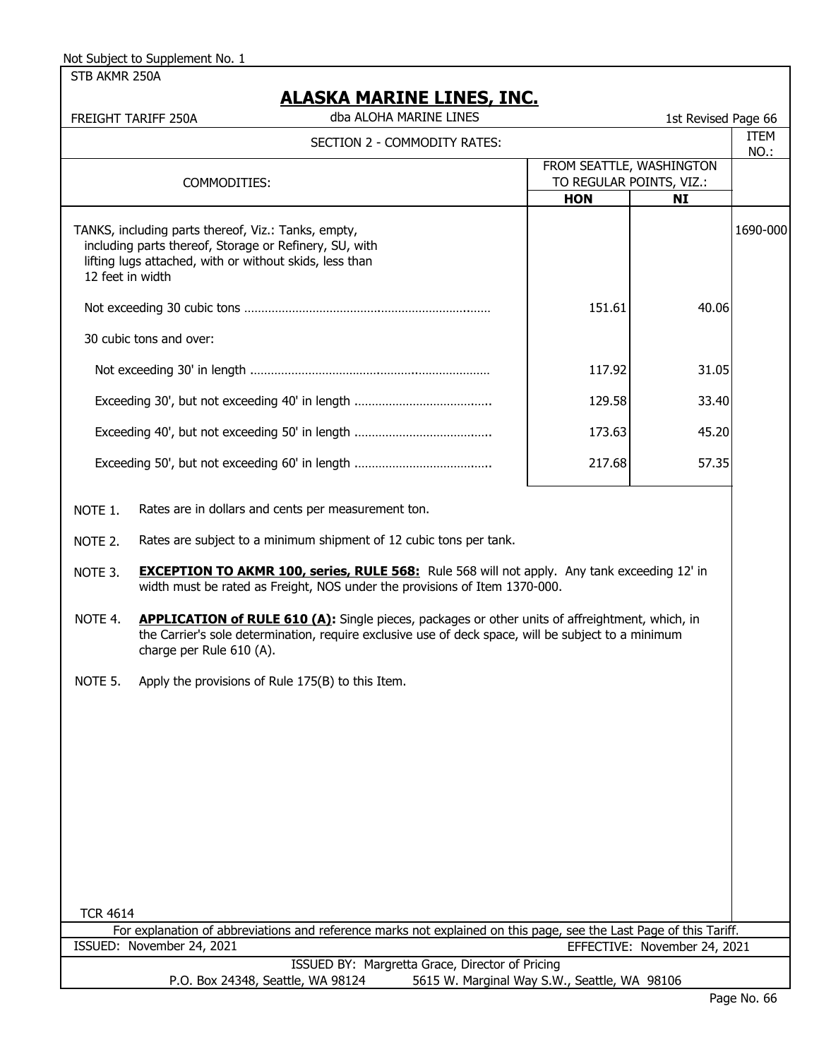Not Subject to Supplement No. 1

STB AKMR 250A

# ALASKA MARINE LINES, INC.

FREIGHT TARIFF 250A | dba ALOHA MARINE LINES | 1st Revised Page 66

## SECTION 2 - COMMODITY RATES:

| COMMODITIES: | FROM SEATTLE, WASHINGTON TO REGULAR POINTS, VIZ.: HON | NI | ITEM NO.: |
|---|---|---|---|
| TANKS, including parts thereof, Viz.: Tanks, empty, including parts thereof, Storage or Refinery, SU, with lifting lugs attached, with or without skids, less than 12 feet in width | | | 1690-000 |
| Not exceeding 30 cubic tons | 151.61 | 40.06 | |
| 30 cubic tons and over: | | | |
| Not exceeding 30' in length | 117.92 | 31.05 | |
| Exceeding 30', but not exceeding 40' in length | 129.58 | 33.40 | |
| Exceeding 40', but not exceeding 50' in length | 173.63 | 45.20 | |
| Exceeding 50', but not exceeding 60' in length | 217.68 | 57.35 | |

NOTE 1. Rates are in dollars and cents per measurement ton.

NOTE 2. Rates are subject to a minimum shipment of 12 cubic tons per tank.

NOTE 3. **EXCEPTION TO AKMR 100, series, RULE 568:** Rule 568 will not apply. Any tank exceeding 12' in width must be rated as Freight, NOS under the provisions of Item 1370-000.

NOTE 4. **APPLICATION of RULE 610 (A):** Single pieces, packages or other units of affreightment, which, in the Carrier's sole determination, require exclusive use of deck space, will be subject to a minimum charge per Rule 610 (A).

NOTE 5. Apply the provisions of Rule 175(B) to this Item.

TCR 4614

For explanation of abbreviations and reference marks not explained on this page, see the Last Page of this Tariff.

ISSUED: November 24, 2021 | EFFECTIVE: November 24, 2021

ISSUED BY: Margretta Grace, Director of Pricing

P.O. Box 24348, Seattle, WA 98124 | 5615 W. Marginal Way S.W., Seattle, WA 98106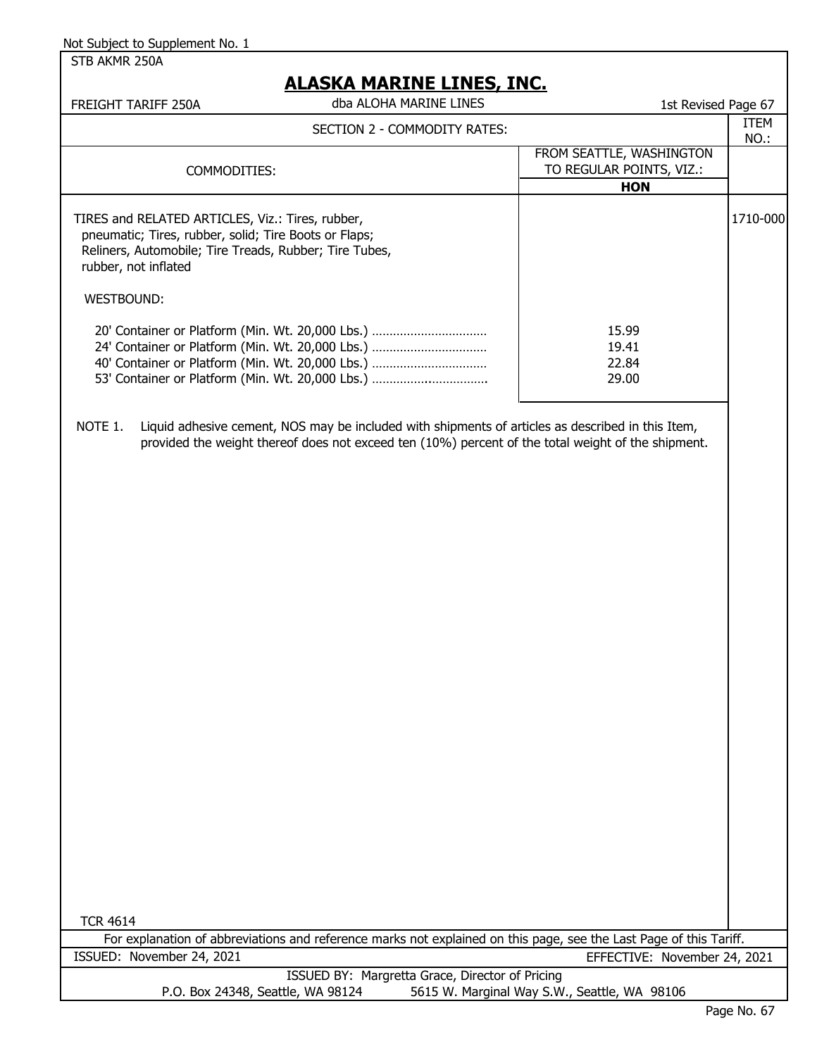Not Subject to Supplement No. 1

STB AKMR 250A

# ALASKA MARINE LINES, INC.

FREIGHT TARIFF 250A — dba ALOHA MARINE LINES — 1st Revised Page 67

## SECTION 2 - COMMODITY RATES:

| COMMODITIES: | FROM SEATTLE, WASHINGTON TO REGULAR POINTS, VIZ.: HON | ITEM NO.: |
|---|---|---|
| TIRES and RELATED ARTICLES, Viz.: Tires, rubber, pneumatic; Tires, rubber, solid; Tire Boots or Flaps; Reliners, Automobile; Tire Treads, Rubber; Tire Tubes, rubber, not inflated | | 1710-000 |
| WESTBOUND: | | |
| 20' Container or Platform (Min. Wt. 20,000 Lbs.) | 15.99 | |
| 24' Container or Platform (Min. Wt. 20,000 Lbs.) | 19.41 | |
| 40' Container or Platform (Min. Wt. 20,000 Lbs.) | 22.84 | |
| 53' Container or Platform (Min. Wt. 20,000 Lbs.) | 29.00 | |

NOTE 1. Liquid adhesive cement, NOS may be included with shipments of articles as described in this Item, provided the weight thereof does not exceed ten (10%) percent of the total weight of the shipment.

TCR 4614

For explanation of abbreviations and reference marks not explained on this page, see the Last Page of this Tariff.

ISSUED: November 24, 2021 — EFFECTIVE: November 24, 2021

ISSUED BY: Margretta Grace, Director of Pricing

P.O. Box 24348, Seattle, WA 98124 — 5615 W. Marginal Way S.W., Seattle, WA 98106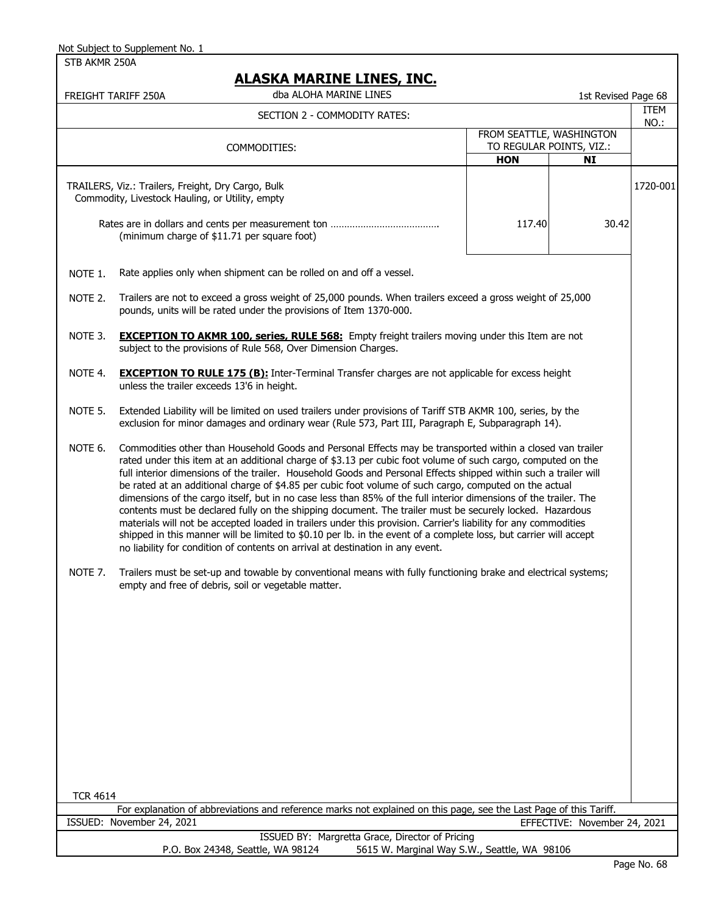Not Subject to Supplement No. 1

STB AKMR 250A

# ALASKA MARINE LINES, INC.

FREIGHT TARIFF 250A — dba ALOHA MARINE LINES — 1st Revised Page 68

SECTION 2 - COMMODITY RATES:

| COMMODITIES: | FROM SEATTLE, WASHINGTON TO REGULAR POINTS, VIZ.: | | ITEM NO.: |
|---|---|---|---|
| | **HON** | **NI** | |
| TRAILERS, Viz.: Trailers, Freight, Dry Cargo, Bulk Commodity, Livestock Hauling, or Utility, empty | | | 1720-001 |
| Rates are in dollars and cents per measurement ton ……………………………… (minimum charge of $11.71 per square foot) | 117.40 | 30.42 | |

NOTE 1. Rate applies only when shipment can be rolled on and off a vessel.

NOTE 2. Trailers are not to exceed a gross weight of 25,000 pounds. When trailers exceed a gross weight of 25,000 pounds, units will be rated under the provisions of Item 1370-000.

NOTE 3. **EXCEPTION TO AKMR 100, series, RULE 568:** Empty freight trailers moving under this Item are not subject to the provisions of Rule 568, Over Dimension Charges.

NOTE 4. **EXCEPTION TO RULE 175 (B):** Inter-Terminal Transfer charges are not applicable for excess height unless the trailer exceeds 13'6 in height.

NOTE 5. Extended Liability will be limited on used trailers under provisions of Tariff STB AKMR 100, series, by the exclusion for minor damages and ordinary wear (Rule 573, Part III, Paragraph E, Subparagraph 14).

NOTE 6. Commodities other than Household Goods and Personal Effects may be transported within a closed van trailer rated under this item at an additional charge of $3.13 per cubic foot volume of such cargo, computed on the full interior dimensions of the trailer. Household Goods and Personal Effects shipped within such a trailer will be rated at an additional charge of $4.85 per cubic foot volume of such cargo, computed on the actual dimensions of the cargo itself, but in no case less than 85% of the full interior dimensions of the trailer. The contents must be declared fully on the shipping document. The trailer must be securely locked. Hazardous materials will not be accepted loaded in trailers under this provision. Carrier's liability for any commodities shipped in this manner will be limited to $0.10 per lb. in the event of a complete loss, but carrier will accept no liability for condition of contents on arrival at destination in any event.

NOTE 7. Trailers must be set-up and towable by conventional means with fully functioning brake and electrical systems; empty and free of debris, soil or vegetable matter.

TCR 4614

For explanation of abbreviations and reference marks not explained on this page, see the Last Page of this Tariff.

ISSUED: November 24, 2021 — EFFECTIVE: November 24, 2021

ISSUED BY: Margretta Grace, Director of Pricing

P.O. Box 24348, Seattle, WA 98124 — 5615 W. Marginal Way S.W., Seattle, WA 98106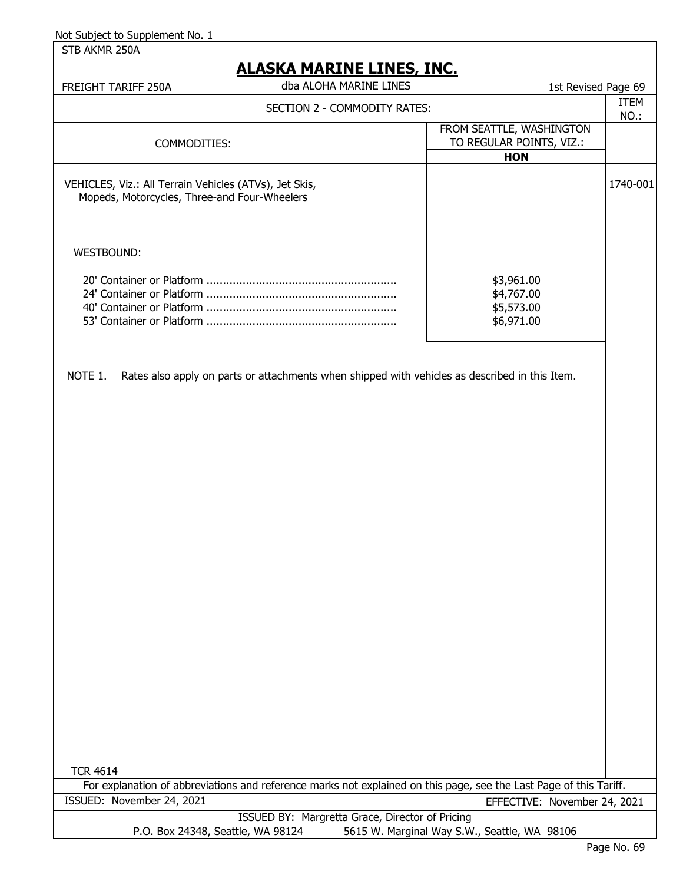Not Subject to Supplement No. 1

STB AKMR 250A

# ALASKA MARINE LINES, INC.

FREIGHT TARIFF 250A — dba ALOHA MARINE LINES — 1st Revised Page 69

## SECTION 2 - COMMODITY RATES:

| COMMODITIES: | FROM SEATTLE, WASHINGTON TO REGULAR POINTS, VIZ.: **HON** | ITEM NO.: |
|---|---|---|
| VEHICLES, Viz.: All Terrain Vehicles (ATVs), Jet Skis, Mopeds, Motorcycles, Three-and Four-Wheelers | | 1740-001 |
| WESTBOUND: | | |
| 20' Container or Platform .......................................................... | \$3,961.00 | |
| 24' Container or Platform .......................................................... | \$4,767.00 | |
| 40' Container or Platform .......................................................... | \$5,573.00 | |
| 53' Container or Platform .......................................................... | \$6,971.00 | |

NOTE 1. Rates also apply on parts or attachments when shipped with vehicles as described in this Item.

TCR 4614

For explanation of abbreviations and reference marks not explained on this page, see the Last Page of this Tariff.

ISSUED: November 24, 2021 — EFFECTIVE: November 24, 2021

ISSUED BY: Margretta Grace, Director of Pricing

P.O. Box 24348, Seattle, WA 98124 — 5615 W. Marginal Way S.W., Seattle, WA 98106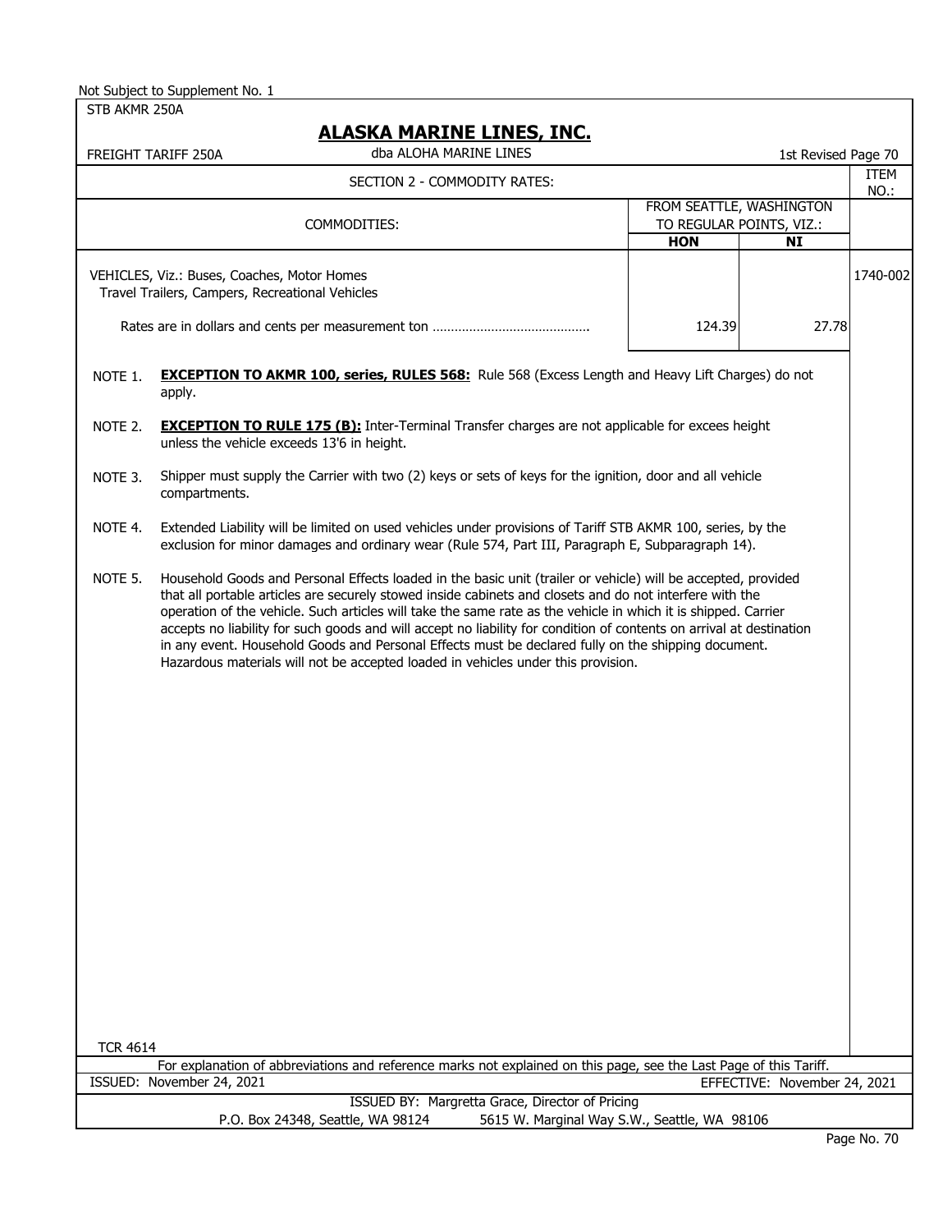Not Subject to Supplement No. 1

STB AKMR 250A

# ALASKA MARINE LINES, INC.

FREIGHT TARIFF 250A — dba ALOHA MARINE LINES — 1st Revised Page 70

## SECTION 2 - COMMODITY RATES:

| COMMODITIES: | FROM SEATTLE, WASHINGTON TO REGULAR POINTS, VIZ.: HON | NI | ITEM NO.: |
|---|---|---|---|
| VEHICLES, Viz.: Buses, Coaches, Motor Homes Travel Trailers, Campers, Recreational Vehicles | | | 1740-002 |
| Rates are in dollars and cents per measurement ton .......................................... | 124.39 | 27.78 | |

NOTE 1. **EXCEPTION TO AKMR 100, series, RULES 568:** Rule 568 (Excess Length and Heavy Lift Charges) do not apply.

NOTE 2. **EXCEPTION TO RULE 175 (B):** Inter-Terminal Transfer charges are not applicable for excees height unless the vehicle exceeds 13'6 in height.

NOTE 3. Shipper must supply the Carrier with two (2) keys or sets of keys for the ignition, door and all vehicle compartments.

NOTE 4. Extended Liability will be limited on used vehicles under provisions of Tariff STB AKMR 100, series, by the exclusion for minor damages and ordinary wear (Rule 574, Part III, Paragraph E, Subparagraph 14).

NOTE 5. Household Goods and Personal Effects loaded in the basic unit (trailer or vehicle) will be accepted, provided that all portable articles are securely stowed inside cabinets and closets and do not interfere with the operation of the vehicle. Such articles will take the same rate as the vehicle in which it is shipped. Carrier accepts no liability for such goods and will accept no liability for condition of contents on arrival at destination in any event. Household Goods and Personal Effects must be declared fully on the shipping document. Hazardous materials will not be accepted loaded in vehicles under this provision.

TCR 4614

For explanation of abbreviations and reference marks not explained on this page, see the Last Page of this Tariff.

ISSUED: November 24, 2021 — EFFECTIVE: November 24, 2021

ISSUED BY: Margretta Grace, Director of Pricing

P.O. Box 24348, Seattle, WA 98124 — 5615 W. Marginal Way S.W., Seattle, WA 98106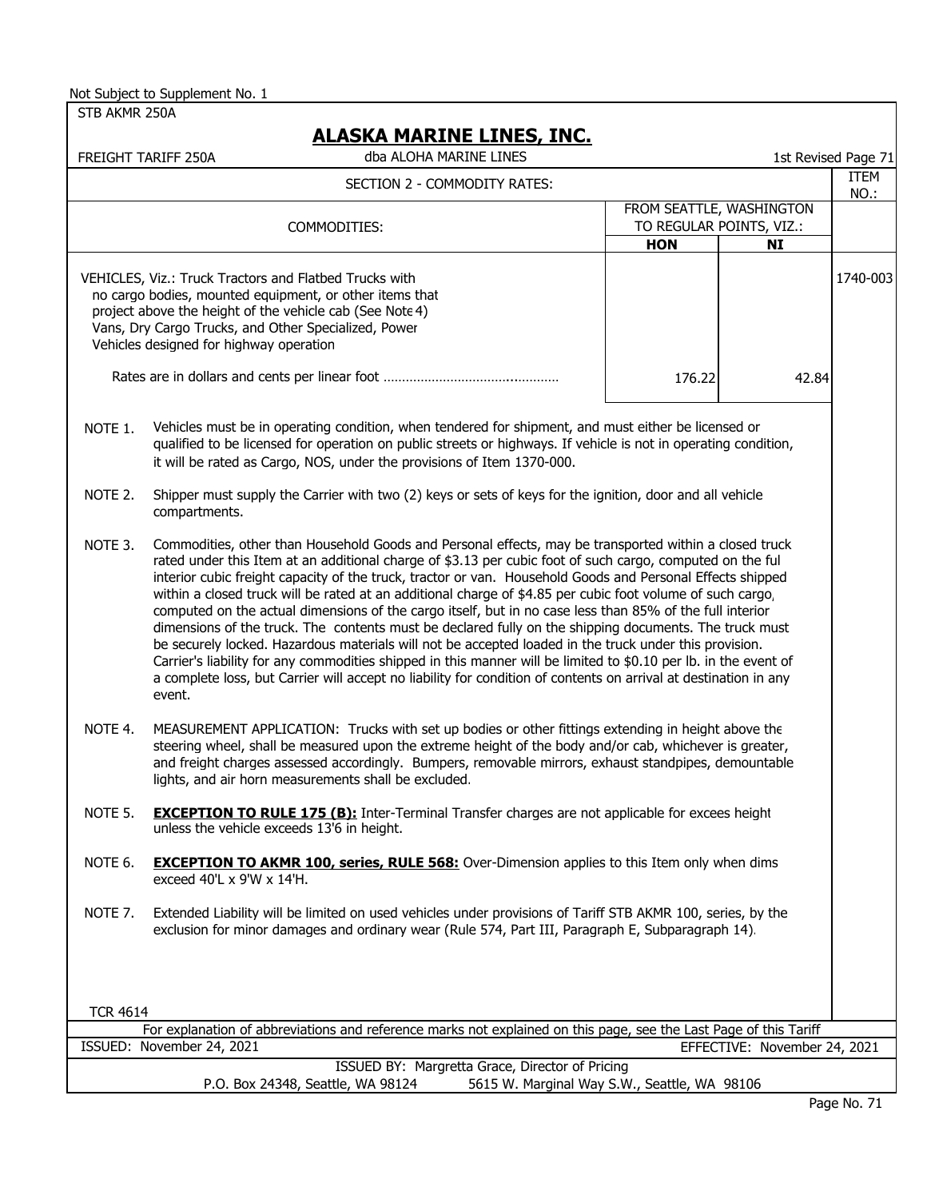Not Subject to Supplement No. 1

STB AKMR 250A

# ALASKA MARINE LINES, INC.

FREIGHT TARIFF 250A — dba ALOHA MARINE LINES — 1st Revised Page 71

## SECTION 2 - COMMODITY RATES:

| COMMODITIES: | FROM SEATTLE, WASHINGTON TO REGULAR POINTS, VIZ.: HON | NI | ITEM NO.: |
|---|---|---|---|
| VEHICLES, Viz.: Truck Tractors and Flatbed Trucks with no cargo bodies, mounted equipment, or other items that project above the height of the vehicle cab (See Note 4) Vans, Dry Cargo Trucks, and Other Specialized, Power Vehicles designed for highway operation | | | 1740-003 |
| Rates are in dollars and cents per linear foot ……………………………………… | 176.22 | 42.84 | |

NOTE 1. Vehicles must be in operating condition, when tendered for shipment, and must either be licensed or qualified to be licensed for operation on public streets or highways. If vehicle is not in operating condition, it will be rated as Cargo, NOS, under the provisions of Item 1370-000.

NOTE 2. Shipper must supply the Carrier with two (2) keys or sets of keys for the ignition, door and all vehicle compartments.

NOTE 3. Commodities, other than Household Goods and Personal effects, may be transported within a closed truck rated under this Item at an additional charge of $3.13 per cubic foot of such cargo, computed on the ful interior cubic freight capacity of the truck, tractor or van. Household Goods and Personal Effects shipped within a closed truck will be rated at an additional charge of $4.85 per cubic foot volume of such cargo, computed on the actual dimensions of the cargo itself, but in no case less than 85% of the full interior dimensions of the truck. The contents must be declared fully on the shipping documents. The truck must be securely locked. Hazardous materials will not be accepted loaded in the truck under this provision. Carrier's liability for any commodities shipped in this manner will be limited to $0.10 per lb. in the event of a complete loss, but Carrier will accept no liability for condition of contents on arrival at destination in any event.

NOTE 4. MEASUREMENT APPLICATION: Trucks with set up bodies or other fittings extending in height above the steering wheel, shall be measured upon the extreme height of the body and/or cab, whichever is greater, and freight charges assessed accordingly. Bumpers, removable mirrors, exhaust standpipes, demountable lights, and air horn measurements shall be excluded.

NOTE 5. **EXCEPTION TO RULE 175 (B):** Inter-Terminal Transfer charges are not applicable for excees height unless the vehicle exceeds 13'6 in height.

NOTE 6. **EXCEPTION TO AKMR 100, series, RULE 568:** Over-Dimension applies to this Item only when dims exceed 40'L x 9'W x 14'H.

NOTE 7. Extended Liability will be limited on used vehicles under provisions of Tariff STB AKMR 100, series, by the exclusion for minor damages and ordinary wear (Rule 574, Part III, Paragraph E, Subparagraph 14).

TCR 4614

For explanation of abbreviations and reference marks not explained on this page, see the Last Page of this Tariff

ISSUED: November 24, 2021 — EFFECTIVE: November 24, 2021

ISSUED BY: Margretta Grace, Director of Pricing

P.O. Box 24348, Seattle, WA 98124 — 5615 W. Marginal Way S.W., Seattle, WA 98106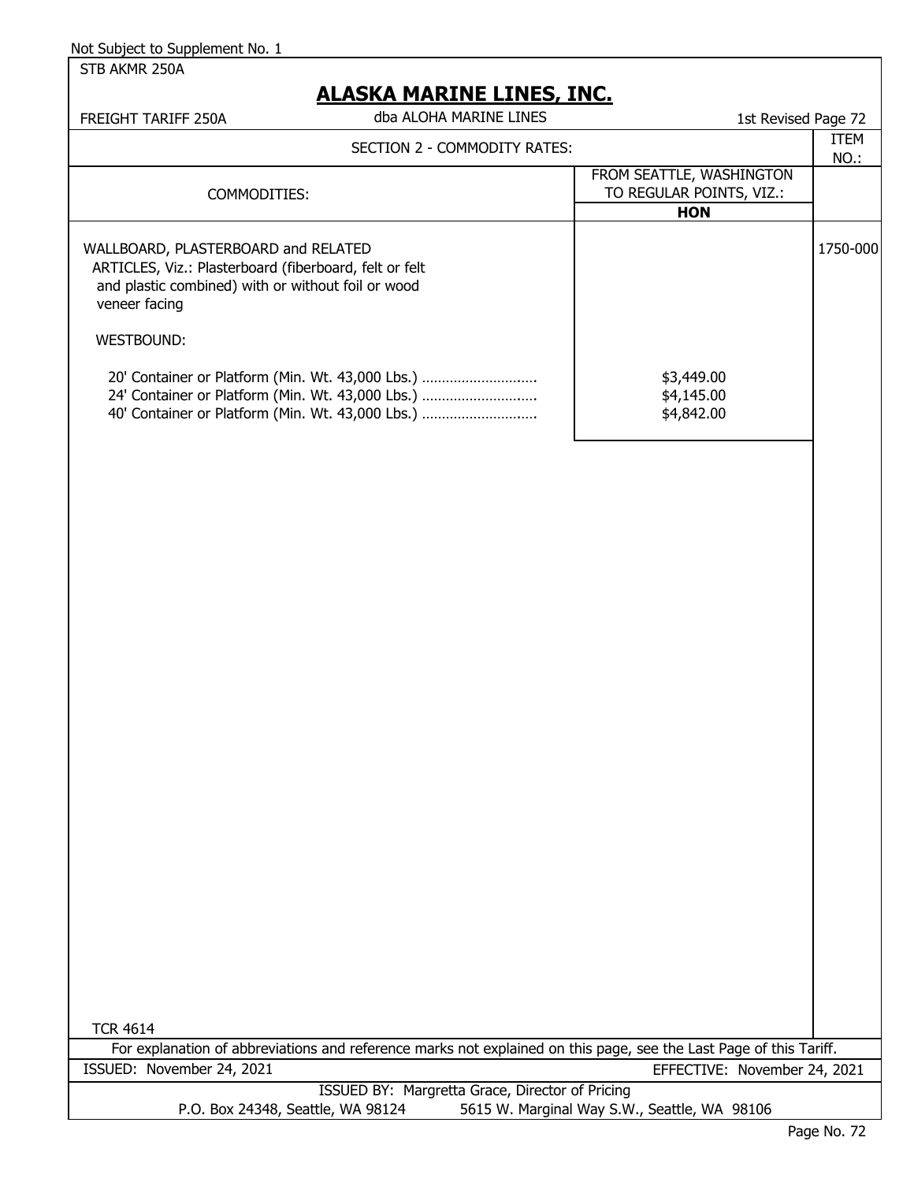Not Subject to Supplement No. 1

STB AKMR 250A

# ALASKA MARINE LINES, INC.

FREIGHT TARIFF 250A — dba ALOHA MARINE LINES — 1st Revised Page 72

SECTION 2 - COMMODITY RATES:

| COMMODITIES: | FROM SEATTLE, WASHINGTON TO REGULAR POINTS, VIZ.: **HON** | ITEM NO.: |
|---|---|---|
| WALLBOARD, PLASTERBOARD and RELATED ARTICLES, Viz.: Plasterboard (fiberboard, felt or felt and plastic combined) with or without foil or wood veneer facing | | 1750-000 |
| WESTBOUND: | | |
| 20' Container or Platform (Min. Wt. 43,000 Lbs.) ............................ | $3,449.00 | |
| 24' Container or Platform (Min. Wt. 43,000 Lbs.) ............................ | $4,145.00 | |
| 40' Container or Platform (Min. Wt. 43,000 Lbs.) ............................ | $4,842.00 | |

TCR 4614

For explanation of abbreviations and reference marks not explained on this page, see the Last Page of this Tariff.

ISSUED: November 24, 2021 — EFFECTIVE: November 24, 2021

ISSUED BY: Margretta Grace, Director of Pricing

P.O. Box 24348, Seattle, WA 98124 — 5615 W. Marginal Way S.W., Seattle, WA 98106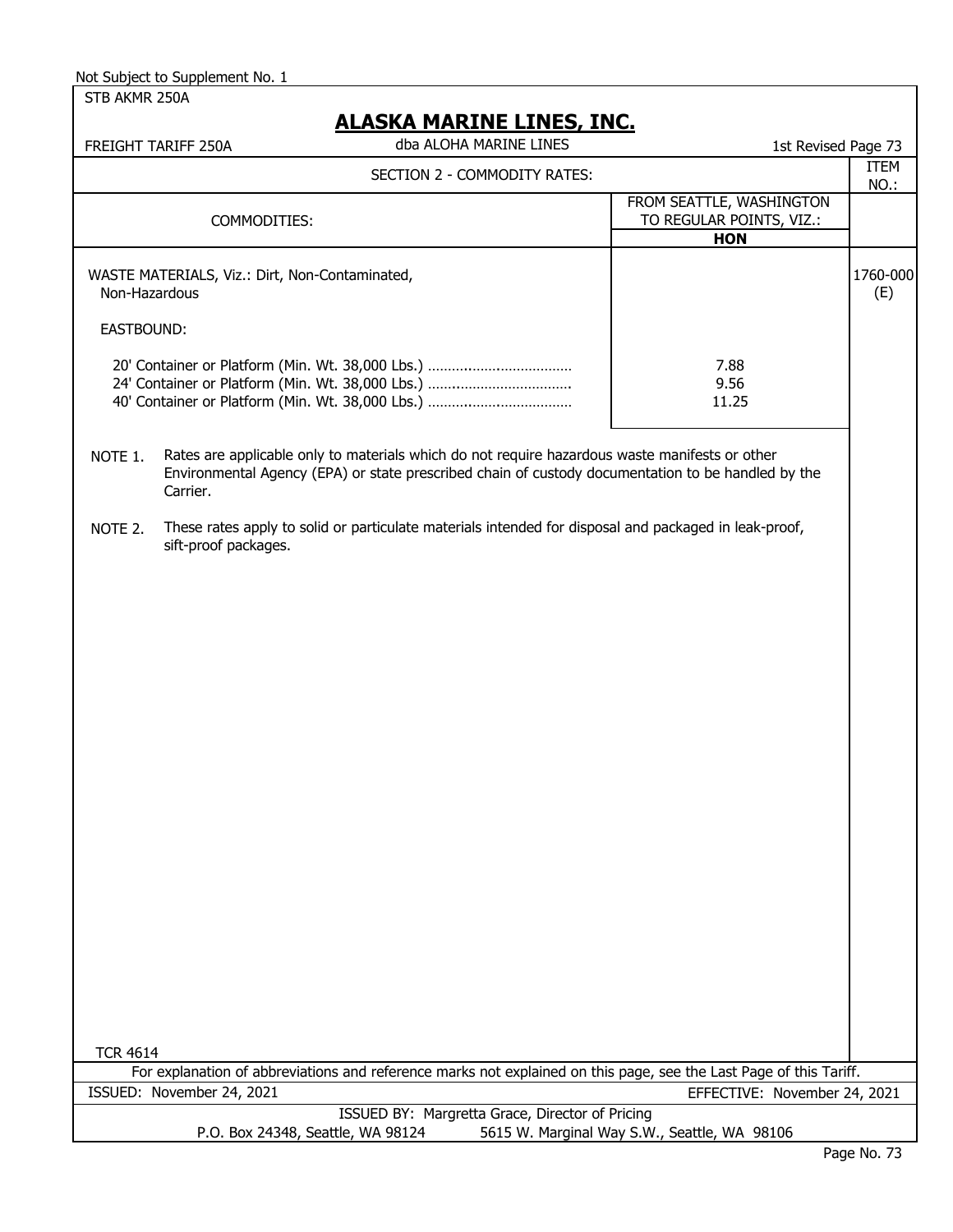Not Subject to Supplement No. 1

STB AKMR 250A

# ALASKA MARINE LINES, INC.

FREIGHT TARIFF 250A — dba ALOHA MARINE LINES — 1st Revised Page 73

## SECTION 2 - COMMODITY RATES:

| COMMODITIES: | FROM SEATTLE, WASHINGTON TO REGULAR POINTS, VIZ.: HON | ITEM NO.: |
|---|---|---|
| WASTE MATERIALS, Viz.: Dirt, Non-Contaminated, Non-Hazardous | | 1760-000 (E) |
| EASTBOUND: | | |
| 20' Container or Platform (Min. Wt. 38,000 Lbs.) | 7.88 | |
| 24' Container or Platform (Min. Wt. 38,000 Lbs.) | 9.56 | |
| 40' Container or Platform (Min. Wt. 38,000 Lbs.) | 11.25 | |

NOTE 1. Rates are applicable only to materials which do not require hazardous waste manifests or other Environmental Agency (EPA) or state prescribed chain of custody documentation to be handled by the Carrier.

NOTE 2. These rates apply to solid or particulate materials intended for disposal and packaged in leak-proof, sift-proof packages.

TCR 4614

For explanation of abbreviations and reference marks not explained on this page, see the Last Page of this Tariff.

ISSUED: November 24, 2021 — EFFECTIVE: November 24, 2021

ISSUED BY: Margretta Grace, Director of Pricing

P.O. Box 24348, Seattle, WA 98124 — 5615 W. Marginal Way S.W., Seattle, WA 98106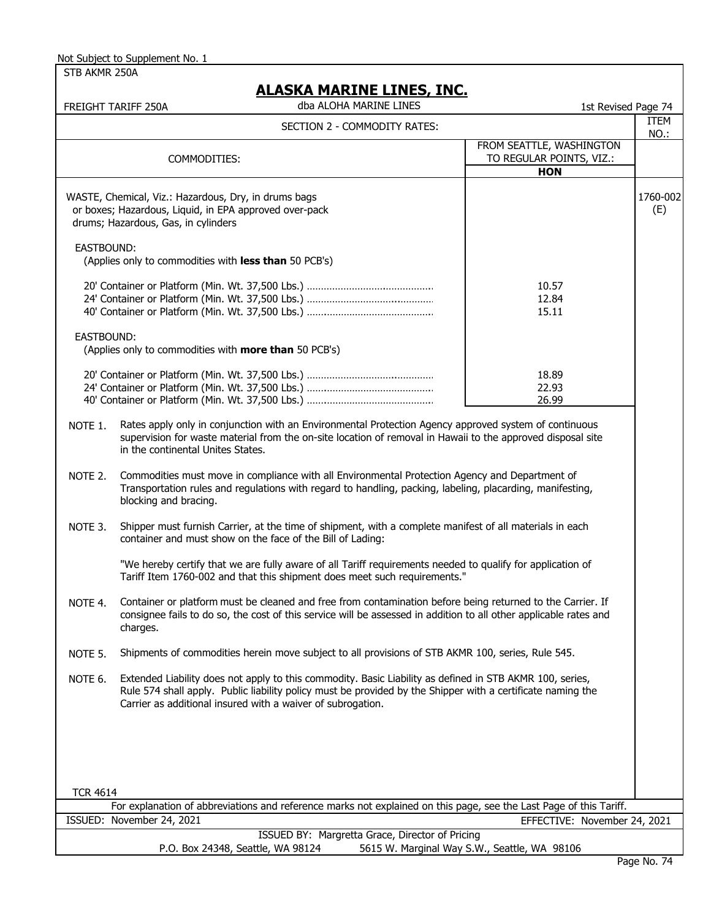Not Subject to Supplement No. 1

STB AKMR 250A

# ALASKA MARINE LINES, INC.

FREIGHT TARIFF 250A — dba ALOHA MARINE LINES — 1st Revised Page 74

## SECTION 2 - COMMODITY RATES:

| COMMODITIES: | FROM SEATTLE, WASHINGTON TO REGULAR POINTS, VIZ.: **HON** | ITEM NO.: |
|---|---|---|
| WASTE, Chemical, Viz.: Hazardous, Dry, in drums bags or boxes; Hazardous, Liquid, in EPA approved over-pack drums; Hazardous, Gas, in cylinders | | 1760-002 (E) |
| EASTBOUND: (Applies only to commodities with **less than** 50 PCB's) | | |
| 20' Container or Platform (Min. Wt. 37,500 Lbs.) | 10.57 | |
| 24' Container or Platform (Min. Wt. 37,500 Lbs.) | 12.84 | |
| 40' Container or Platform (Min. Wt. 37,500 Lbs.) | 15.11 | |
| EASTBOUND: (Applies only to commodities with **more than** 50 PCB's) | | |
| 20' Container or Platform (Min. Wt. 37,500 Lbs.) | 18.89 | |
| 24' Container or Platform (Min. Wt. 37,500 Lbs.) | 22.93 | |
| 40' Container or Platform (Min. Wt. 37,500 Lbs.) | 26.99 | |

NOTE 1. Rates apply only in conjunction with an Environmental Protection Agency approved system of continuous supervision for waste material from the on-site location of removal in Hawaii to the approved disposal site in the continental Unites States.

NOTE 2. Commodities must move in compliance with all Environmental Protection Agency and Department of Transportation rules and regulations with regard to handling, packing, labeling, placarding, manifesting, blocking and bracing.

NOTE 3. Shipper must furnish Carrier, at the time of shipment, with a complete manifest of all materials in each container and must show on the face of the Bill of Lading:

"We hereby certify that we are fully aware of all Tariff requirements needed to qualify for application of Tariff Item 1760-002 and that this shipment does meet such requirements."

NOTE 4. Container or platform must be cleaned and free from contamination before being returned to the Carrier. If consignee fails to do so, the cost of this service will be assessed in addition to all other applicable rates and charges.

NOTE 5. Shipments of commodities herein move subject to all provisions of STB AKMR 100, series, Rule 545.

NOTE 6. Extended Liability does not apply to this commodity. Basic Liability as defined in STB AKMR 100, series, Rule 574 shall apply. Public liability policy must be provided by the Shipper with a certificate naming the Carrier as additional insured with a waiver of subrogation.

TCR 4614

For explanation of abbreviations and reference marks not explained on this page, see the Last Page of this Tariff.

ISSUED: November 24, 2021 — EFFECTIVE: November 24, 2021

ISSUED BY: Margretta Grace, Director of Pricing

P.O. Box 24348, Seattle, WA 98124 — 5615 W. Marginal Way S.W., Seattle, WA 98106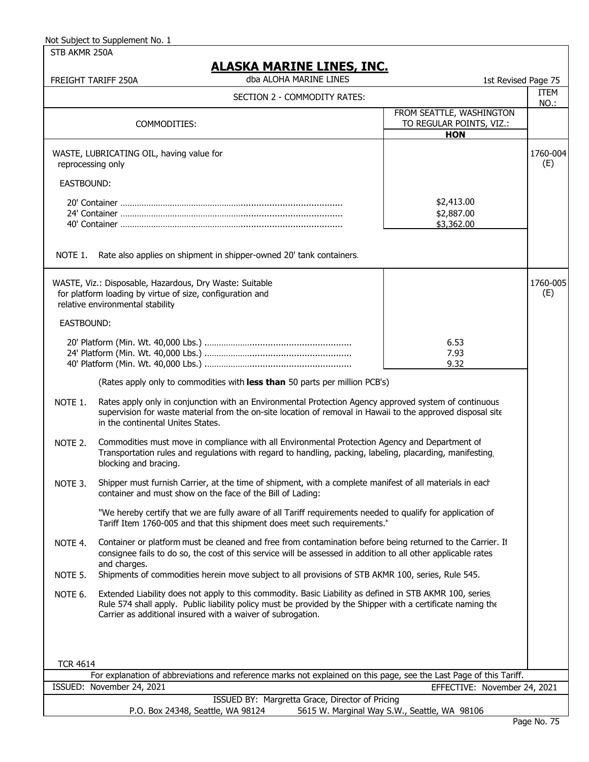Not Subject to Supplement No. 1

STB AKMR 250A

# ALASKA MARINE LINES, INC.

FREIGHT TARIFF 250A — dba ALOHA MARINE LINES — 1st Revised Page 75

## SECTION 2 - COMMODITY RATES:

| COMMODITIES: | FROM SEATTLE, WASHINGTON TO REGULAR POINTS, VIZ.: **HON** | ITEM NO.: |
|---|---|---|
| WASTE, LUBRICATING OIL, having value for reprocessing only | | 1760-004 (E) |
| EASTBOUND: | | |
| 20' Container ........................................ | $2,413.00 | |
| 24' Container ........................................ | $2,887.00 | |
| 40' Container ........................................ | $3,362.00 | |
| NOTE 1. Rate also applies on shipment in shipper-owned 20' tank containers. | | |
| WASTE, Viz.: Disposable, Hazardous, Dry Waste: Suitable for platform loading by virtue of size, configuration and relative environmental stability | | 1760-005 (E) |
| EASTBOUND: | | |
| 20' Platform (Min. Wt. 40,000 Lbs.) .................... | 6.53 | |
| 24' Platform (Min. Wt. 40,000 Lbs.) .................... | 7.93 | |
| 40' Platform (Min. Wt. 40,000 Lbs.) .................... | 9.32 | |

(Rates apply only to commodities with **less than** 50 parts per million PCB's)

NOTE 1. Rates apply only in conjunction with an Environmental Protection Agency approved system of continuous supervision for waste material from the on-site location of removal in Hawaii to the approved disposal site in the continental Unites States.

NOTE 2. Commodities must move in compliance with all Environmental Protection Agency and Department of Transportation rules and regulations with regard to handling, packing, labeling, placarding, manifesting, blocking and bracing.

NOTE 3. Shipper must furnish Carrier, at the time of shipment, with a complete manifest of all materials in each container and must show on the face of the Bill of Lading:

"We hereby certify that we are fully aware of all Tariff requirements needed to qualify for application of Tariff Item 1760-005 and that this shipment does meet such requirements."

NOTE 4. Container or platform must be cleaned and free from contamination before being returned to the Carrier. If consignee fails to do so, the cost of this service will be assessed in addition to all other applicable rates and charges.

NOTE 5. Shipments of commodities herein move subject to all provisions of STB AKMR 100, series, Rule 545.

NOTE 6. Extended Liability does not apply to this commodity. Basic Liability as defined in STB AKMR 100, series, Rule 574 shall apply. Public liability policy must be provided by the Shipper with a certificate naming the Carrier as additional insured with a waiver of subrogation.

TCR 4614

For explanation of abbreviations and reference marks not explained on this page, see the Last Page of this Tariff.

ISSUED: November 24, 2021 — EFFECTIVE: November 24, 2021

ISSUED BY: Margretta Grace, Director of Pricing

P.O. Box 24348, Seattle, WA 98124 — 5615 W. Marginal Way S.W., Seattle, WA 98106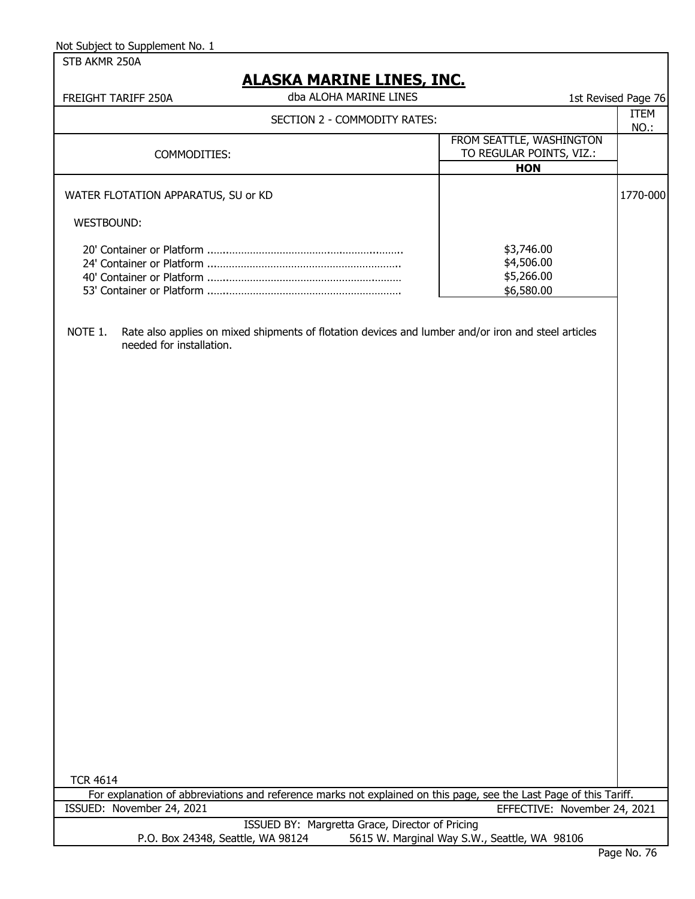Not Subject to Supplement No. 1

STB AKMR 250A

# ALASKA MARINE LINES, INC.

FREIGHT TARIFF 250A — dba ALOHA MARINE LINES — 1st Revised Page 76

SECTION 2 - COMMODITY RATES:

| COMMODITIES: | FROM SEATTLE, WASHINGTON TO REGULAR POINTS, VIZ.: **HON** | ITEM NO.: |
|---|---|---|
| WATER FLOTATION APPARATUS, SU or KD | | 1770-000 |
| WESTBOUND: | | |
| 20' Container or Platform ........................................................... | $3,746.00 | |
| 24' Container or Platform ........................................................... | $4,506.00 | |
| 40' Container or Platform ........................................................... | $5,266.00 | |
| 53' Container or Platform ........................................................... | $6,580.00 | |

NOTE 1. Rate also applies on mixed shipments of flotation devices and lumber and/or iron and steel articles needed for installation.

TCR 4614

For explanation of abbreviations and reference marks not explained on this page, see the Last Page of this Tariff.

ISSUED: November 24, 2021 — EFFECTIVE: November 24, 2021

ISSUED BY: Margretta Grace, Director of Pricing

P.O. Box 24348, Seattle, WA 98124 — 5615 W. Marginal Way S.W., Seattle, WA 98106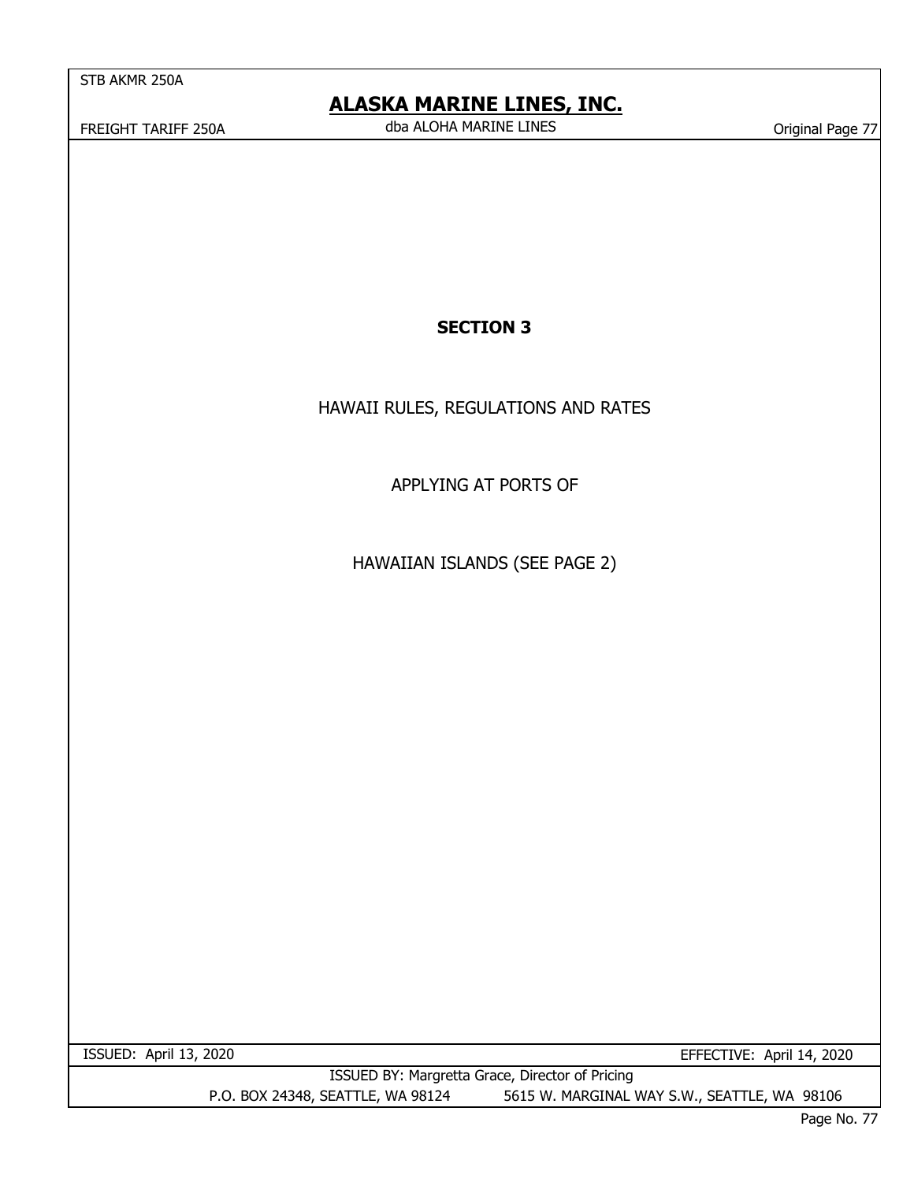# SECTION 3

HAWAII RULES, REGULATIONS AND RATES

APPLYING AT PORTS OF

HAWAIIAN ISLANDS (SEE PAGE 2)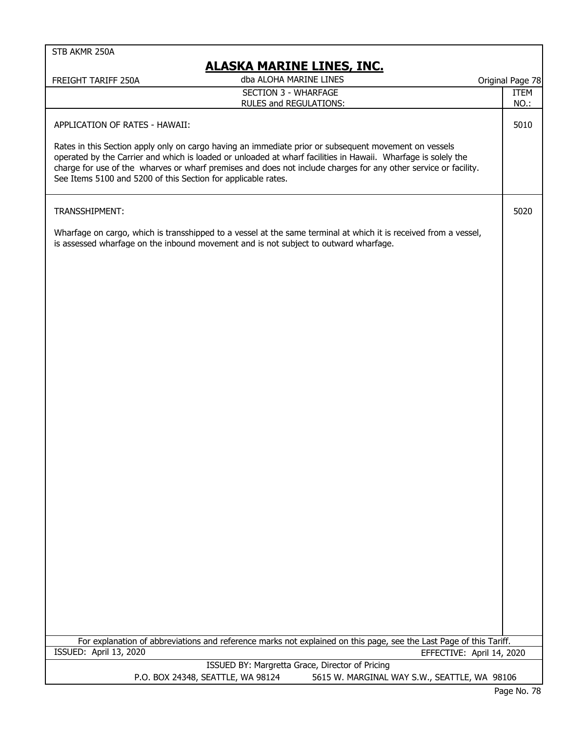## SECTION 3 - WHARFAGE

### RULES and REGULATIONS:

| RULES and REGULATIONS | ITEM NO.: |
|---|---|
| **APPLICATION OF RATES - HAWAII:**<br><br>Rates in this Section apply only on cargo having an immediate prior or subsequent movement on vessels operated by the Carrier and which is loaded or unloaded at wharf facilities in Hawaii. Wharfage is solely the charge for use of the wharves or wharf premises and does not include charges for any other service or facility. See Items 5100 and 5200 of this Section for applicable rates. | 5010 |
| **TRANSSHIPMENT:**<br><br>Wharfage on cargo, which is transshipped to a vessel at the same terminal at which it is received from a vessel, is assessed wharfage on the inbound movement and is not subject to outward wharfage. | 5020 |

For explanation of abbreviations and reference marks not explained on this page, see the Last Page of this Tariff.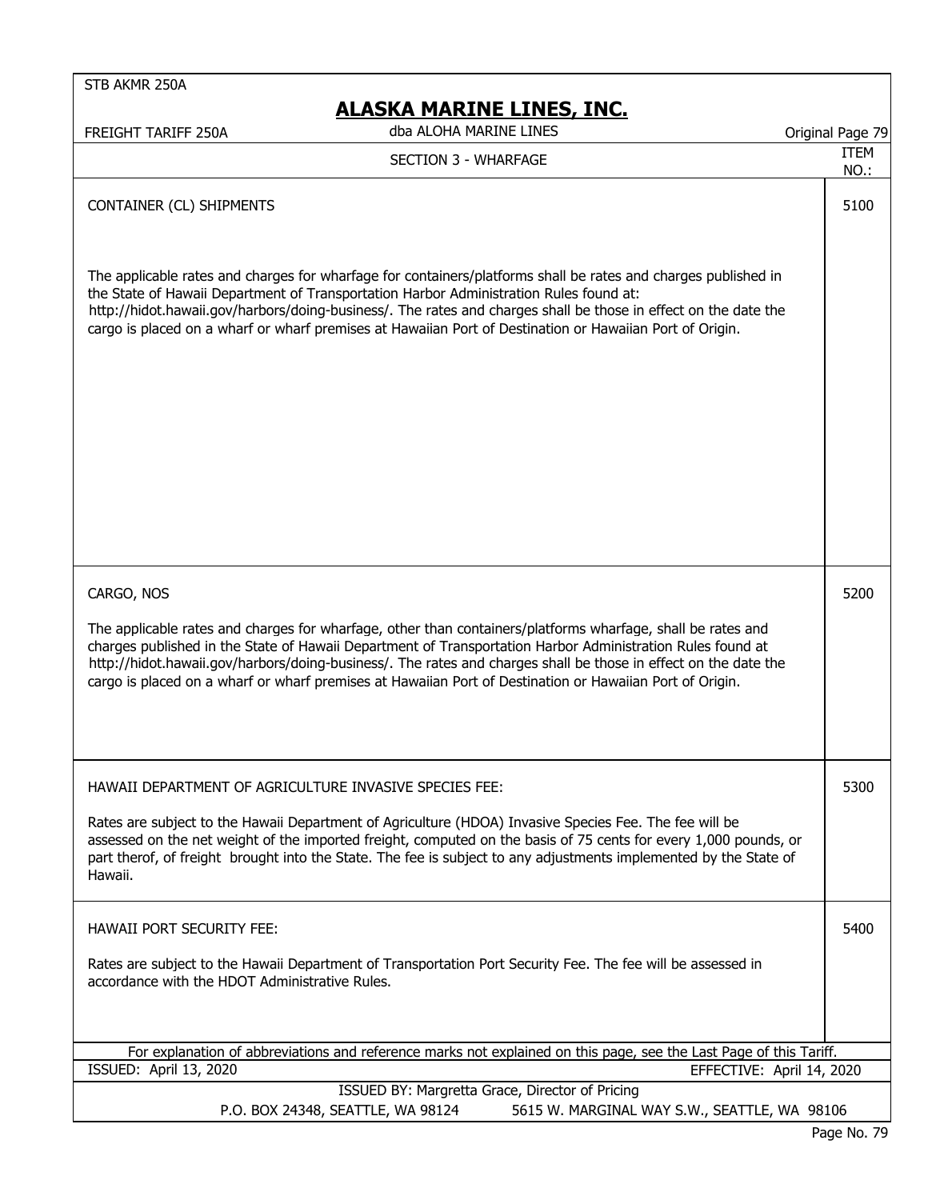## SECTION 3 - WHARFAGE

### CONTAINER (CL) SHIPMENTS

**ITEM NO.: 5100**

The applicable rates and charges for wharfage for containers/platforms shall be rates and charges published in the State of Hawaii Department of Transportation Harbor Administration Rules found at: http://hidot.hawaii.gov/harbors/doing-business/. The rates and charges shall be those in effect on the date the cargo is placed on a wharf or wharf premises at Hawaiian Port of Destination or Hawaiian Port of Origin.

### CARGO, NOS

**ITEM NO.: 5200**

The applicable rates and charges for wharfage, other than containers/platforms wharfage, shall be rates and charges published in the State of Hawaii Department of Transportation Harbor Administration Rules found at http://hidot.hawaii.gov/harbors/doing-business/. The rates and charges shall be those in effect on the date the cargo is placed on a wharf or wharf premises at Hawaiian Port of Destination or Hawaiian Port of Origin.

### HAWAII DEPARTMENT OF AGRICULTURE INVASIVE SPECIES FEE:

**ITEM NO.: 5300**

Rates are subject to the Hawaii Department of Agriculture (HDOA) Invasive Species Fee. The fee will be assessed on the net weight of the imported freight, computed on the basis of 75 cents for every 1,000 pounds, or part therof, of freight brought into the State. The fee is subject to any adjustments implemented by the State of Hawaii.

### HAWAII PORT SECURITY FEE:

**ITEM NO.: 5400**

Rates are subject to the Hawaii Department of Transportation Port Security Fee. The fee will be assessed in accordance with the HDOT Administrative Rules.

For explanation of abbreviations and reference marks not explained on this page, see the Last Page of this Tariff.

ISSUED: April 13, 2020 — EFFECTIVE: April 14, 2020

ISSUED BY: Margretta Grace, Director of Pricing

P.O. BOX 24348, SEATTLE, WA 98124 — 5615 W. MARGINAL WAY S.W., SEATTLE, WA 98106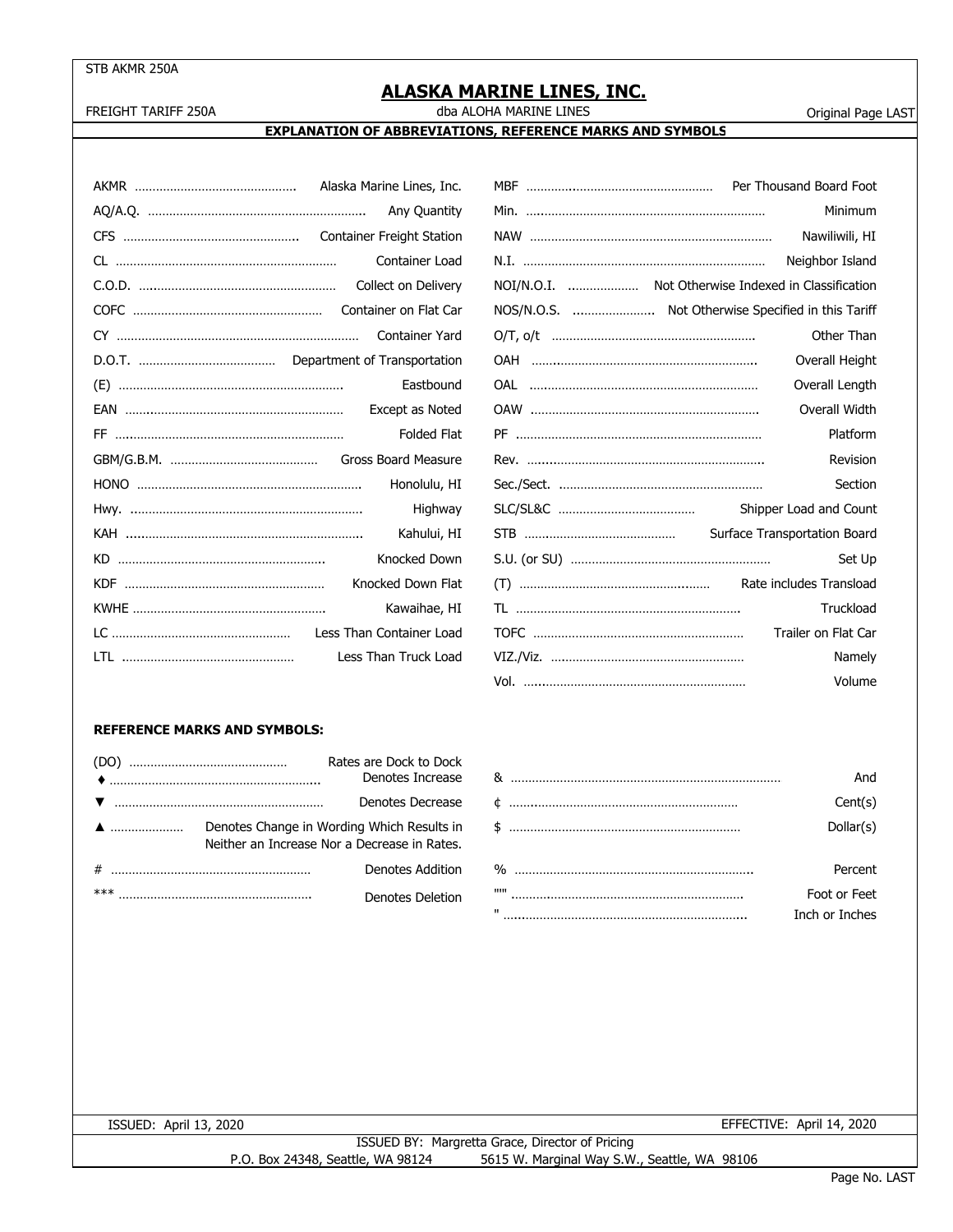# ALASKA MARINE LINES, INC.

dba ALOHA MARINE LINES

**EXPLANATION OF ABBREVIATIONS, REFERENCE MARKS AND SYMBOLS**

| | |
|---|---|
| AKMR | Alaska Marine Lines, Inc. |
| AQ/A.Q. | Any Quantity |
| CFS | Container Freight Station |
| CL | Container Load |
| C.O.D. | Collect on Delivery |
| COFC | Container on Flat Car |
| CY | Container Yard |
| D.O.T. | Department of Transportation |
| (E) | Eastbound |
| EAN | Except as Noted |
| FF | Folded Flat |
| GBM/G.B.M. | Gross Board Measure |
| HONO | Honolulu, HI |
| Hwy. | Highway |
| KAH | Kahului, HI |
| KD | Knocked Down |
| KDF | Knocked Down Flat |
| KWHE | Kawaihae, HI |
| LC | Less Than Container Load |
| LTL | Less Than Truck Load |
| MBF | Per Thousand Board Foot |
| Min. | Minimum |
| NAW | Nawiliwili, HI |
| N.I. | Neighbor Island |
| NOI/N.O.I. | Not Otherwise Indexed in Classification |
| NOS/N.O.S. | Not Otherwise Specified in this Tariff |
| O/T, o/t | Other Than |
| OAH | Overall Height |
| OAL | Overall Length |
| OAW | Overall Width |
| PF | Platform |
| Rev. | Revision |
| Sec./Sect. | Section |
| SLC/SL&C | Shipper Load and Count |
| STB | Surface Transportation Board |
| S.U. (or SU) | Set Up |
| (T) | Rate includes Transload |
| TL | Truckload |
| TOFC | Trailer on Flat Car |
| VIZ./Viz. | Namely |
| Vol. | Volume |

**REFERENCE MARKS AND SYMBOLS:**

| | |
|---|---|
| (DO) | Rates are Dock to Dock |
| ♦ | Denotes Increase |
| ▼ | Denotes Decrease |
| ▲ | Denotes Change in Wording Which Results in Neither an Increase Nor a Decrease in Rates. |
| # | Denotes Addition |
| *** | Denotes Deletion |
| & | And |
| ¢ | Cent(s) |
| $ | Dollar(s) |
| % | Percent |
| "" | Foot or Feet |
| " | Inch or Inches |

ISSUED: April 13, 2020

EFFECTIVE: April 14, 2020

ISSUED BY: Margretta Grace, Director of Pricing

P.O. Box 24348, Seattle, WA 98124 5615 W. Marginal Way S.W., Seattle, WA 98106